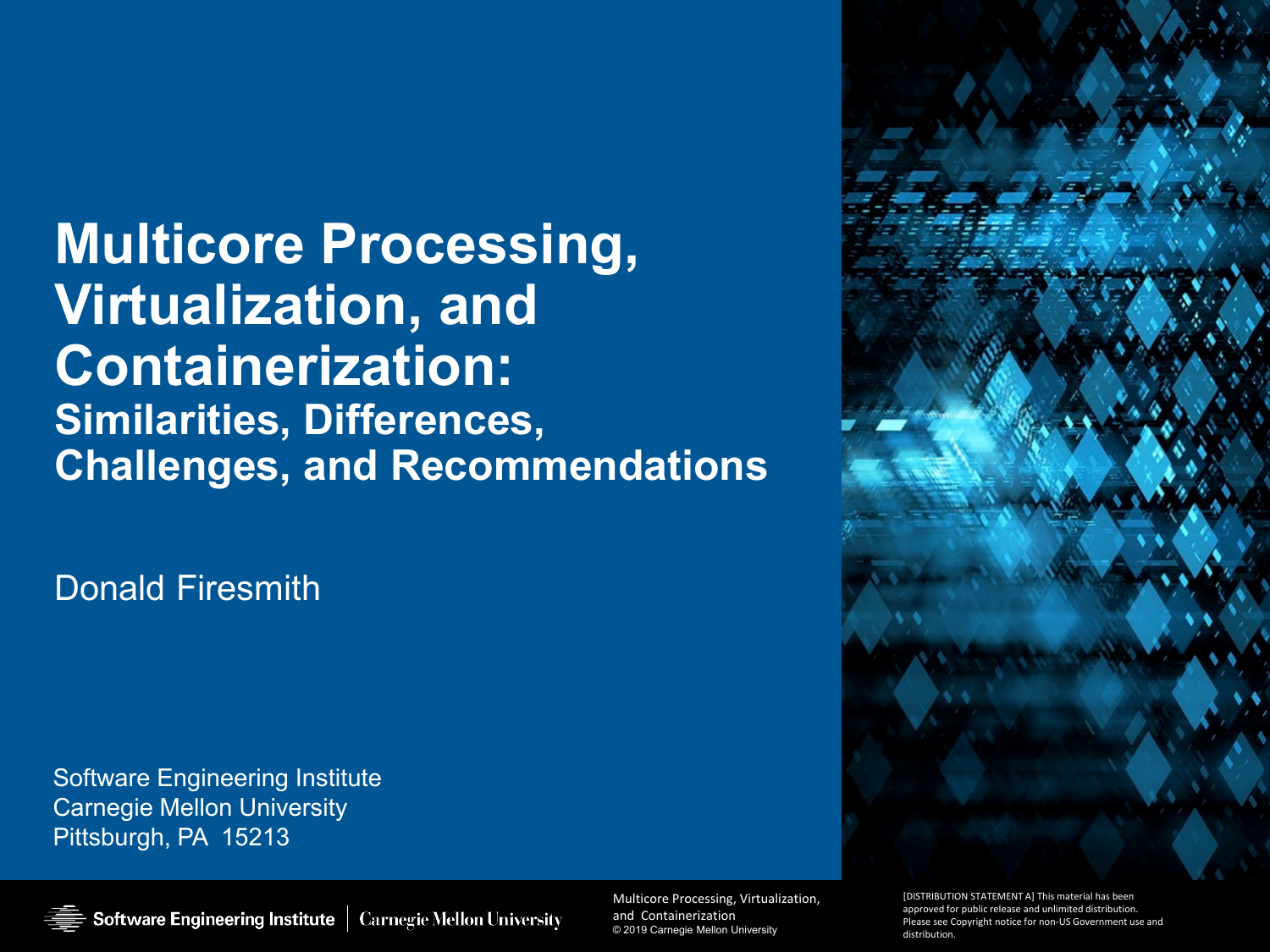# Multicore Processing, Virtualization, and Containerization:

## Similarities, Differences, Challenges, and Recommendations

Donald Firesmith

Software Engineering Institute
Carnegie Mellon University
Pittsburgh, PA 15213

[DISTRIBUTION STATEMENT A] This material has been approved for public release and unlimited distribution. Please see Copyright notice for non-US Government use and distribution.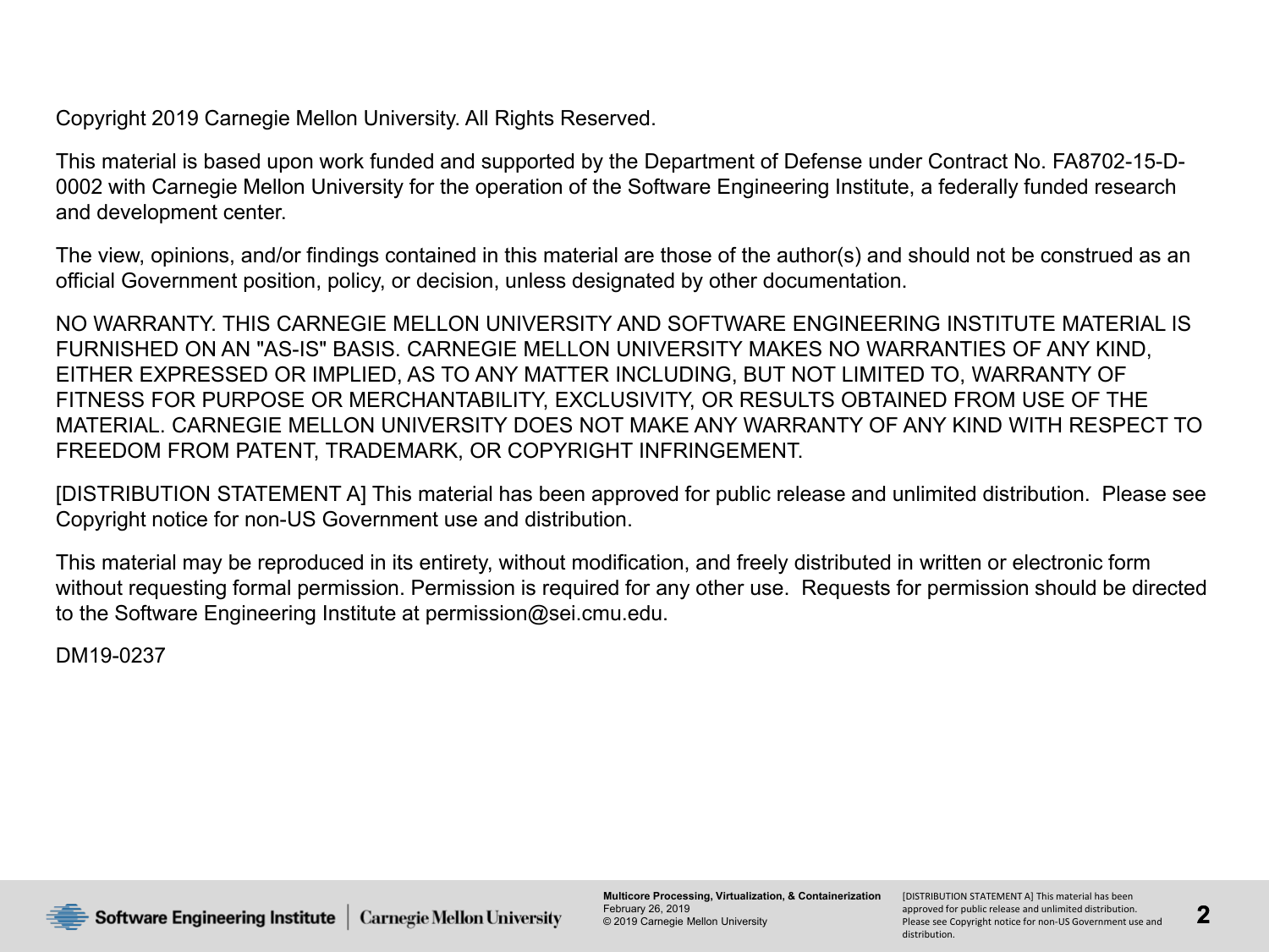Copyright 2019 Carnegie Mellon University. All Rights Reserved.

This material is based upon work funded and supported by the Department of Defense under Contract No. FA8702-15-D-0002 with Carnegie Mellon University for the operation of the Software Engineering Institute, a federally funded research and development center.

The view, opinions, and/or findings contained in this material are those of the author(s) and should not be construed as an official Government position, policy, or decision, unless designated by other documentation.

NO WARRANTY. THIS CARNEGIE MELLON UNIVERSITY AND SOFTWARE ENGINEERING INSTITUTE MATERIAL IS FURNISHED ON AN "AS-IS" BASIS. CARNEGIE MELLON UNIVERSITY MAKES NO WARRANTIES OF ANY KIND, EITHER EXPRESSED OR IMPLIED, AS TO ANY MATTER INCLUDING, BUT NOT LIMITED TO, WARRANTY OF FITNESS FOR PURPOSE OR MERCHANTABILITY, EXCLUSIVITY, OR RESULTS OBTAINED FROM USE OF THE MATERIAL. CARNEGIE MELLON UNIVERSITY DOES NOT MAKE ANY WARRANTY OF ANY KIND WITH RESPECT TO FREEDOM FROM PATENT, TRADEMARK, OR COPYRIGHT INFRINGEMENT.

[DISTRIBUTION STATEMENT A] This material has been approved for public release and unlimited distribution. Please see Copyright notice for non-US Government use and distribution.

This material may be reproduced in its entirety, without modification, and freely distributed in written or electronic form without requesting formal permission. Permission is required for any other use. Requests for permission should be directed to the Software Engineering Institute at permission@sei.cmu.edu.

DM19-0237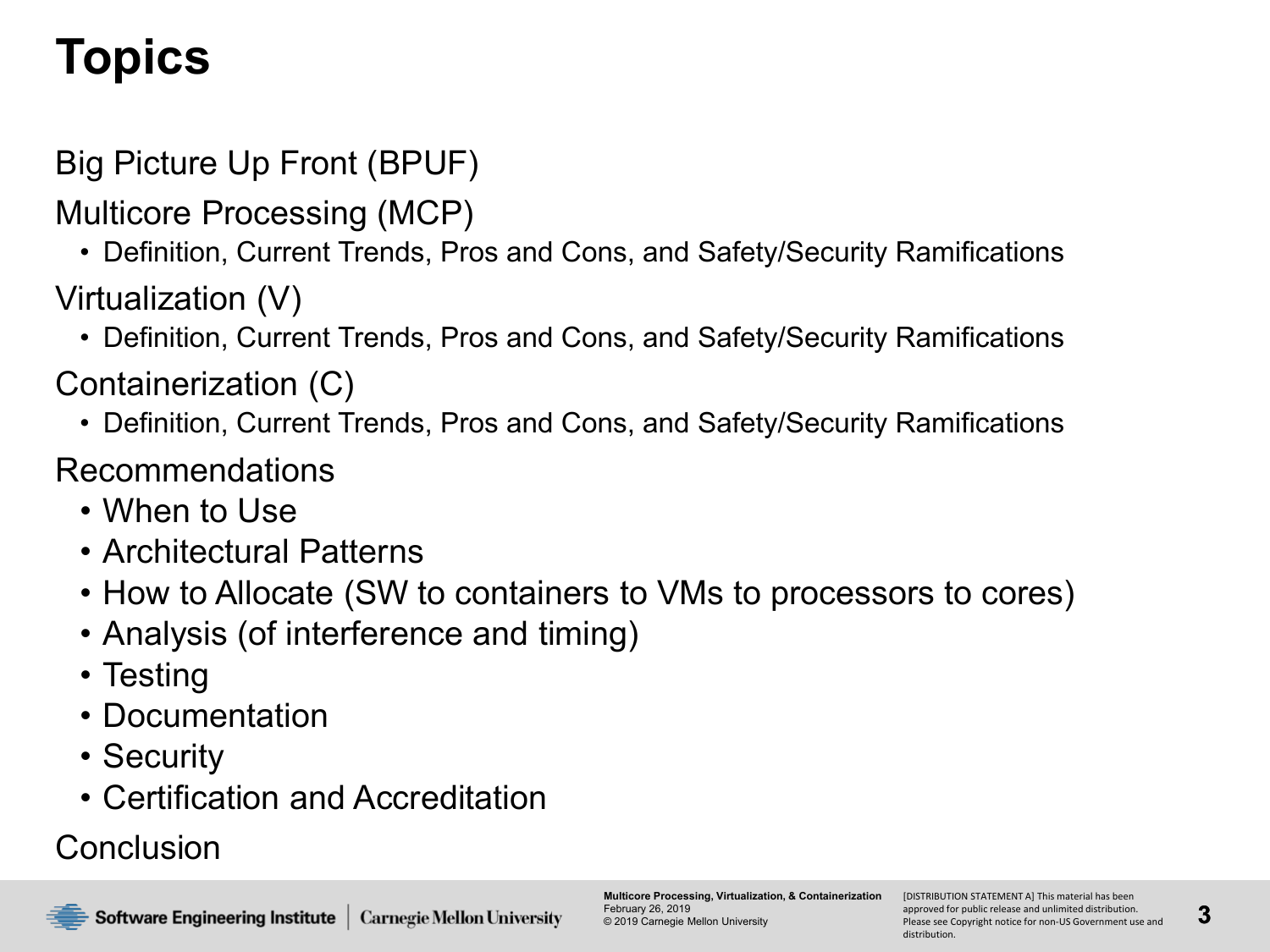# Topics

Big Picture Up Front (BPUF)

Multicore Processing (MCP)

- Definition, Current Trends, Pros and Cons, and Safety/Security Ramifications

Virtualization (V)

- Definition, Current Trends, Pros and Cons, and Safety/Security Ramifications

Containerization (C)

- Definition, Current Trends, Pros and Cons, and Safety/Security Ramifications

Recommendations

- When to Use
- Architectural Patterns
- How to Allocate (SW to containers to VMs to processors to cores)
- Analysis (of interference and timing)
- Testing
- Documentation
- Security
- Certification and Accreditation

Conclusion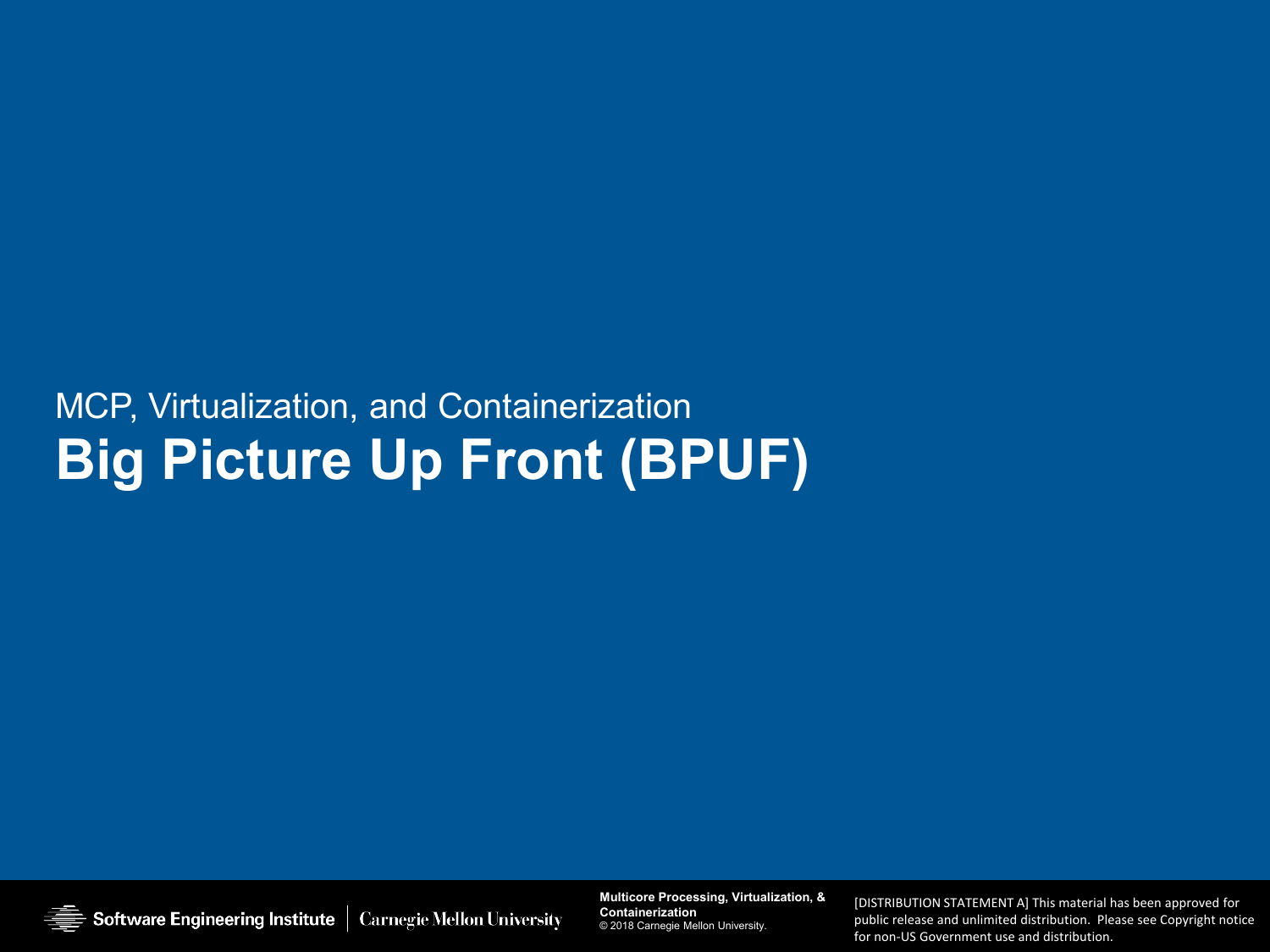MCP, Virtualization, and Containerization

# Big Picture Up Front (BPUF)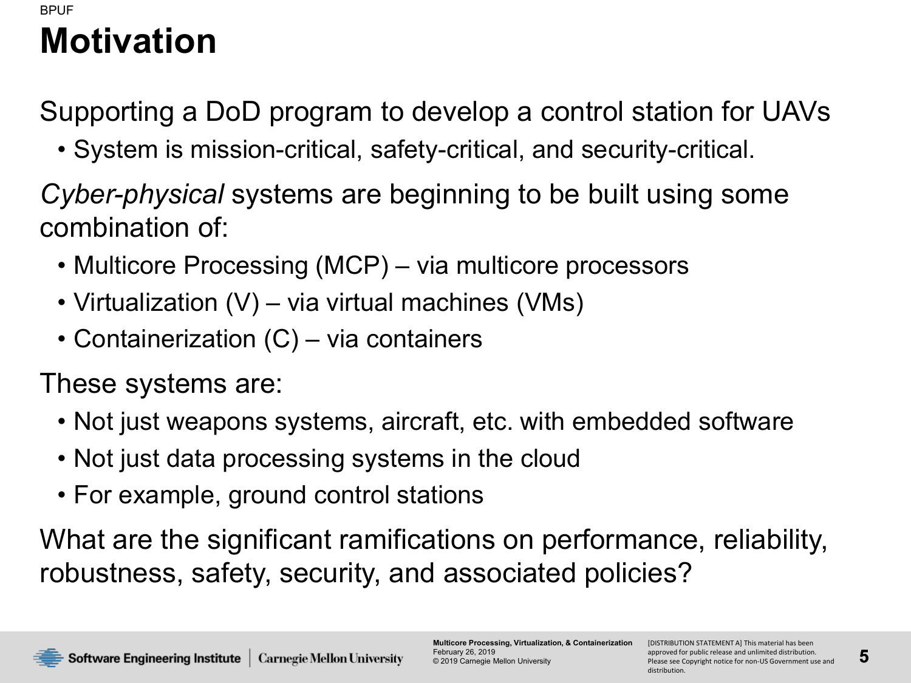# Motivation

Supporting a DoD program to develop a control station for UAVs

- System is mission-critical, safety-critical, and security-critical.

*Cyber-physical* systems are beginning to be built using some combination of:

- Multicore Processing (MCP) – via multicore processors
- Virtualization (V) – via virtual machines (VMs)
- Containerization (C) – via containers

These systems are:

- Not just weapons systems, aircraft, etc. with embedded software
- Not just data processing systems in the cloud
- For example, ground control stations

What are the significant ramifications on performance, reliability, robustness, safety, security, and associated policies?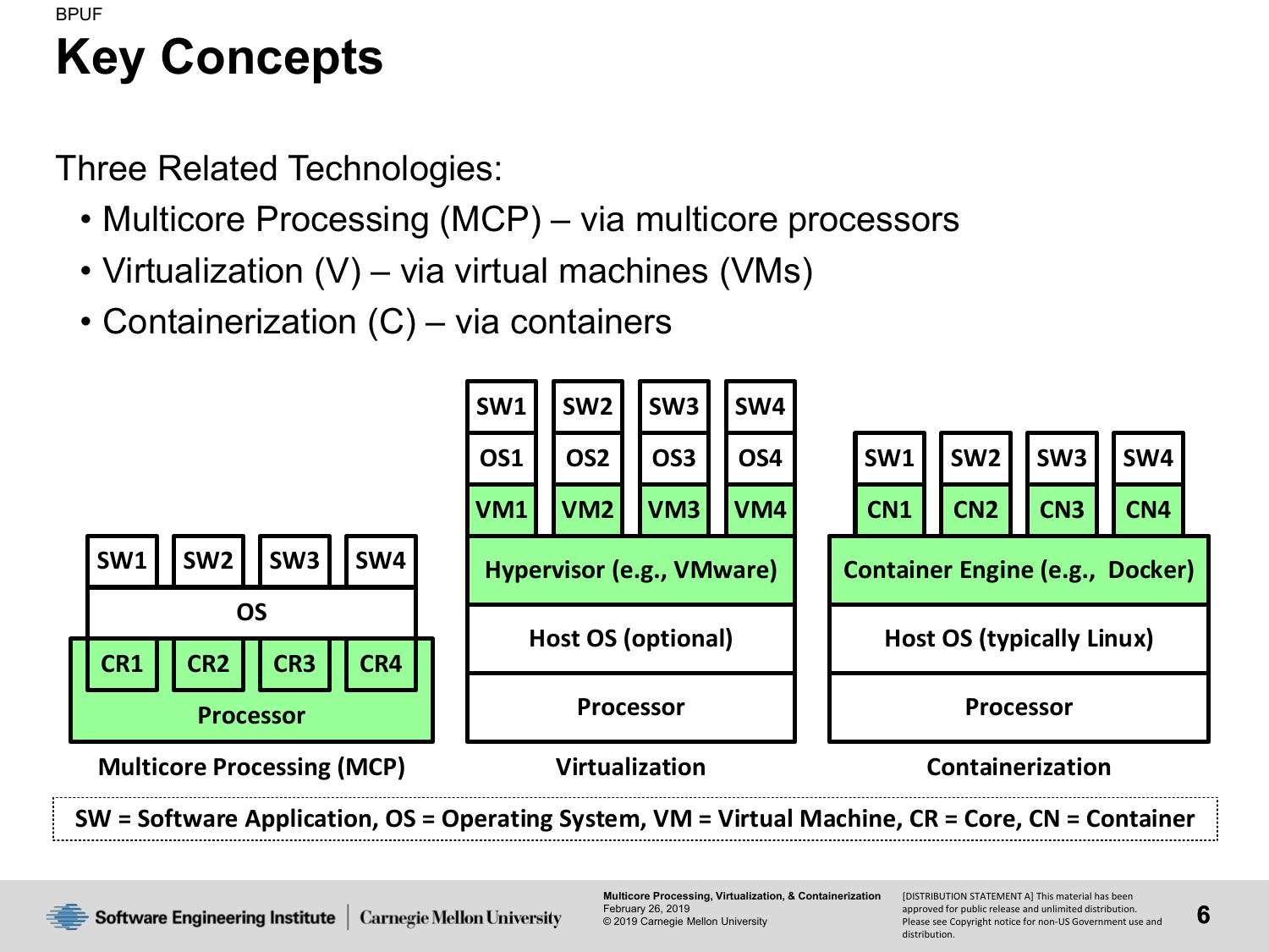# Key Concepts

Three Related Technologies:

- Multicore Processing (MCP) – via multicore processors
- Virtualization (V) – via virtual machines (VMs)
- Containerization (C) – via containers

| SW1 | SW2 | SW3 | SW4 |
|---|---|---|---|
| OS | | | |
| CR1 | CR2 | CR3 | CR4 |
| Processor | | | |

**Multicore Processing (MCP)**

| SW1 | SW2 | SW3 | SW4 |
|---|---|---|---|
| OS1 | OS2 | OS3 | OS4 |
| VM1 | VM2 | VM3 | VM4 |
| Hypervisor (e.g., VMware) | | | |
| Host OS (optional) | | | |
| Processor | | | |

**Virtualization**

| SW1 | SW2 | SW3 | SW4 |
|---|---|---|---|
| CN1 | CN2 | CN3 | CN4 |
| Container Engine (e.g., Docker) | | | |
| Host OS (typically Linux) | | | |
| Processor | | | |

**Containerization**

**SW = Software Application, OS = Operating System, VM = Virtual Machine, CR = Core, CN = Container**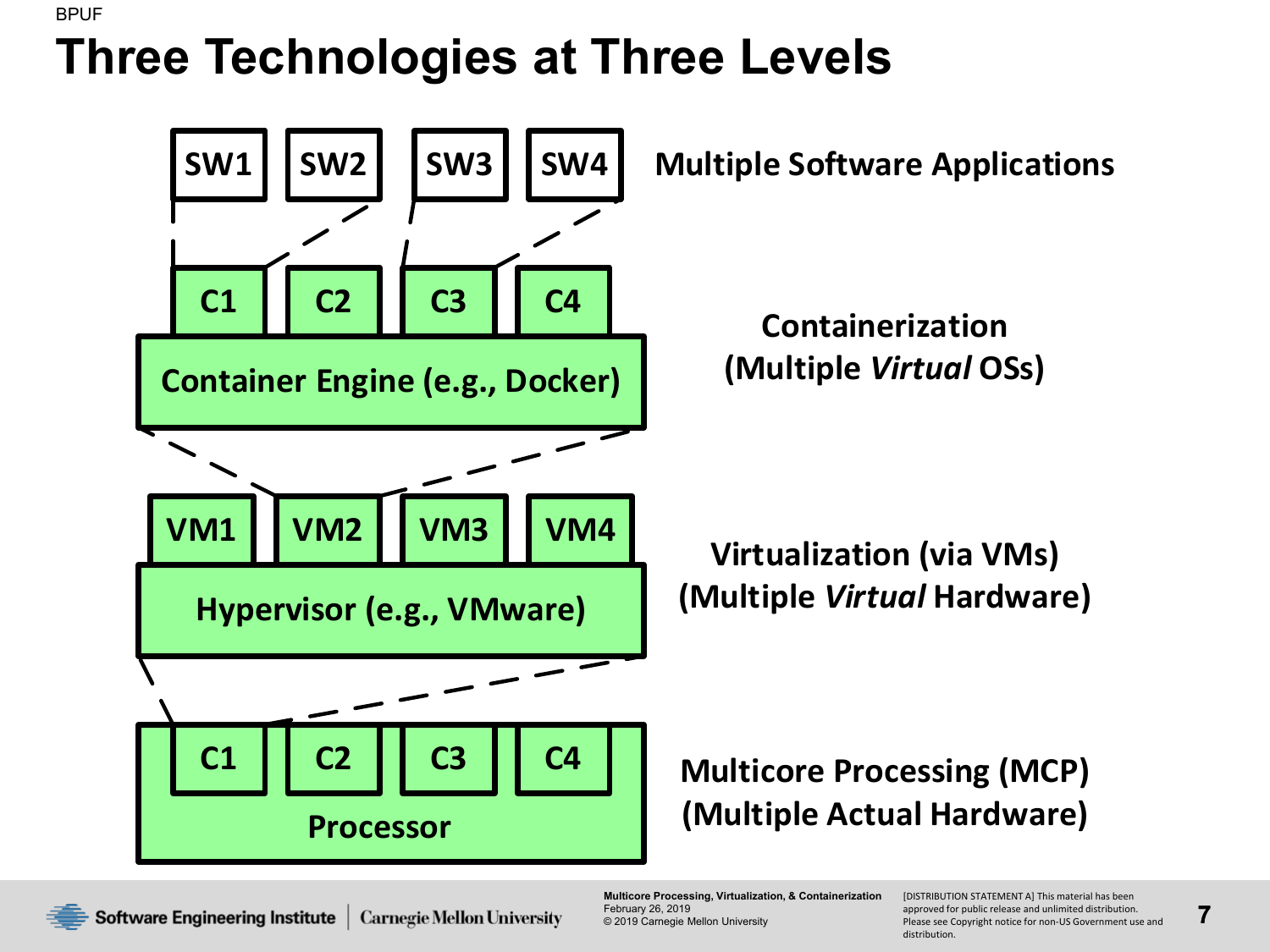# Three Technologies at Three Levels

| SW1 | SW2 | SW3 | SW4 | **Multiple Software Applications** |
|---|---|---|---|---|
| C1 | C2 | C3 | C4 | |
| Container Engine (e.g., Docker) | | | | **Containerization (Multiple *Virtual* OSs)** |
| VM1 | VM2 | VM3 | VM4 | |
| Hypervisor (e.g., VMware) | | | | **Virtualization (via VMs) (Multiple *Virtual* Hardware)** |
| C1 | C2 | C3 | C4 | |
| Processor | | | | **Multicore Processing (MCP) (Multiple Actual Hardware)** |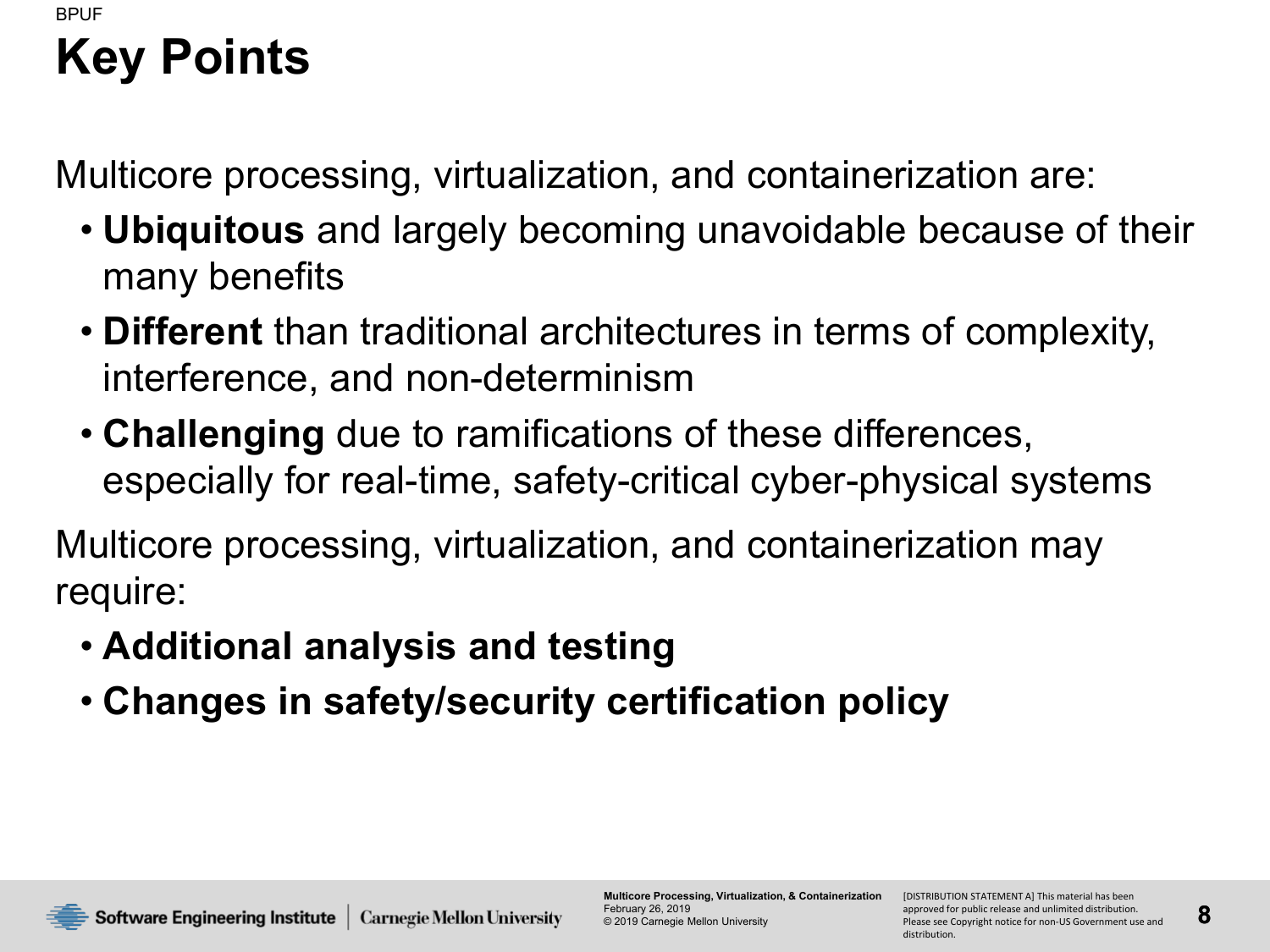# Key Points

Multicore processing, virtualization, and containerization are:

- **Ubiquitous** and largely becoming unavoidable because of their many benefits
- **Different** than traditional architectures in terms of complexity, interference, and non-determinism
- **Challenging** due to ramifications of these differences, especially for real-time, safety-critical cyber-physical systems

Multicore processing, virtualization, and containerization may require:

- **Additional analysis and testing**
- **Changes in safety/security certification policy**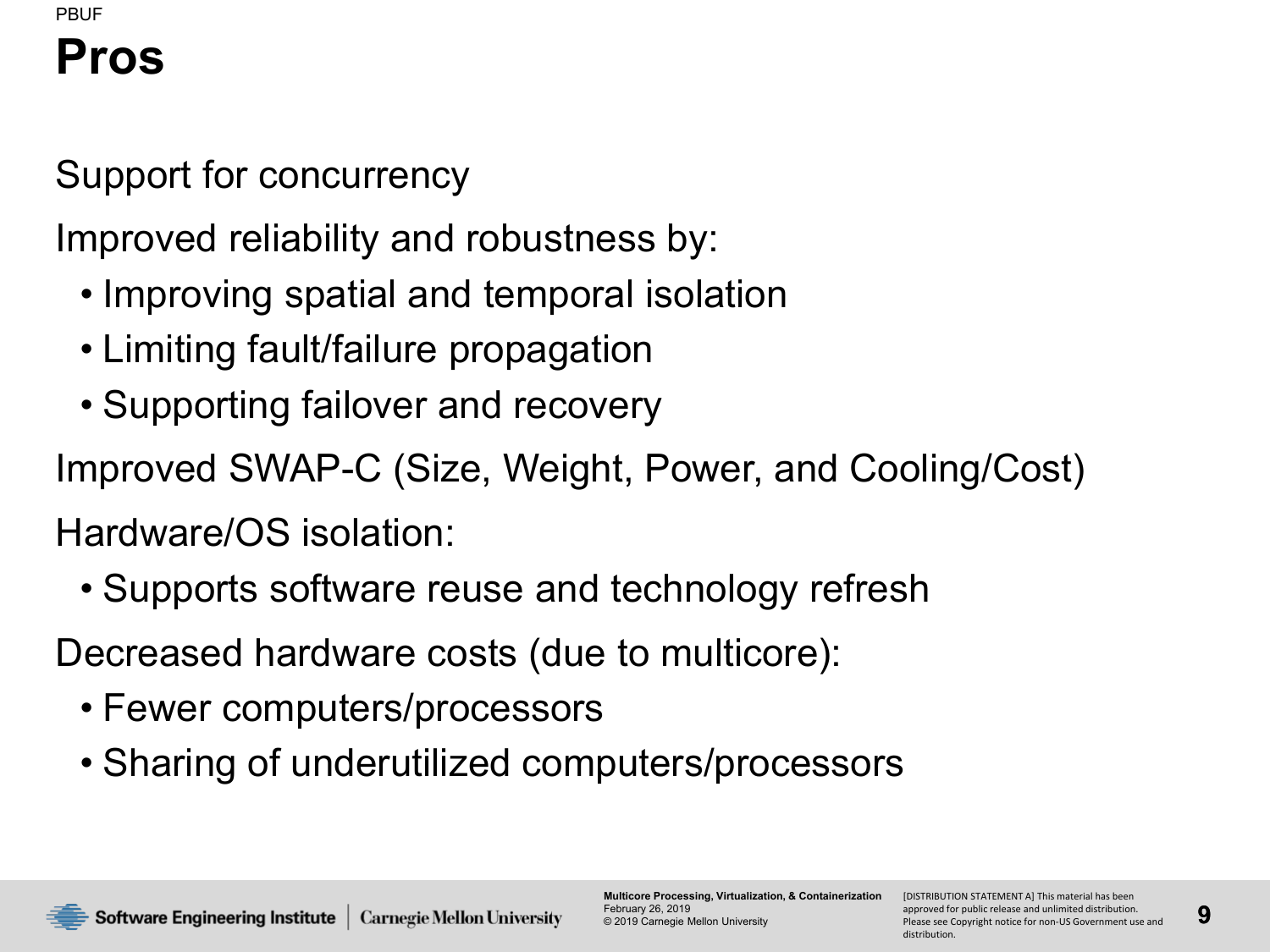PBUF

# Pros

Support for concurrency

Improved reliability and robustness by:

- Improving spatial and temporal isolation
- Limiting fault/failure propagation
- Supporting failover and recovery

Improved SWAP-C (Size, Weight, Power, and Cooling/Cost)

Hardware/OS isolation:

- Supports software reuse and technology refresh

Decreased hardware costs (due to multicore):

- Fewer computers/processors
- Sharing of underutilized computers/processors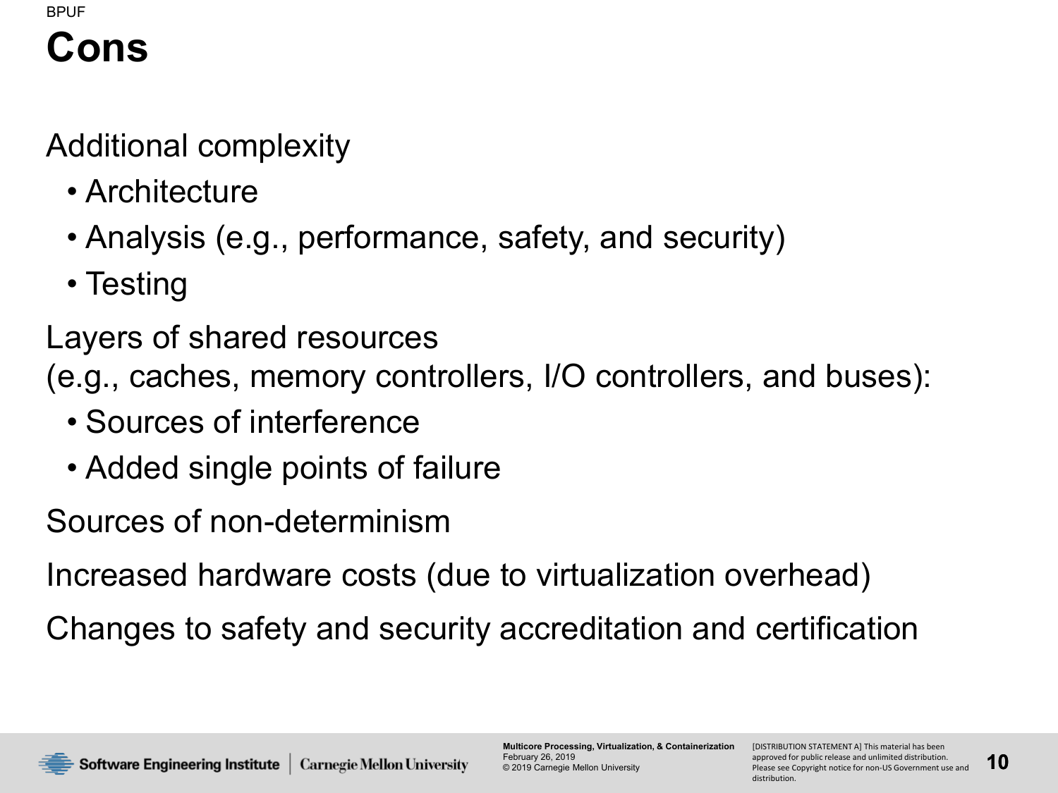# Cons

Additional complexity

- Architecture
- Analysis (e.g., performance, safety, and security)
- Testing

Layers of shared resources
(e.g., caches, memory controllers, I/O controllers, and buses):

- Sources of interference
- Added single points of failure

Sources of non-determinism

Increased hardware costs (due to virtualization overhead)

Changes to safety and security accreditation and certification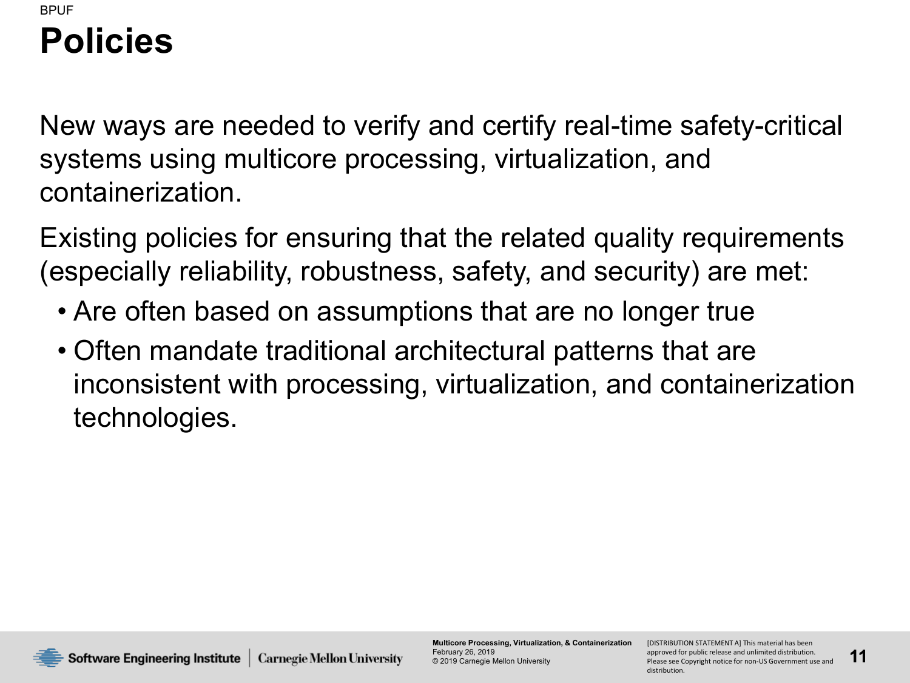BPUF

# Policies

New ways are needed to verify and certify real-time safety-critical systems using multicore processing, virtualization, and containerization.

Existing policies for ensuring that the related quality requirements (especially reliability, robustness, safety, and security) are met:

- Are often based on assumptions that are no longer true
- Often mandate traditional architectural patterns that are inconsistent with processing, virtualization, and containerization technologies.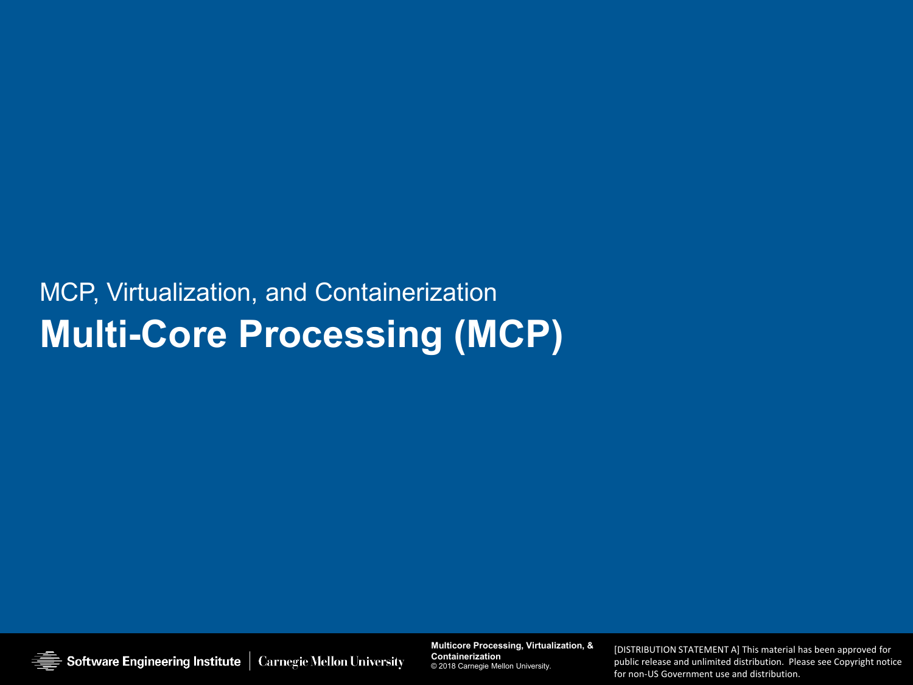MCP, Virtualization, and Containerization

# Multi-Core Processing (MCP)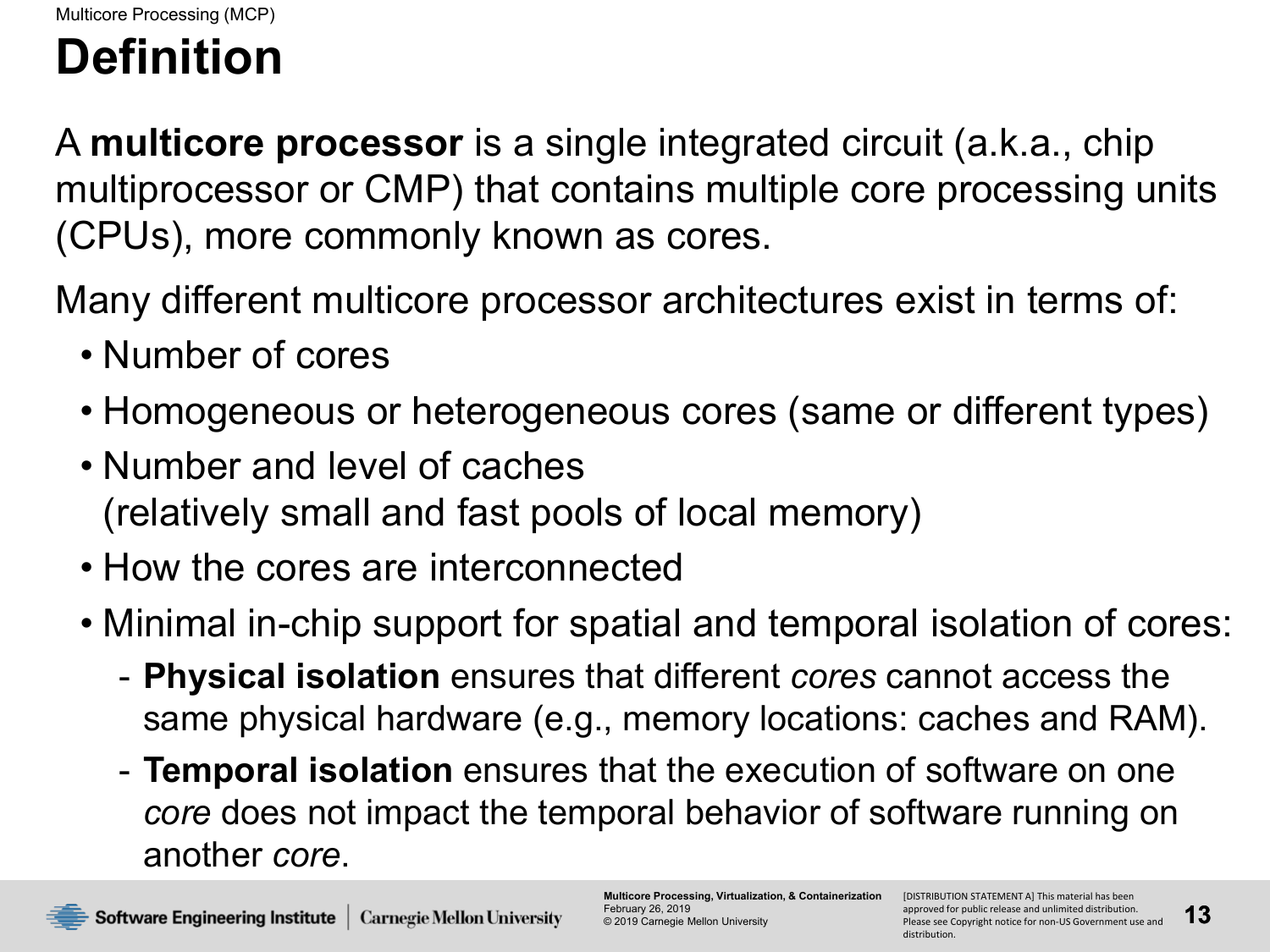# Definition

A **multicore processor** is a single integrated circuit (a.k.a., chip multiprocessor or CMP) that contains multiple core processing units (CPUs), more commonly known as cores.

Many different multicore processor architectures exist in terms of:

- Number of cores
- Homogeneous or heterogeneous cores (same or different types)
- Number and level of caches (relatively small and fast pools of local memory)
- How the cores are interconnected
- Minimal in-chip support for spatial and temporal isolation of cores:
  - **Physical isolation** ensures that different *cores* cannot access the same physical hardware (e.g., memory locations: caches and RAM).
  - **Temporal isolation** ensures that the execution of software on one *core* does not impact the temporal behavior of software running on another *core*.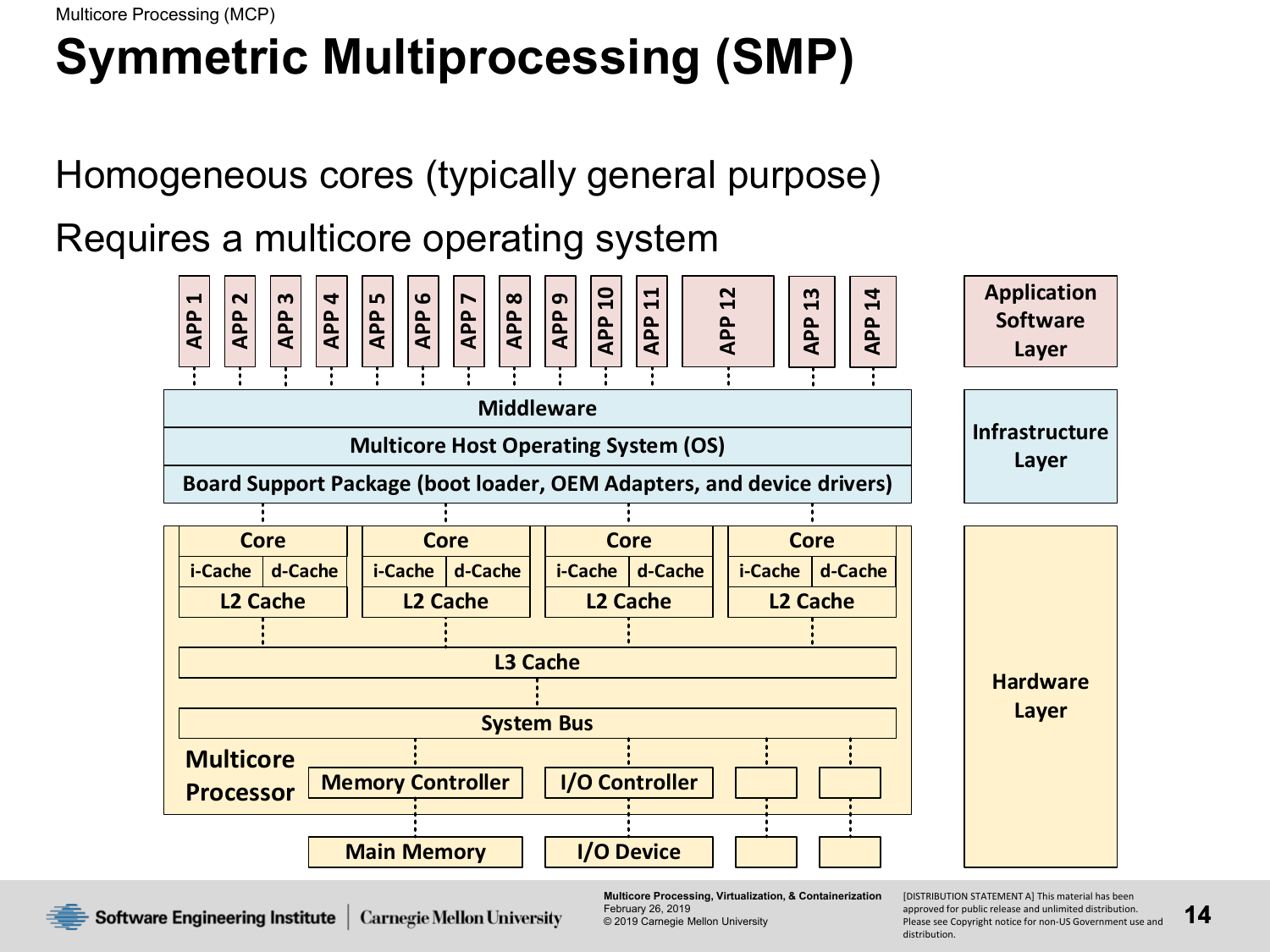Multicore Processing (MCP)

# Symmetric Multiprocessing (SMP)

Homogeneous cores (typically general purpose)

Requires a multicore operating system

APP 1 | APP 2 | APP 3 | APP 4 | APP 5 | APP 6 | APP 7 | APP 8 | APP 9 | APP 10 | APP 11 | APP 12 | APP 13 | APP 14

**Application Software Layer**

Middleware

Multicore Host Operating System (OS)

Board Support Package (boot loader, OEM Adapters, and device drivers)

**Infrastructure Layer**

Core / i-Cache / d-Cache / L2 Cache (×4)

L3 Cache

System Bus

Multicore Processor

Memory Controller | I/O Controller

Main Memory | I/O Device

**Hardware Layer**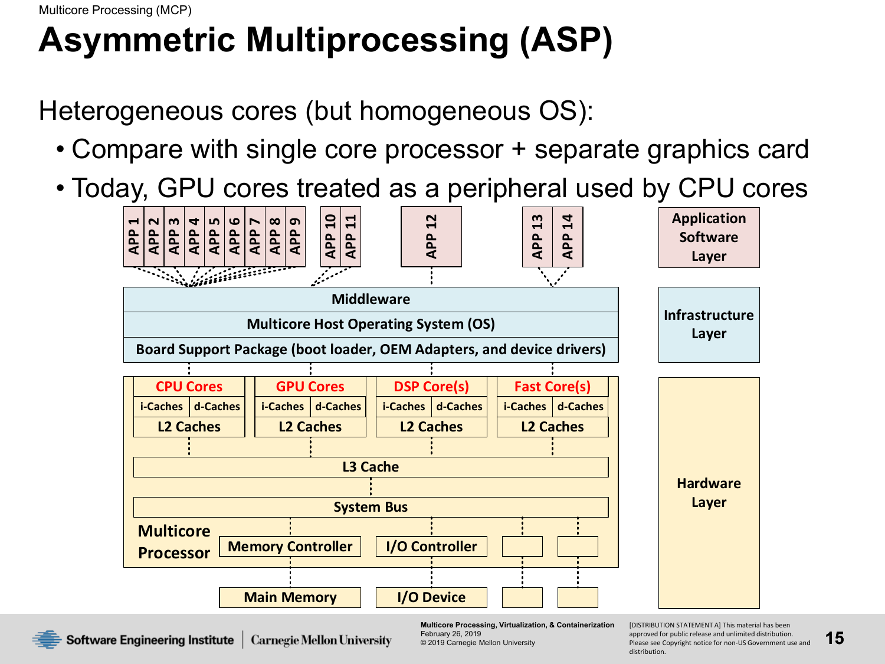# Asymmetric Multiprocessing (ASP)

Heterogeneous cores (but homogeneous OS):

- Compare with single core processor + separate graphics card
- Today, GPU cores treated as a peripheral used by CPU cores

APP 1 | APP 2 | APP 3 | APP 4 | APP 5 | APP 6 | APP 7 | APP 8 | APP 9 | APP 10 | APP 11 | APP 12 | APP 13 | APP 14 — Application Software Layer

Middleware
Multicore Host Operating System (OS)
Board Support Package (boot loader, OEM Adapters, and device drivers) — Infrastructure Layer

| CPU Cores | | GPU Cores | | DSP Core(s) | | Fast Core(s) | |
|---|---|---|---|---|---|---|---|
| i-Caches | d-Caches | i-Caches | d-Caches | i-Caches | d-Caches | i-Caches | d-Caches |
| L2 Caches | | L2 Caches | | L2 Caches | | L2 Caches | |

L3 Cache

System Bus

Multicore Processor: Memory Controller, I/O Controller

Main Memory | I/O Device — Hardware Layer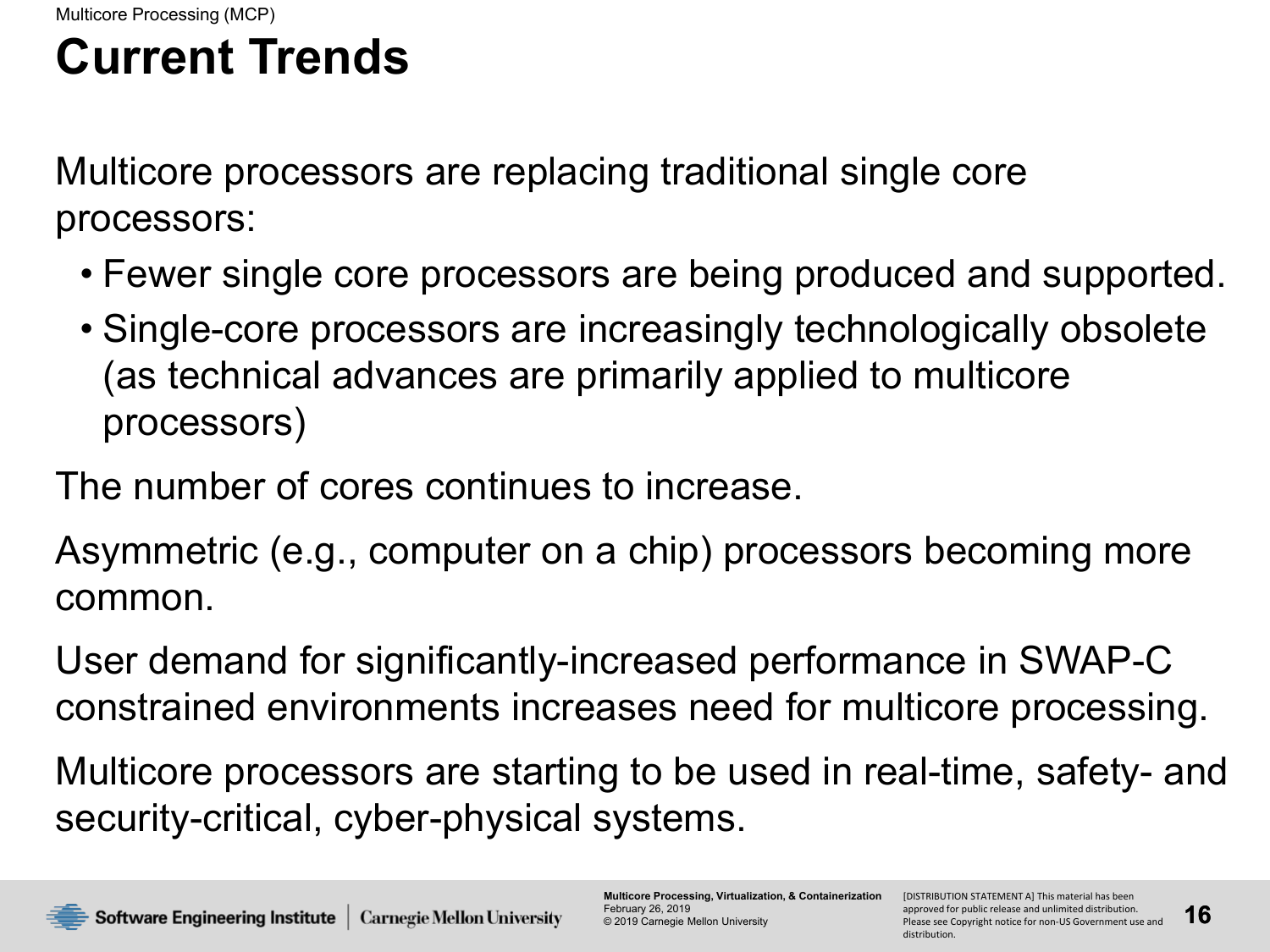# Current Trends

Multicore processors are replacing traditional single core processors:

- Fewer single core processors are being produced and supported.
- Single-core processors are increasingly technologically obsolete (as technical advances are primarily applied to multicore processors)

The number of cores continues to increase.

Asymmetric (e.g., computer on a chip) processors becoming more common.

User demand for significantly-increased performance in SWAP-C constrained environments increases need for multicore processing.

Multicore processors are starting to be used in real-time, safety- and security-critical, cyber-physical systems.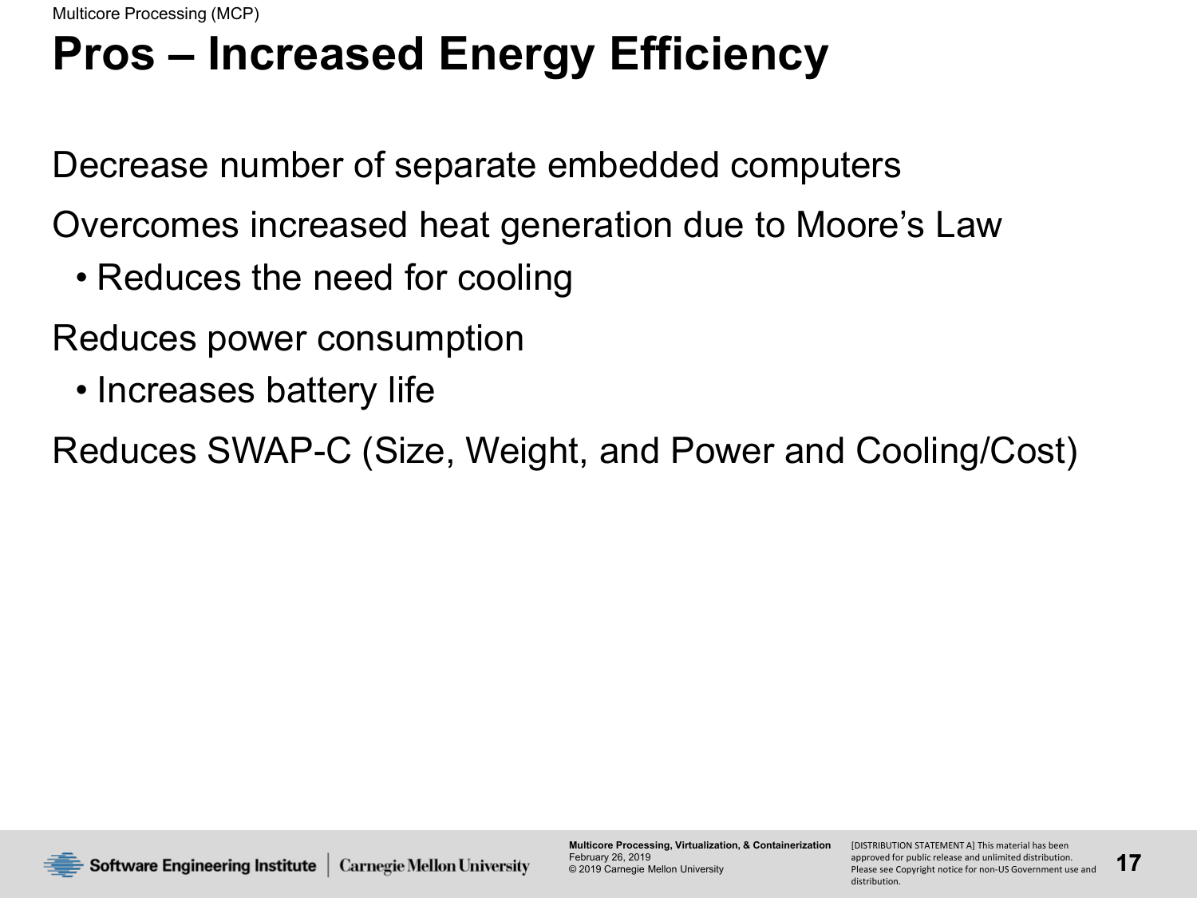# Pros – Increased Energy Efficiency

Decrease number of separate embedded computers

Overcomes increased heat generation due to Moore's Law

- Reduces the need for cooling

Reduces power consumption

- Increases battery life

Reduces SWAP-C (Size, Weight, and Power and Cooling/Cost)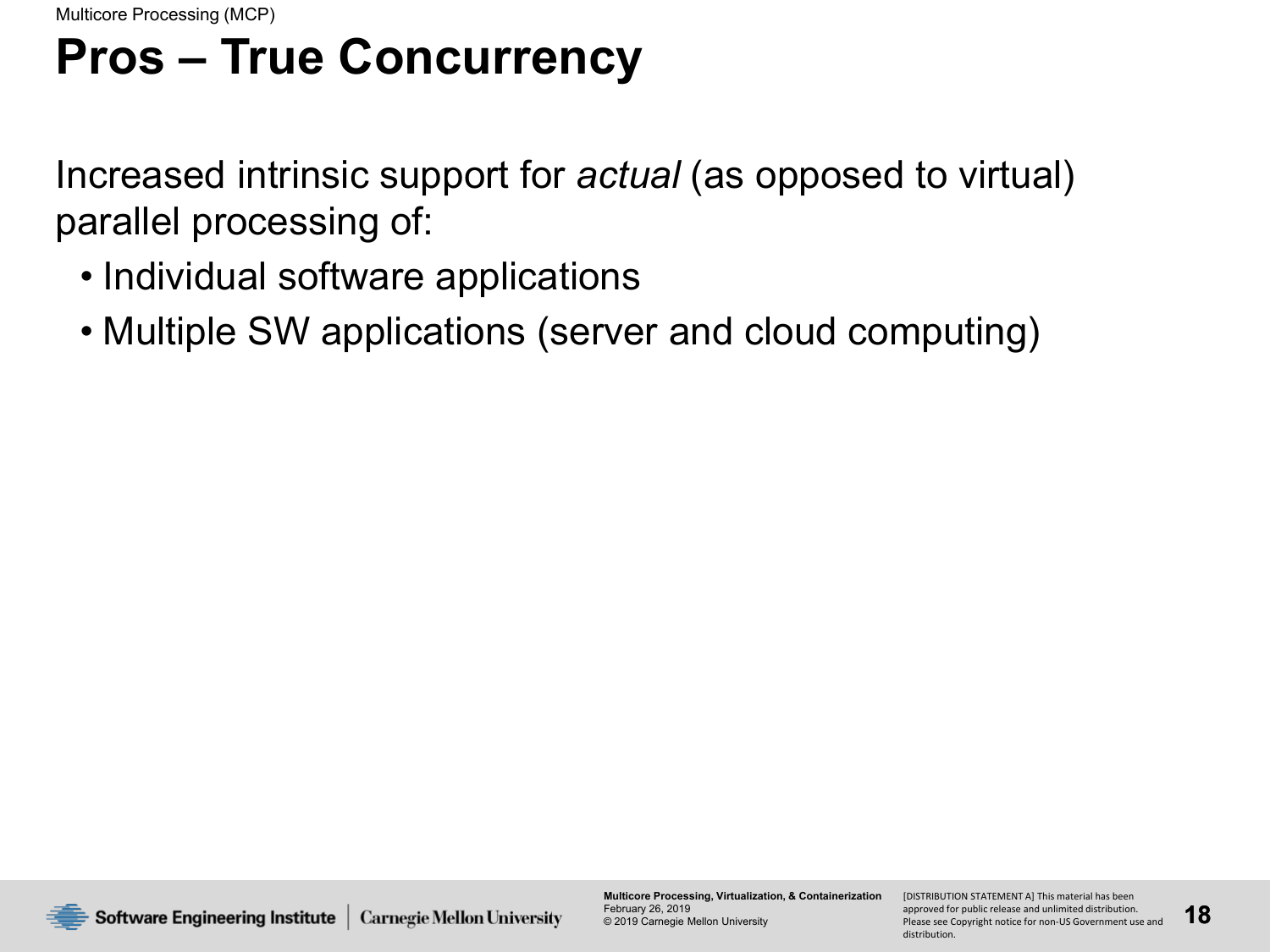# Pros – True Concurrency

Increased intrinsic support for *actual* (as opposed to virtual) parallel processing of:

- Individual software applications
- Multiple SW applications (server and cloud computing)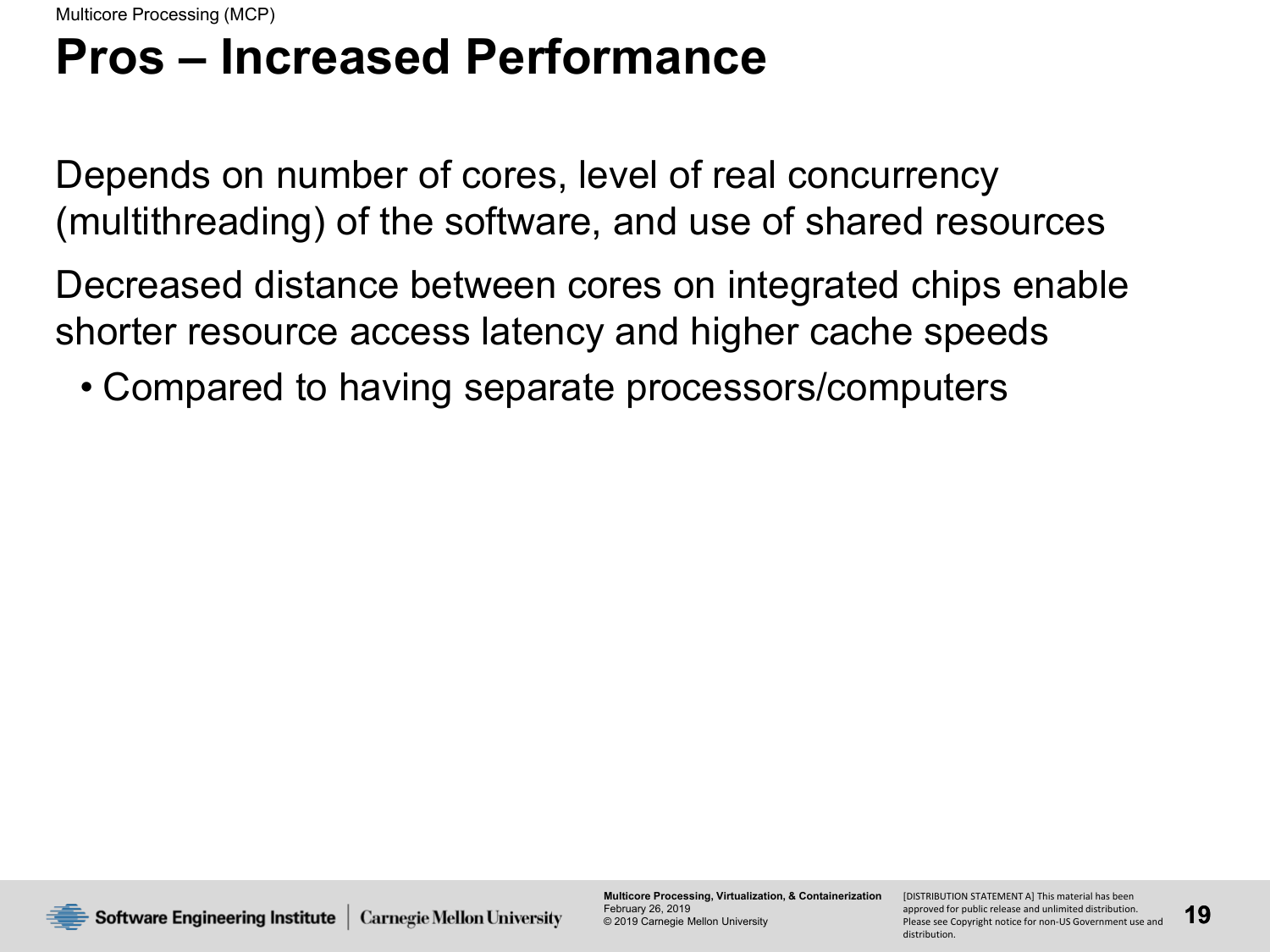# Pros – Increased Performance

Depends on number of cores, level of real concurrency (multithreading) of the software, and use of shared resources

Decreased distance between cores on integrated chips enable shorter resource access latency and higher cache speeds

- Compared to having separate processors/computers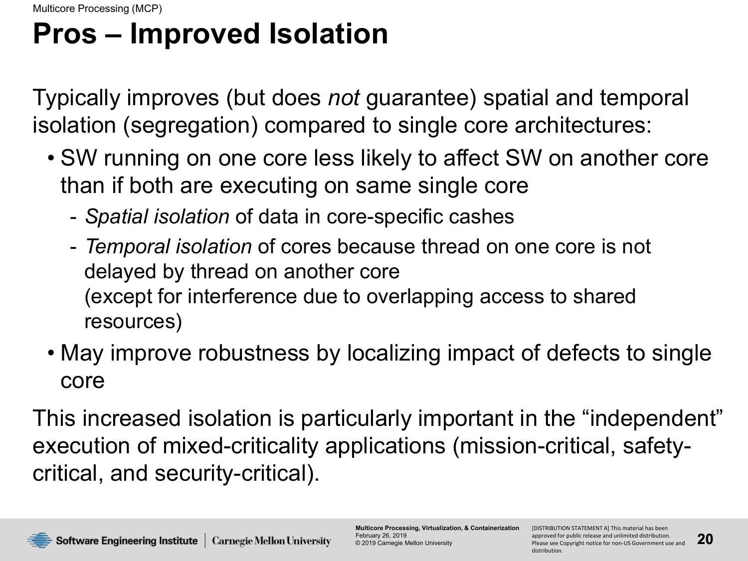# Pros – Improved Isolation

Typically improves (but does *not* guarantee) spatial and temporal isolation (segregation) compared to single core architectures:

- SW running on one core less likely to affect SW on another core than if both are executing on same single core
  - *Spatial isolation* of data in core-specific cashes
  - *Temporal isolation* of cores because thread on one core is not delayed by thread on another core
    (except for interference due to overlapping access to shared resources)
- May improve robustness by localizing impact of defects to single core

This increased isolation is particularly important in the "independent" execution of mixed-criticality applications (mission-critical, safety-critical, and security-critical).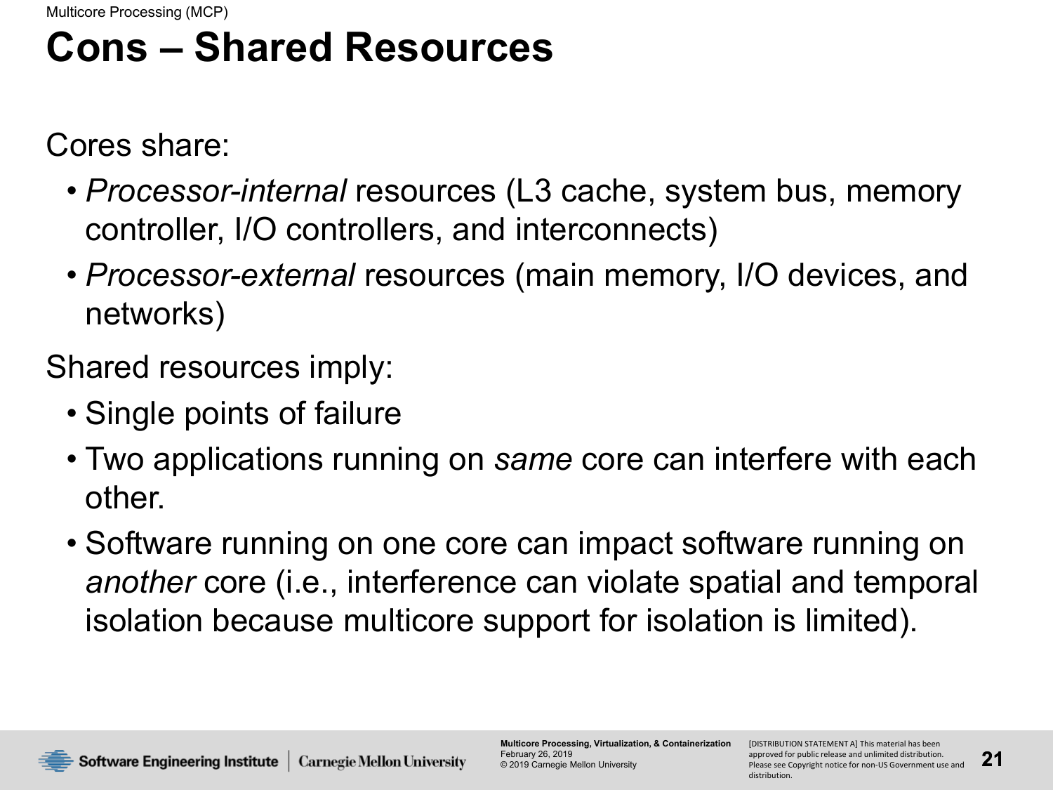# Cons – Shared Resources

Cores share:

- *Processor-internal* resources (L3 cache, system bus, memory controller, I/O controllers, and interconnects)
- *Processor-external* resources (main memory, I/O devices, and networks)

Shared resources imply:

- Single points of failure
- Two applications running on *same* core can interfere with each other.
- Software running on one core can impact software running on *another* core (i.e., interference can violate spatial and temporal isolation because multicore support for isolation is limited).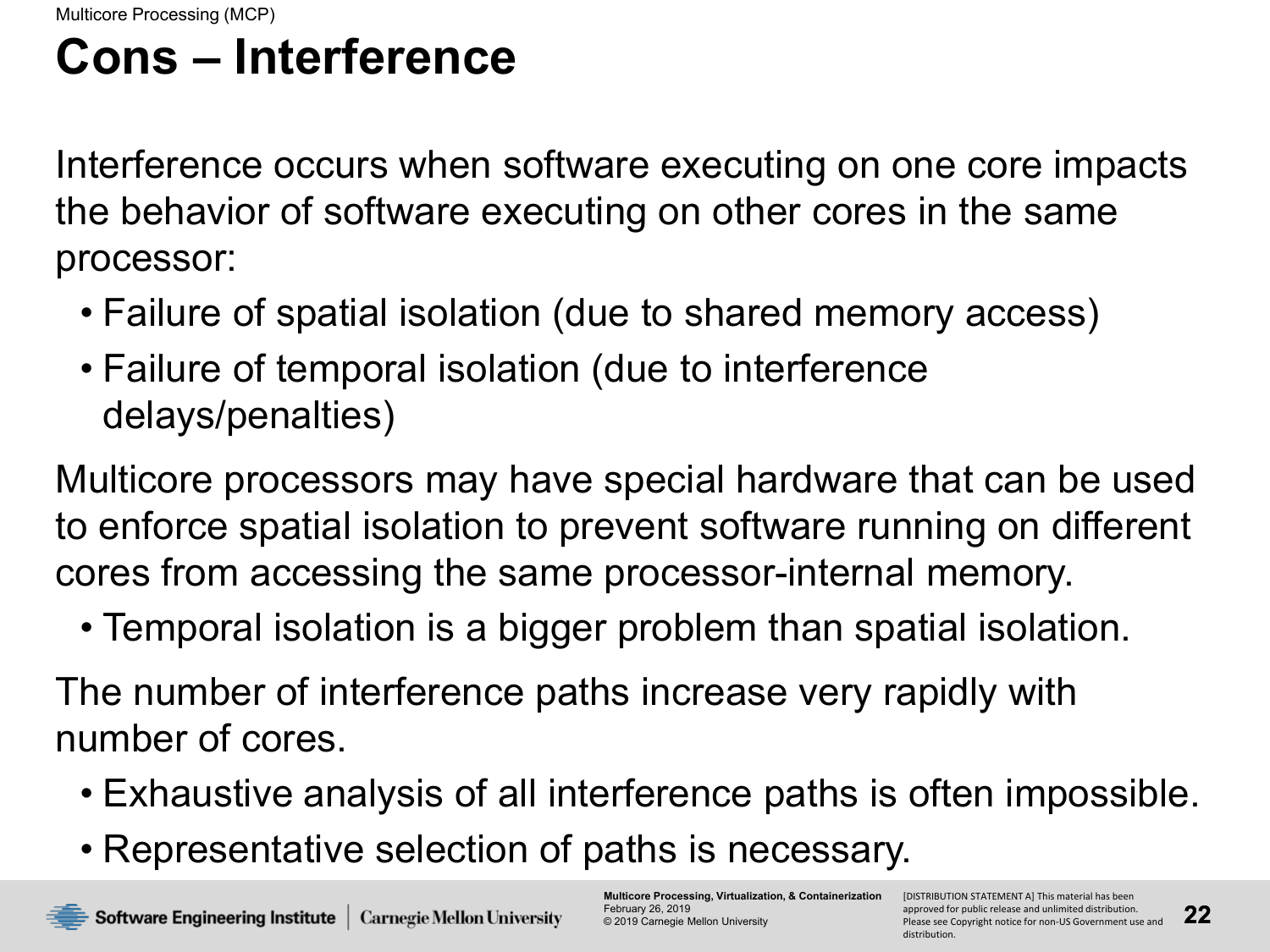# Cons – Interference

Interference occurs when software executing on one core impacts the behavior of software executing on other cores in the same processor:

- Failure of spatial isolation (due to shared memory access)
- Failure of temporal isolation (due to interference delays/penalties)

Multicore processors may have special hardware that can be used to enforce spatial isolation to prevent software running on different cores from accessing the same processor-internal memory.

- Temporal isolation is a bigger problem than spatial isolation.

The number of interference paths increase very rapidly with number of cores.

- Exhaustive analysis of all interference paths is often impossible.
- Representative selection of paths is necessary.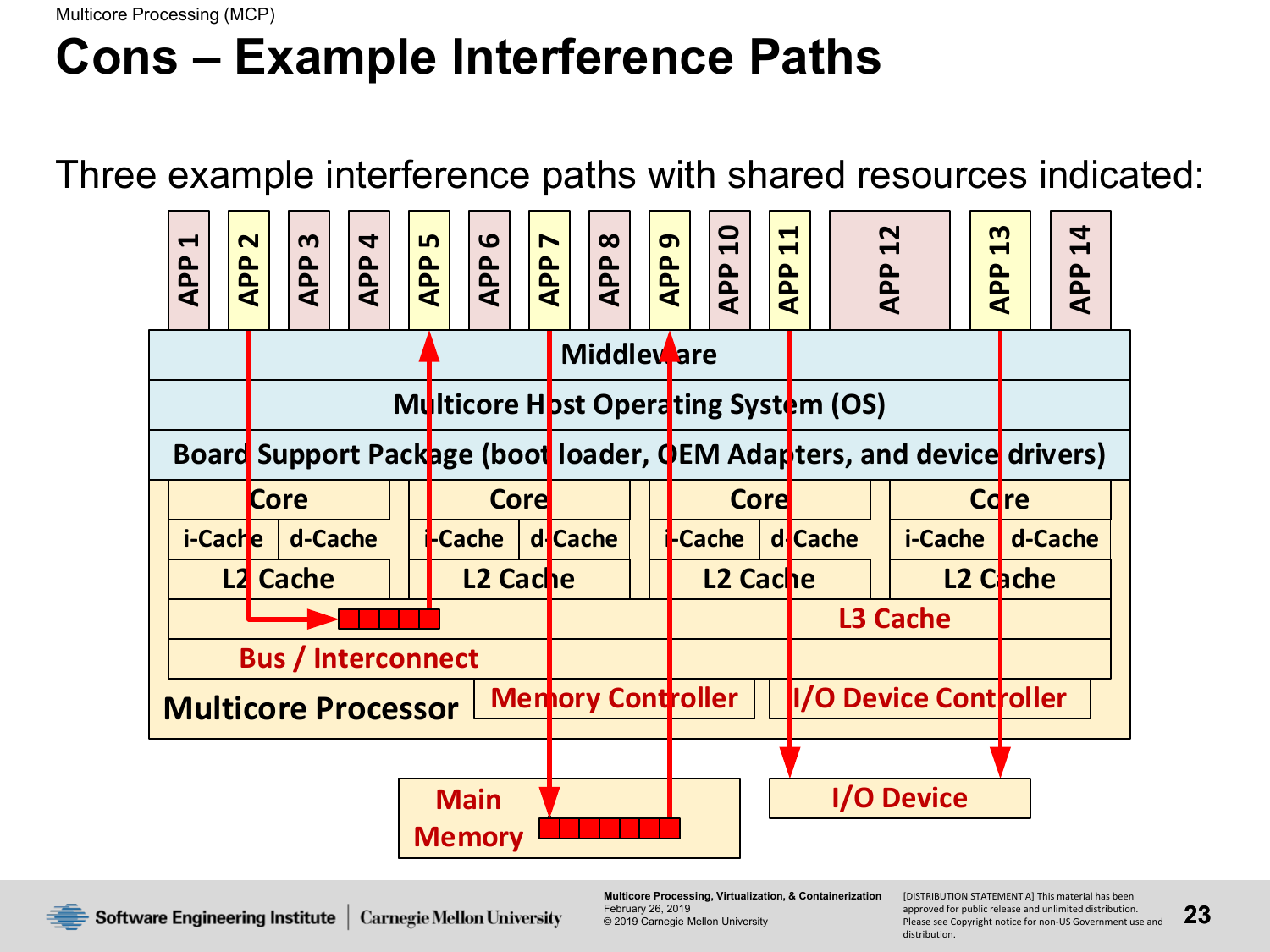# Cons – Example Interference Paths

Three example interference paths with shared resources indicated:

APP 1 | APP 2 | APP 3 | APP 4 | APP 5 | APP 6 | APP 7 | APP 8 | APP 9 | APP 10 | APP 11 | APP 12 | APP 13 | APP 14

Middleware

Multicore Host Operating System (OS)

Board Support Package (boot loader, OEM Adapters, and device drivers)

| Core | Core | Core | Core |
|---|---|---|---|
| i-Cache / d-Cache | i-Cache / d-Cache | i-Cache / d-Cache | i-Cache / d-Cache |
| L2 Cache | L2 Cache | L2 Cache | L2 Cache |

L3 Cache

Bus / Interconnect

Multicore Processor — Memory Controller — I/O Device Controller

Main Memory

I/O Device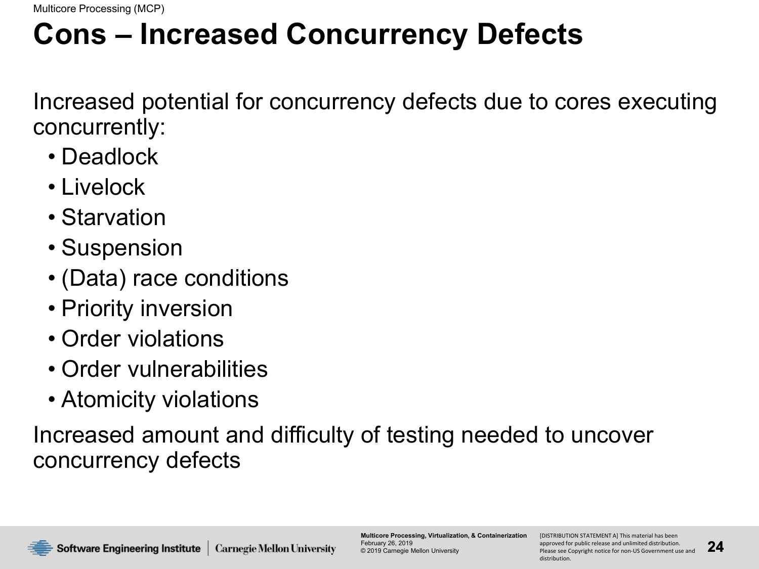# Cons – Increased Concurrency Defects

Increased potential for concurrency defects due to cores executing concurrently:

- Deadlock
- Livelock
- Starvation
- Suspension
- (Data) race conditions
- Priority inversion
- Order violations
- Order vulnerabilities
- Atomicity violations

Increased amount and difficulty of testing needed to uncover concurrency defects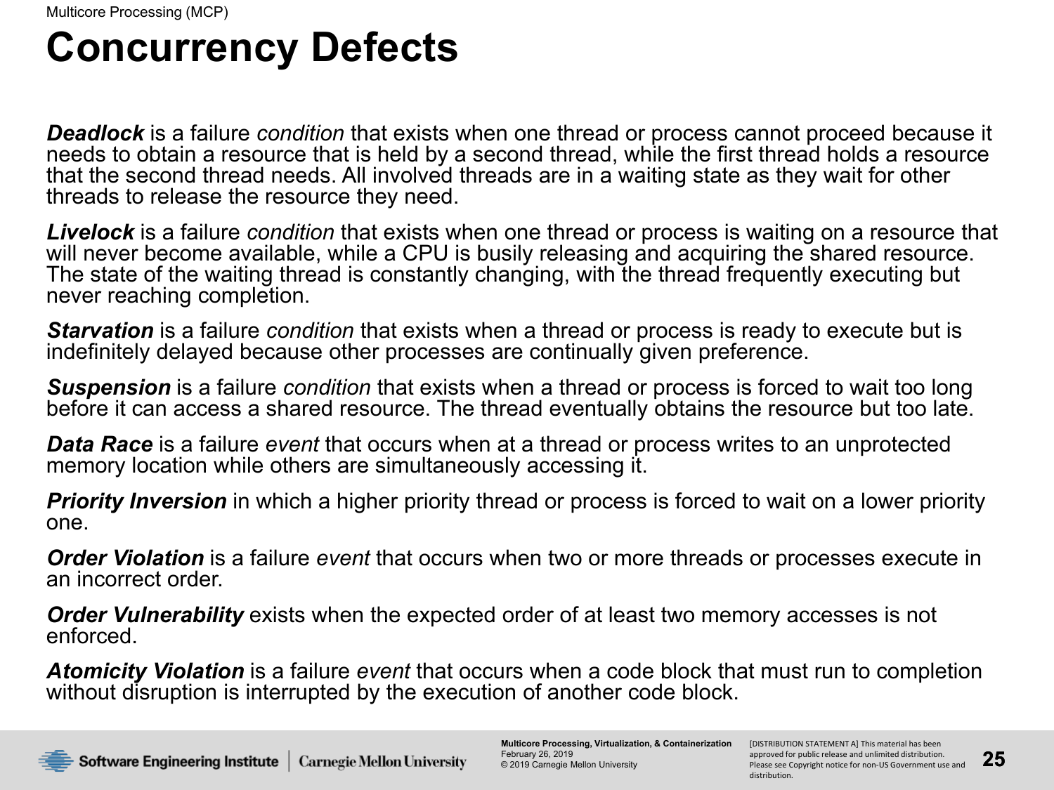# Concurrency Defects

***Deadlock*** is a failure *condition* that exists when one thread or process cannot proceed because it needs to obtain a resource that is held by a second thread, while the first thread holds a resource that the second thread needs. All involved threads are in a waiting state as they wait for other threads to release the resource they need.

***Livelock*** is a failure *condition* that exists when one thread or process is waiting on a resource that will never become available, while a CPU is busily releasing and acquiring the shared resource. The state of the waiting thread is constantly changing, with the thread frequently executing but never reaching completion.

***Starvation*** is a failure *condition* that exists when a thread or process is ready to execute but is indefinitely delayed because other processes are continually given preference.

***Suspension*** is a failure *condition* that exists when a thread or process is forced to wait too long before it can access a shared resource. The thread eventually obtains the resource but too late.

***Data Race*** is a failure *event* that occurs when at a thread or process writes to an unprotected memory location while others are simultaneously accessing it.

***Priority Inversion*** in which a higher priority thread or process is forced to wait on a lower priority one.

***Order Violation*** is a failure *event* that occurs when two or more threads or processes execute in an incorrect order.

***Order Vulnerability*** exists when the expected order of at least two memory accesses is not enforced.

***Atomicity Violation*** is a failure *event* that occurs when a code block that must run to completion without disruption is interrupted by the execution of another code block.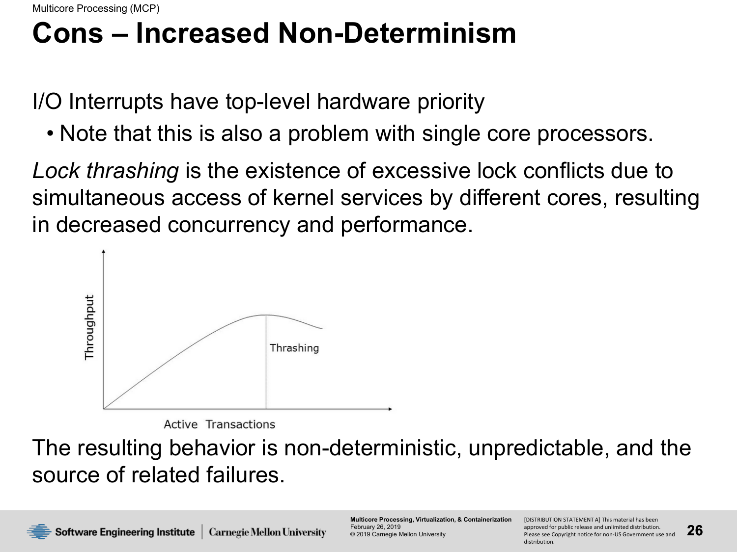# Cons – Increased Non-Determinism

I/O Interrupts have top-level hardware priority

- Note that this is also a problem with single core processors.

*Lock thrashing* is the existence of excessive lock conflicts due to simultaneous access of kernel services by different cores, resulting in decreased concurrency and performance.

Throughput

Thrashing

Active Transactions

The resulting behavior is non-deterministic, unpredictable, and the source of related failures.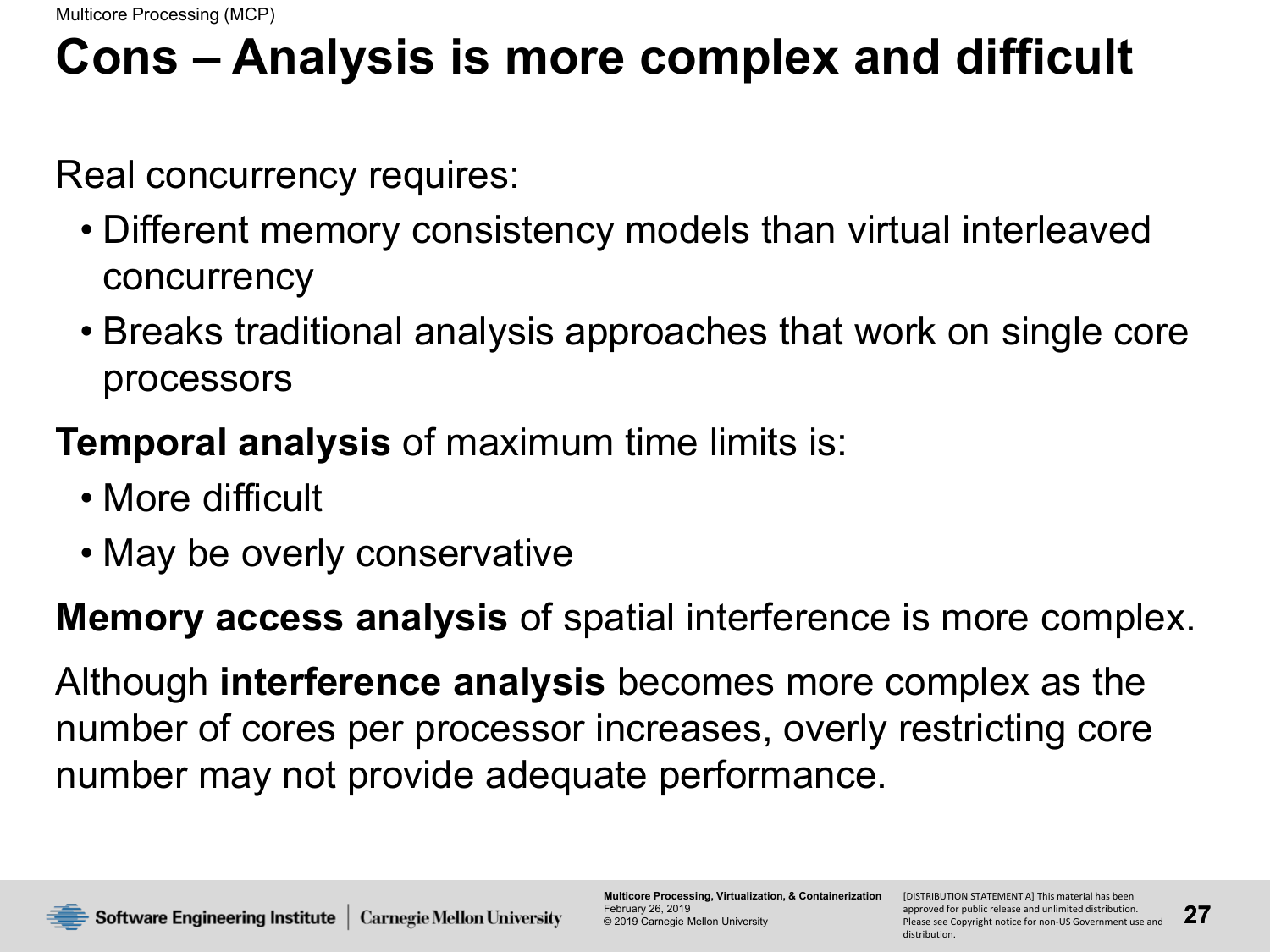# Cons – Analysis is more complex and difficult

Real concurrency requires:

- Different memory consistency models than virtual interleaved concurrency
- Breaks traditional analysis approaches that work on single core processors

**Temporal analysis** of maximum time limits is:

- More difficult
- May be overly conservative

**Memory access analysis** of spatial interference is more complex.

Although **interference analysis** becomes more complex as the number of cores per processor increases, overly restricting core number may not provide adequate performance.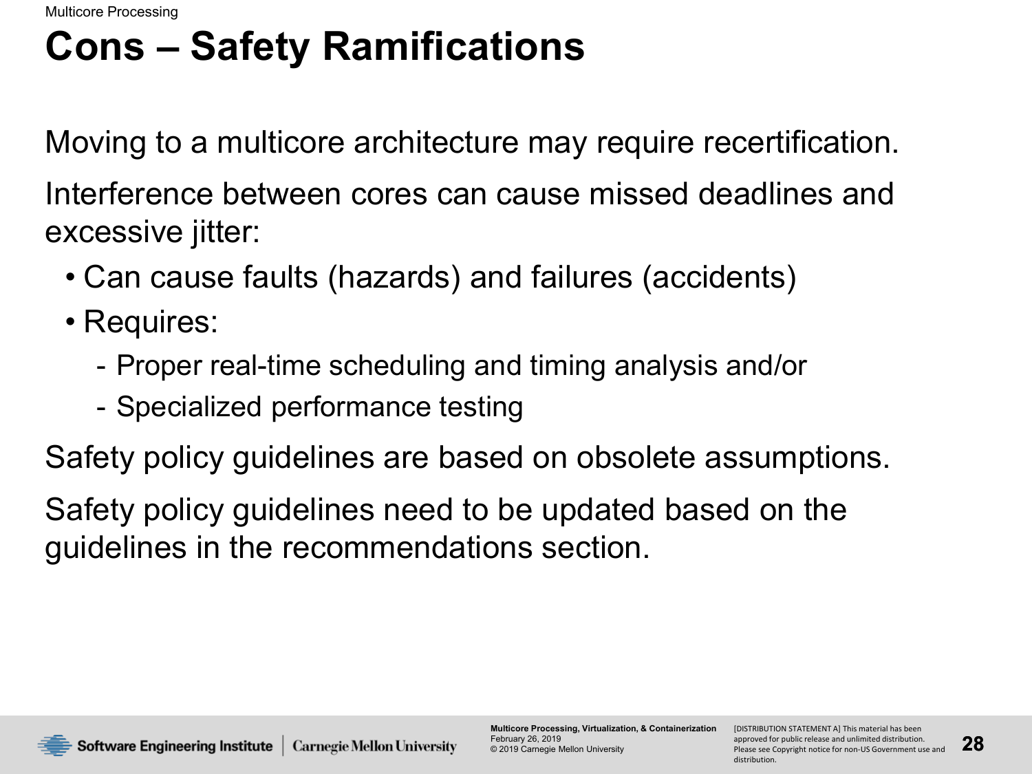# Cons – Safety Ramifications

Moving to a multicore architecture may require recertification.

Interference between cores can cause missed deadlines and excessive jitter:

- Can cause faults (hazards) and failures (accidents)
- Requires:
  - Proper real-time scheduling and timing analysis and/or
  - Specialized performance testing

Safety policy guidelines are based on obsolete assumptions.

Safety policy guidelines need to be updated based on the guidelines in the recommendations section.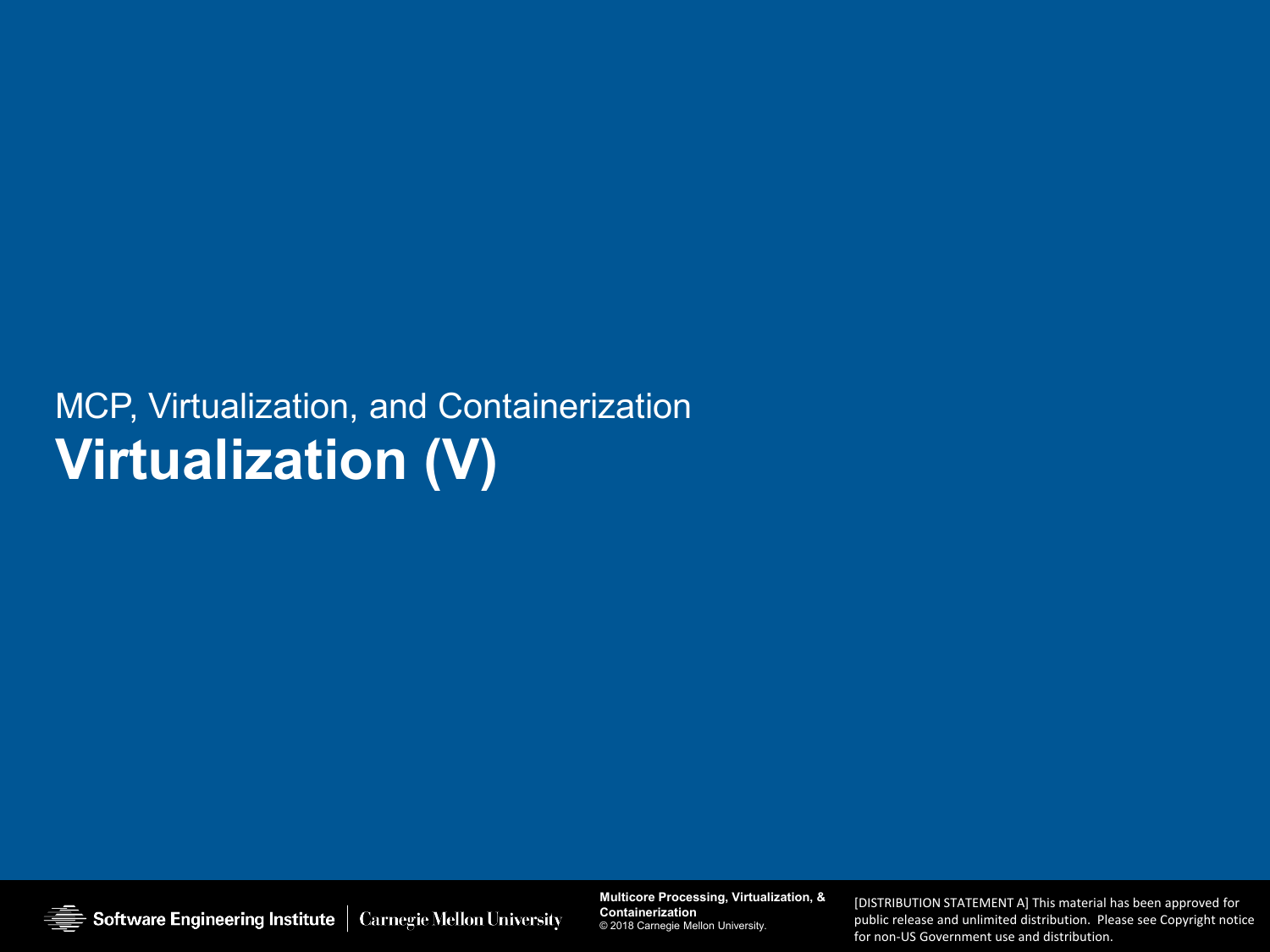MCP, Virtualization, and Containerization

# Virtualization (V)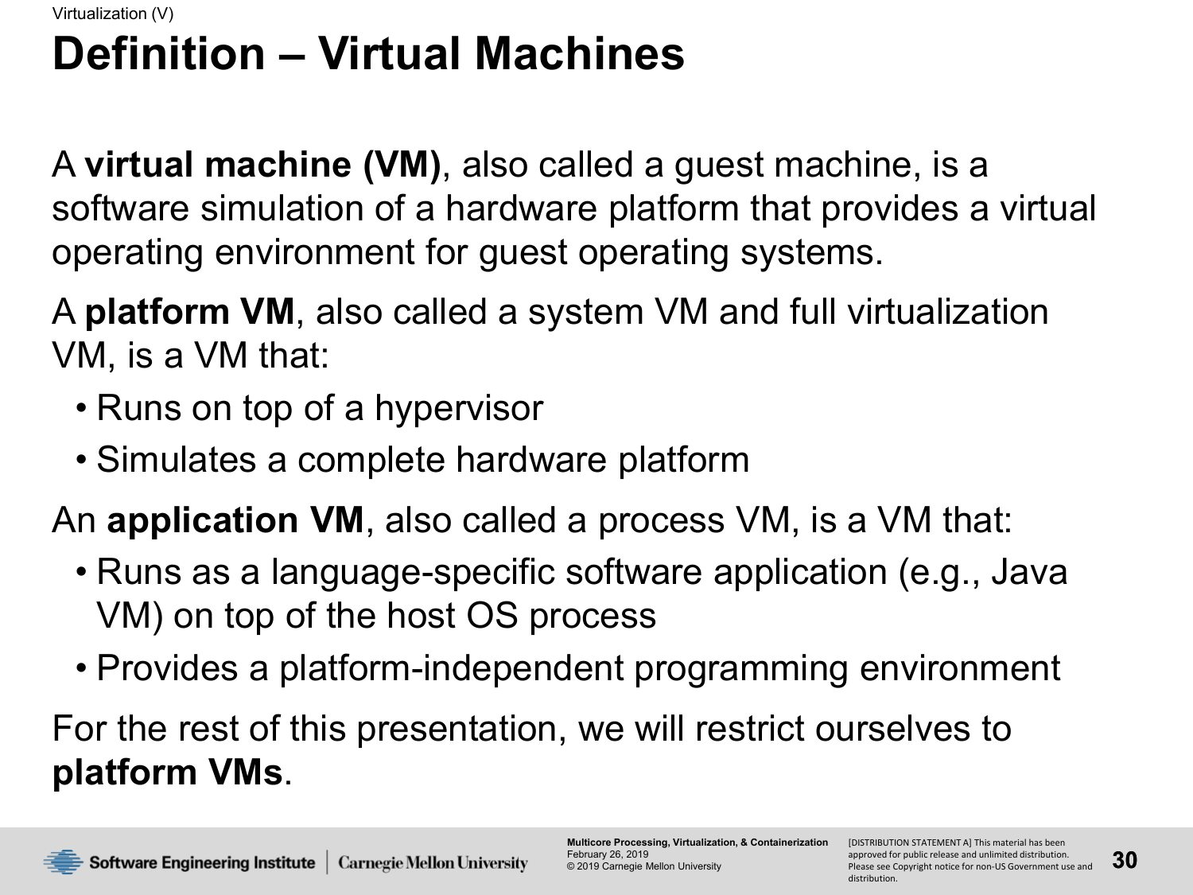# Definition – Virtual Machines

A **virtual machine (VM)**, also called a guest machine, is a software simulation of a hardware platform that provides a virtual operating environment for guest operating systems.

A **platform VM**, also called a system VM and full virtualization VM, is a VM that:

- Runs on top of a hypervisor
- Simulates a complete hardware platform

An **application VM**, also called a process VM, is a VM that:

- Runs as a language-specific software application (e.g., Java VM) on top of the host OS process
- Provides a platform-independent programming environment

For the rest of this presentation, we will restrict ourselves to **platform VMs**.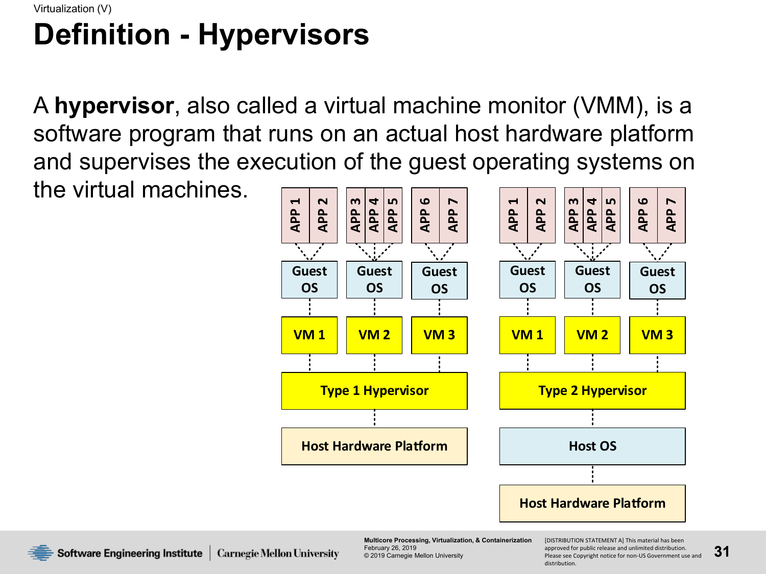# Definition - Hypervisors

A **hypervisor**, also called a virtual machine monitor (VMM), is a software program that runs on an actual host hardware platform and supervises the execution of the guest operating systems on the virtual machines.

| APP 1, APP 2 | APP 3, APP 4, APP 5 | APP 6, APP 7 |
|---|---|---|
| Guest OS | Guest OS | Guest OS |
| VM 1 | VM 2 | VM 3 |
| Type 1 Hypervisor | | |
| Host Hardware Platform | | |

| APP 1, APP 2 | APP 3, APP 4, APP 5 | APP 6, APP 7 |
|---|---|---|
| Guest OS | Guest OS | Guest OS |
| VM 1 | VM 2 | VM 3 |
| Type 2 Hypervisor | | |
| Host OS | | |
| Host Hardware Platform | | |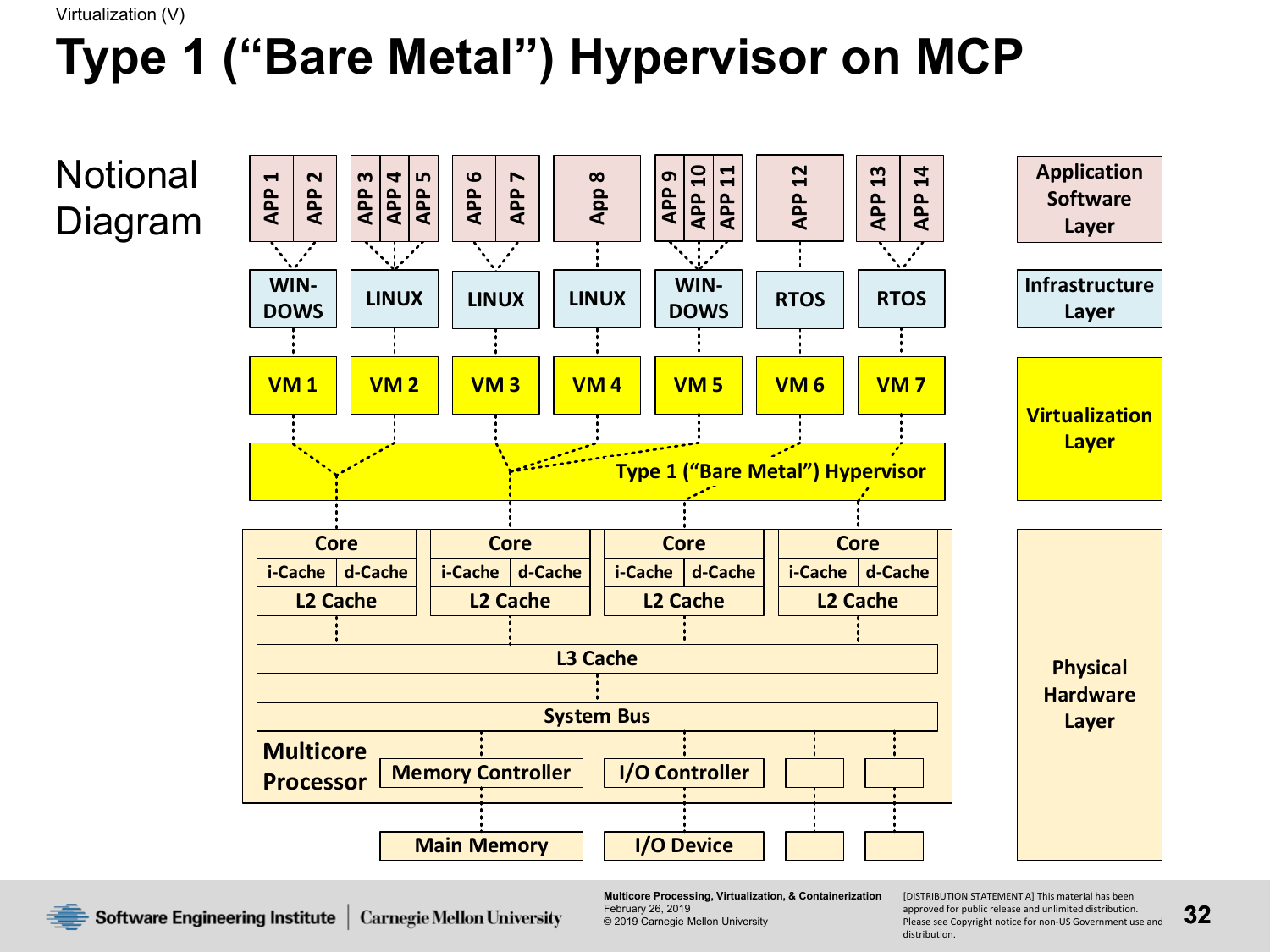# Type 1 ("Bare Metal") Hypervisor on MCP

Notional Diagram

| | | | | | | | | Layer |
|---|---|---|---|---|---|---|---|---|
| APP 1, APP 2 | APP 3, APP 4, APP 5 | APP 6, APP 7 | App 8 | APP 9, APP 10, APP 11 | APP 12 | APP 13, APP 14 | | Application Software Layer |
| WIN-DOWS | LINUX | LINUX | LINUX | WIN-DOWS | RTOS | RTOS | | Infrastructure Layer |
| VM 1 | VM 2 | VM 3 | VM 4 | VM 5 | VM 6 | VM 7 | | Virtualization Layer |
| Type 1 ("Bare Metal") Hypervisor | | | | | | | | Virtualization Layer |

**Multicore Processor**

| Core | Core | Core | Core |
|---|---|---|---|
| i-Cache, d-Cache | i-Cache, d-Cache | i-Cache, d-Cache | i-Cache, d-Cache |
| L2 Cache | L2 Cache | L2 Cache | L2 Cache |

- L3 Cache
- System Bus
- Memory Controller → Main Memory
- I/O Controller → I/O Device

Physical Hardware Layer

Multicore Processing, Virtualization, & Containerization
February 26, 2019
© 2019 Carnegie Mellon University

[DISTRIBUTION STATEMENT A] This material has been approved for public release and unlimited distribution. Please see Copyright notice for non-US Government use and distribution.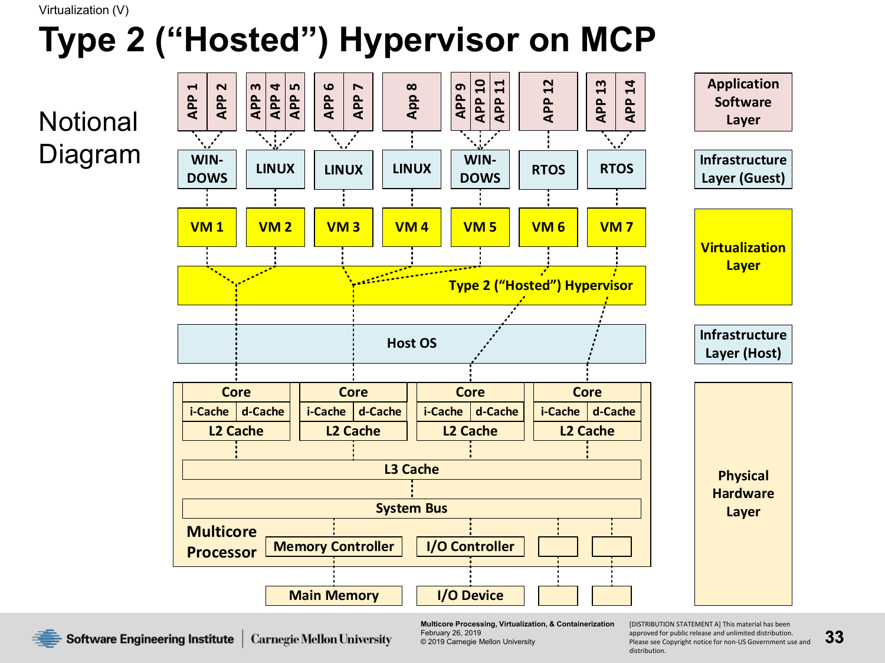Virtualization (V)

# Type 2 ("Hosted") Hypervisor on MCP

Notional Diagram

| APP 1, APP 2 | APP 3, APP 4, APP 5 | APP 6, APP 7 | App 8 | APP 9, APP 10, APP 11 | APP 12 | APP 13, APP 14 | Application Software Layer |
|---|---|---|---|---|---|---|---|
| WIN-DOWS | LINUX | LINUX | LINUX | WIN-DOWS | RTOS | RTOS | Infrastructure Layer (Guest) |
| VM 1 | VM 2 | VM 3 | VM 4 | VM 5 | VM 6 | VM 7 | Virtualization Layer |

Type 2 ("Hosted") Hypervisor

Host OS — Infrastructure Layer (Host)

Multicore Processor — Physical Hardware Layer

| Core | Core | Core | Core |
|---|---|---|---|
| i-Cache, d-Cache | i-Cache, d-Cache | i-Cache, d-Cache | i-Cache, d-Cache |
| L2 Cache | L2 Cache | L2 Cache | L2 Cache |

L3 Cache

System Bus

Memory Controller — Main Memory

I/O Controller — I/O Device

Multicore Processing, Virtualization, & Containerization
February 26, 2019
© 2019 Carnegie Mellon University

[DISTRIBUTION STATEMENT A] This material has been approved for public release and unlimited distribution. Please see Copyright notice for non-US Government use and distribution.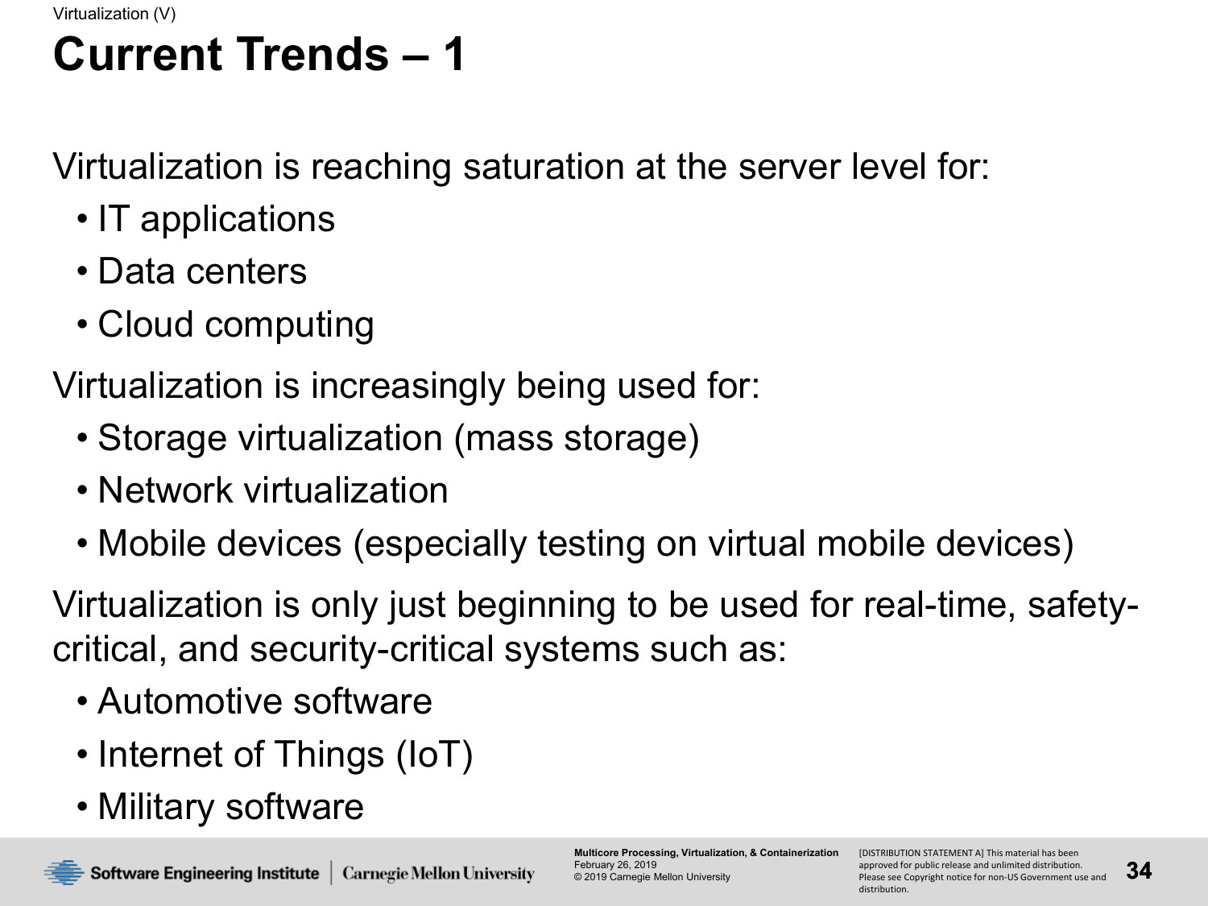# Current Trends – 1

Virtualization is reaching saturation at the server level for:

- IT applications
- Data centers
- Cloud computing

Virtualization is increasingly being used for:

- Storage virtualization (mass storage)
- Network virtualization
- Mobile devices (especially testing on virtual mobile devices)

Virtualization is only just beginning to be used for real-time, safety-critical, and security-critical systems such as:

- Automotive software
- Internet of Things (IoT)
- Military software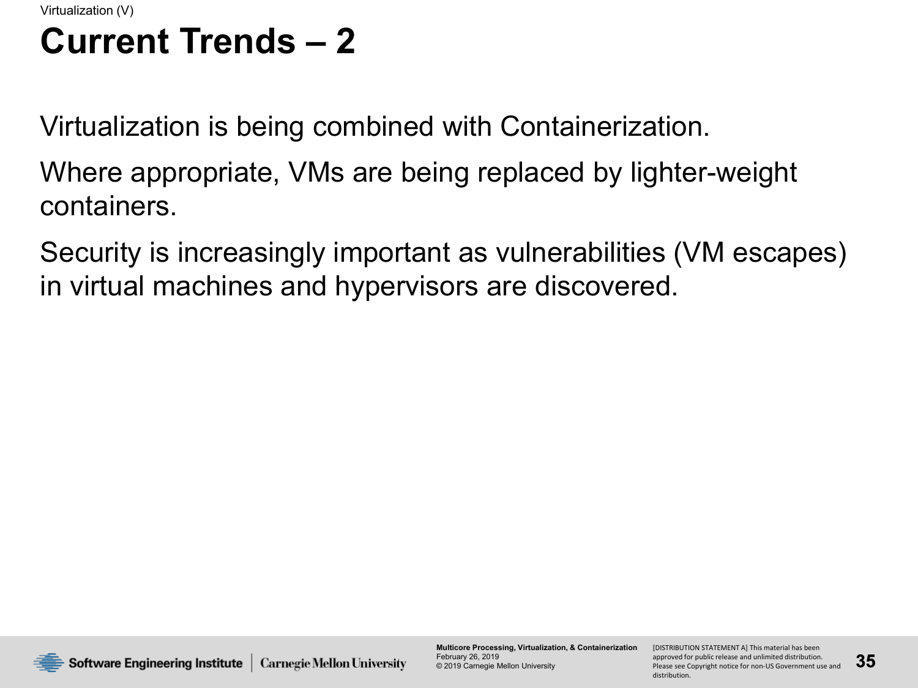Virtualization (V)

# Current Trends – 2

Virtualization is being combined with Containerization.

Where appropriate, VMs are being replaced by lighter-weight containers.

Security is increasingly important as vulnerabilities (VM escapes) in virtual machines and hypervisors are discovered.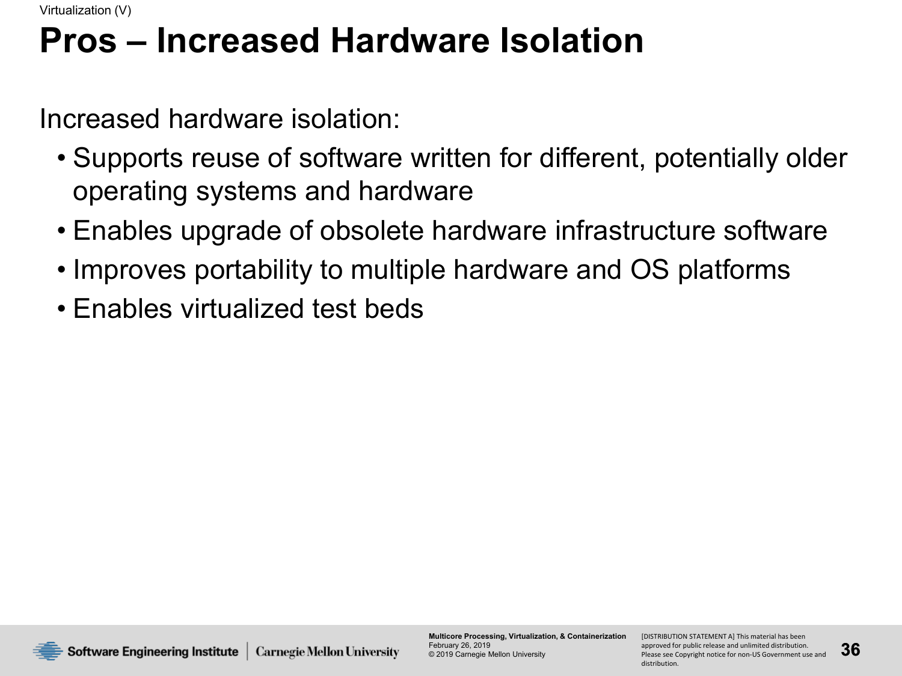# Pros – Increased Hardware Isolation

Increased hardware isolation:

- Supports reuse of software written for different, potentially older operating systems and hardware
- Enables upgrade of obsolete hardware infrastructure software
- Improves portability to multiple hardware and OS platforms
- Enables virtualized test beds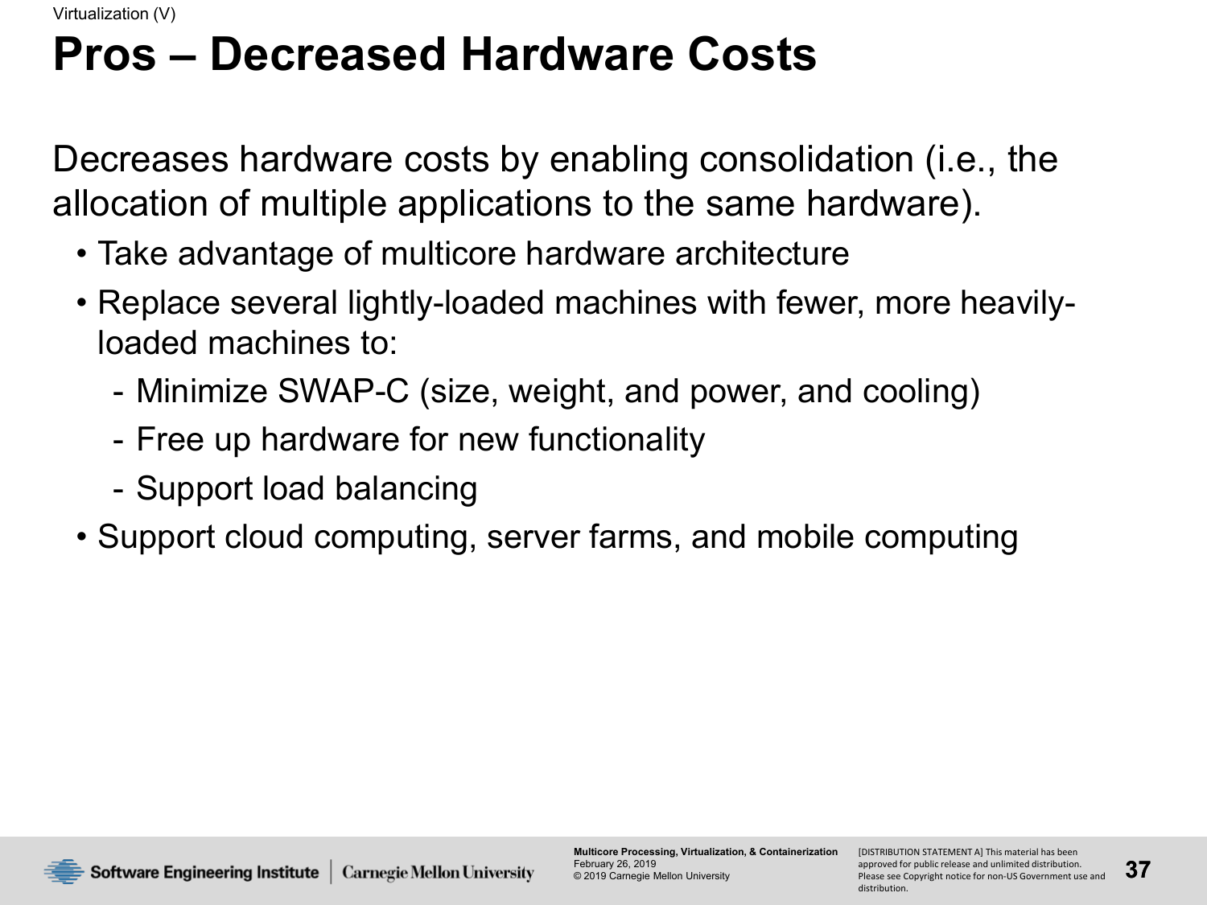# Pros – Decreased Hardware Costs

Decreases hardware costs by enabling consolidation (i.e., the allocation of multiple applications to the same hardware).

- Take advantage of multicore hardware architecture
- Replace several lightly-loaded machines with fewer, more heavily-loaded machines to:
  - Minimize SWAP-C (size, weight, and power, and cooling)
  - Free up hardware for new functionality
  - Support load balancing
- Support cloud computing, server farms, and mobile computing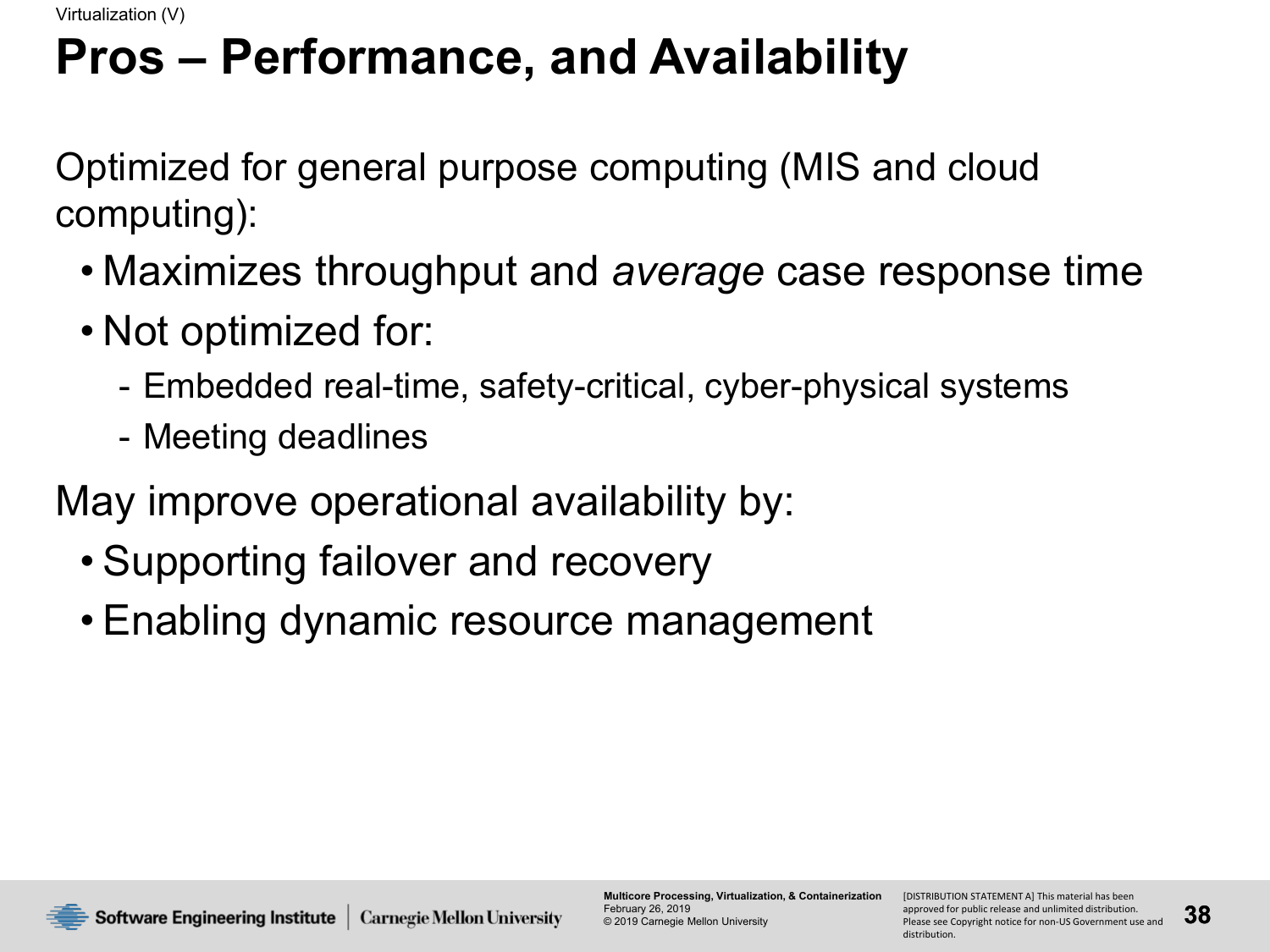# Pros – Performance, and Availability

Optimized for general purpose computing (MIS and cloud computing):

- Maximizes throughput and *average* case response time
- Not optimized for:
  - Embedded real-time, safety-critical, cyber-physical systems
  - Meeting deadlines

May improve operational availability by:

- Supporting failover and recovery
- Enabling dynamic resource management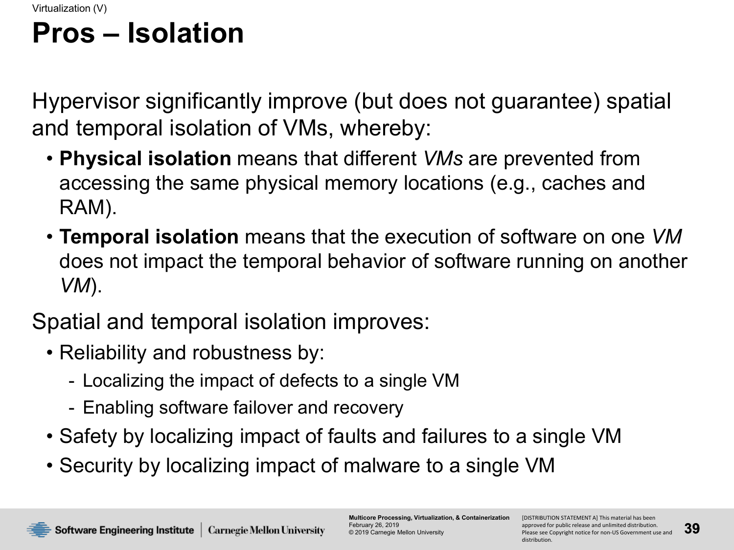# Pros – Isolation

Hypervisor significantly improve (but does not guarantee) spatial and temporal isolation of VMs, whereby:

- **Physical isolation** means that different *VMs* are prevented from accessing the same physical memory locations (e.g., caches and RAM).
- **Temporal isolation** means that the execution of software on one *VM* does not impact the temporal behavior of software running on another *VM*).

Spatial and temporal isolation improves:

- Reliability and robustness by:
  - Localizing the impact of defects to a single VM
  - Enabling software failover and recovery
- Safety by localizing impact of faults and failures to a single VM
- Security by localizing impact of malware to a single VM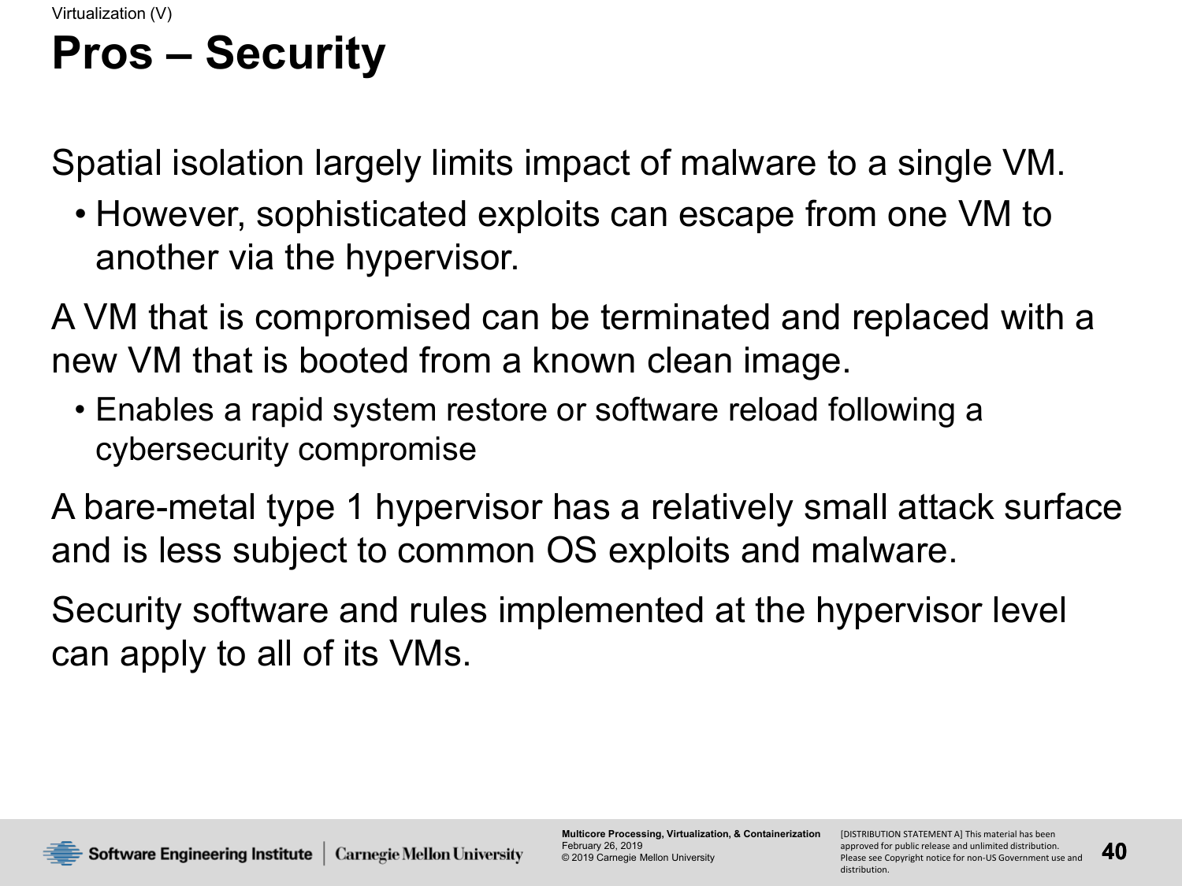# Pros – Security

Spatial isolation largely limits impact of malware to a single VM.

- However, sophisticated exploits can escape from one VM to another via the hypervisor.

A VM that is compromised can be terminated and replaced with a new VM that is booted from a known clean image.

- Enables a rapid system restore or software reload following a cybersecurity compromise

A bare-metal type 1 hypervisor has a relatively small attack surface and is less subject to common OS exploits and malware.

Security software and rules implemented at the hypervisor level can apply to all of its VMs.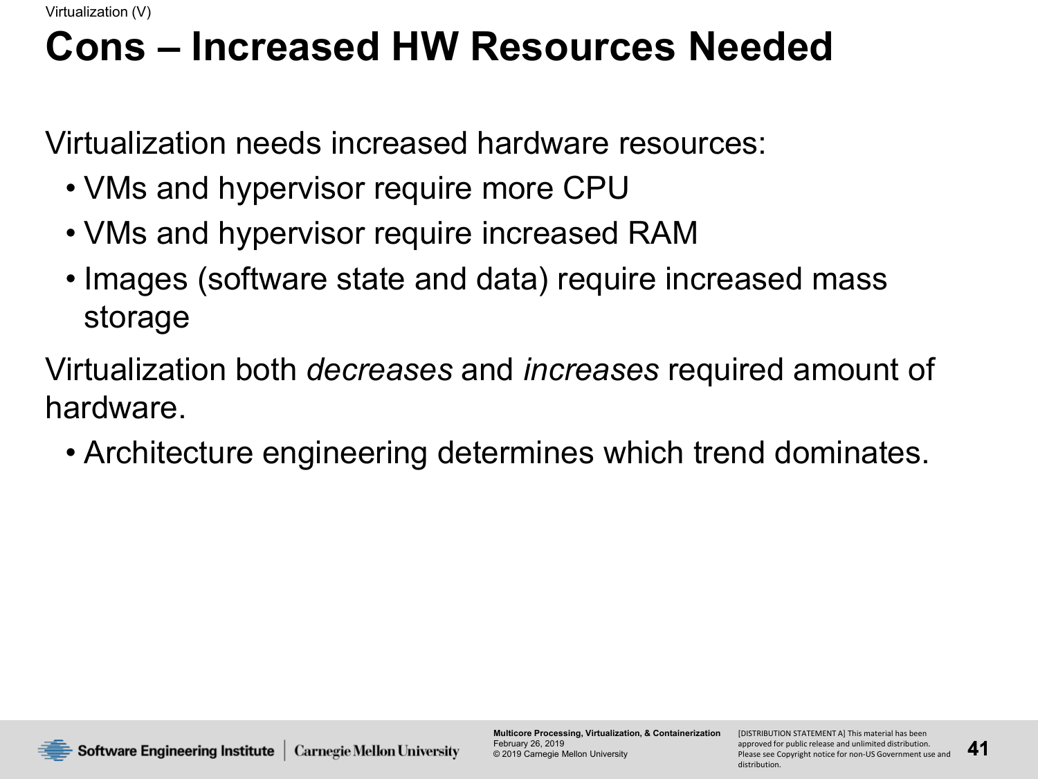# Cons – Increased HW Resources Needed

Virtualization needs increased hardware resources:

- VMs and hypervisor require more CPU
- VMs and hypervisor require increased RAM
- Images (software state and data) require increased mass storage

Virtualization both *decreases* and *increases* required amount of hardware.

- Architecture engineering determines which trend dominates.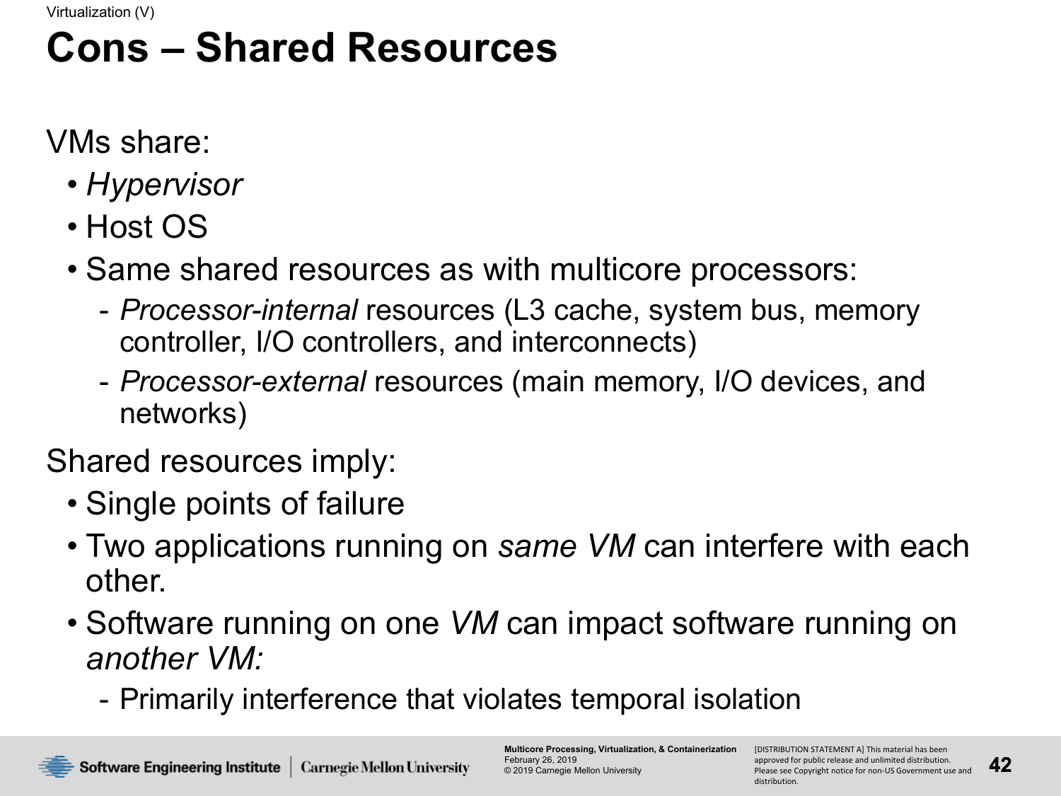# Cons – Shared Resources

VMs share:

- *Hypervisor*
- Host OS
- Same shared resources as with multicore processors:
  - *Processor-internal* resources (L3 cache, system bus, memory controller, I/O controllers, and interconnects)
  - *Processor-external* resources (main memory, I/O devices, and networks)

Shared resources imply:

- Single points of failure
- Two applications running on *same VM* can interfere with each other.
- Software running on one *VM* can impact software running on *another VM:*
  - Primarily interference that violates temporal isolation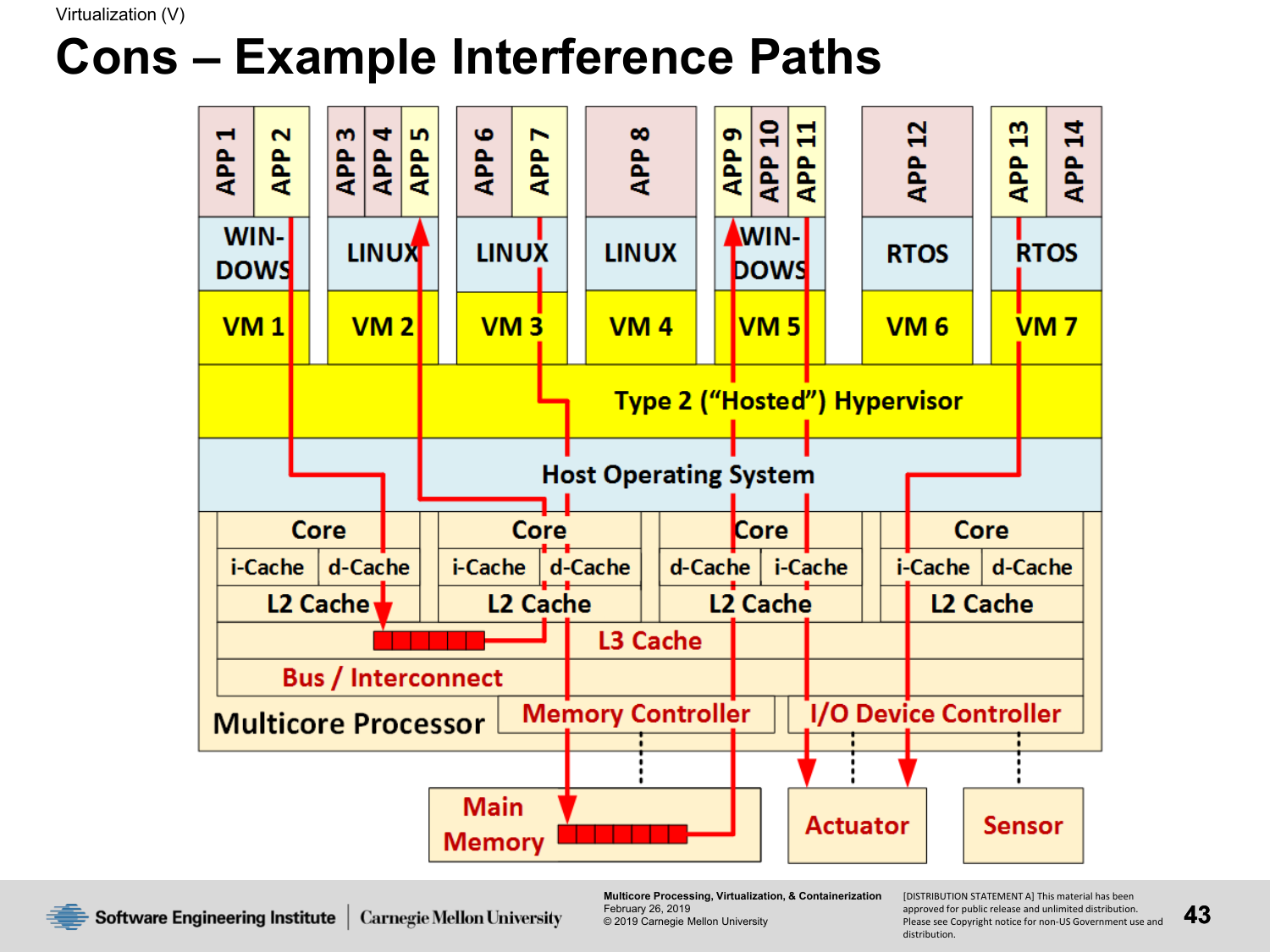# Cons – Example Interference Paths

| APP 1, APP 2 | APP 3, APP 4, APP 5 | APP 6, APP 7 | APP 8 | APP 9, APP 10, APP 11 | APP 12 | APP 13, APP 14 |
|---|---|---|---|---|---|---|
| WINDOWS | LINUX | LINUX | LINUX | WINDOWS | RTOS | RTOS |
| VM 1 | VM 2 | VM 3 | VM 4 | VM 5 | VM 6 | VM 7 |

Type 2 ("Hosted") Hypervisor

Host Operating System

| Core | Core | Core | Core |
|---|---|---|---|
| i-Cache, d-Cache | i-Cache, d-Cache | d-Cache, i-Cache | i-Cache, d-Cache |
| L2 Cache | L2 Cache | L2 Cache | L2 Cache |

L3 Cache

Bus / Interconnect

Multicore Processor

Memory Controller

I/O Device Controller

Main Memory

Actuator

Sensor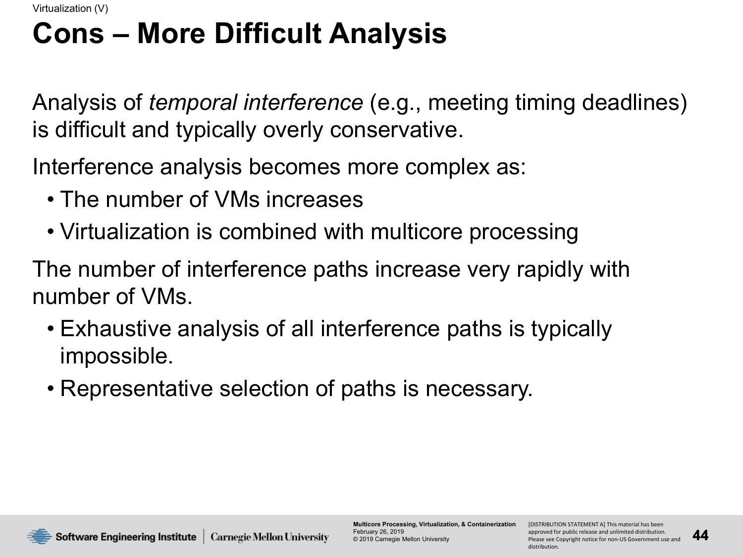# Cons – More Difficult Analysis

Analysis of *temporal interference* (e.g., meeting timing deadlines) is difficult and typically overly conservative.

Interference analysis becomes more complex as:

- The number of VMs increases
- Virtualization is combined with multicore processing

The number of interference paths increase very rapidly with number of VMs.

- Exhaustive analysis of all interference paths is typically impossible.
- Representative selection of paths is necessary.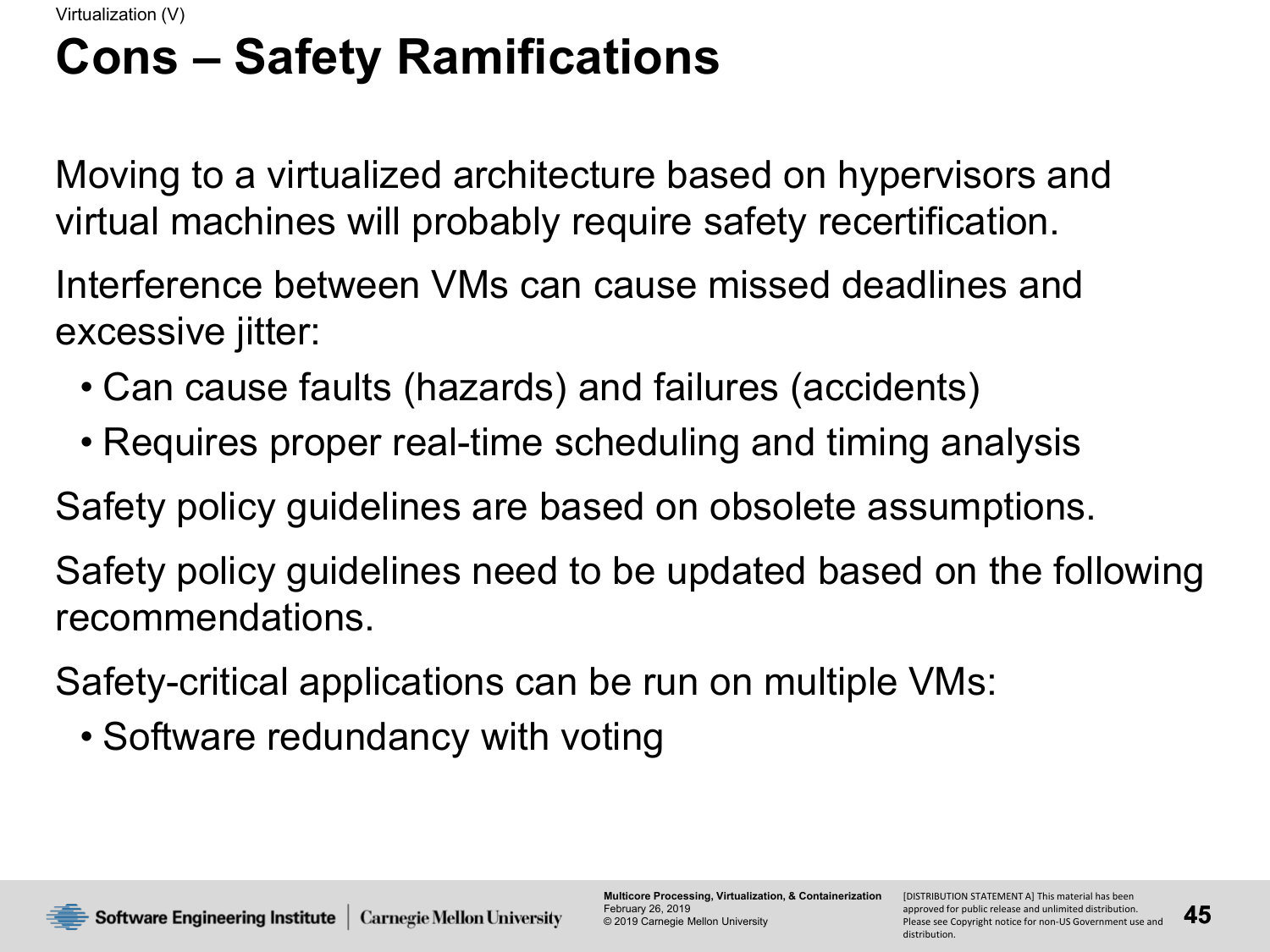Virtualization (V)

# Cons – Safety Ramifications

Moving to a virtualized architecture based on hypervisors and virtual machines will probably require safety recertification.

Interference between VMs can cause missed deadlines and excessive jitter:

- Can cause faults (hazards) and failures (accidents)
- Requires proper real-time scheduling and timing analysis

Safety policy guidelines are based on obsolete assumptions.

Safety policy guidelines need to be updated based on the following recommendations.

Safety-critical applications can be run on multiple VMs:

- Software redundancy with voting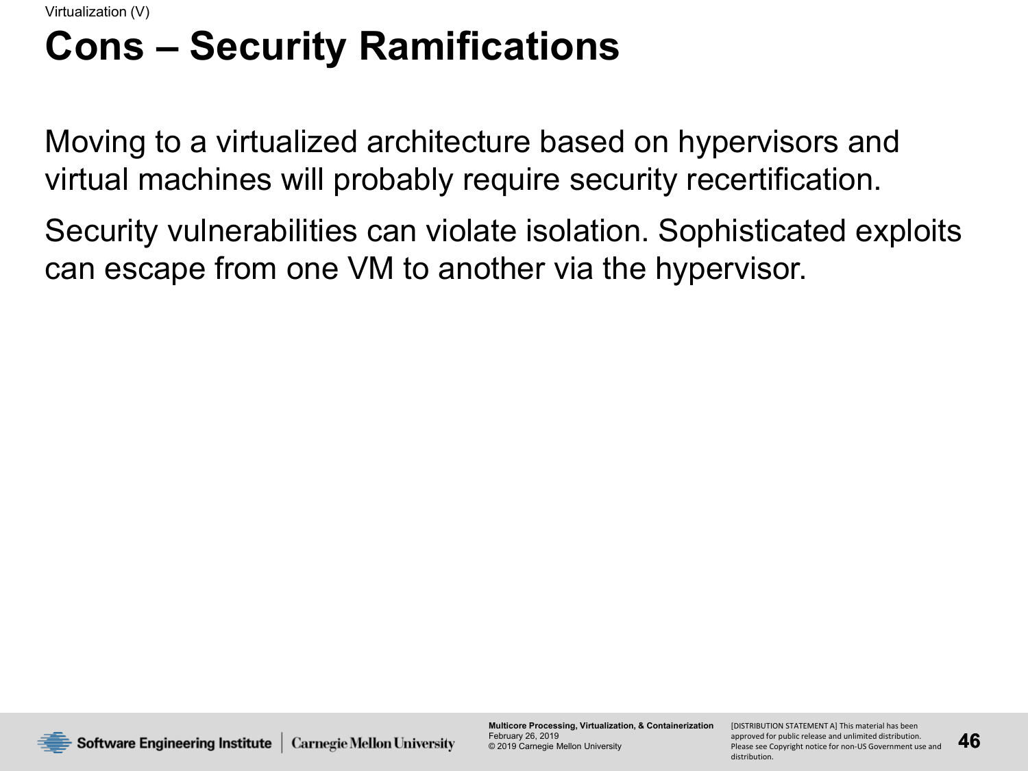# Cons – Security Ramifications

Moving to a virtualized architecture based on hypervisors and virtual machines will probably require security recertification.

Security vulnerabilities can violate isolation. Sophisticated exploits can escape from one VM to another via the hypervisor.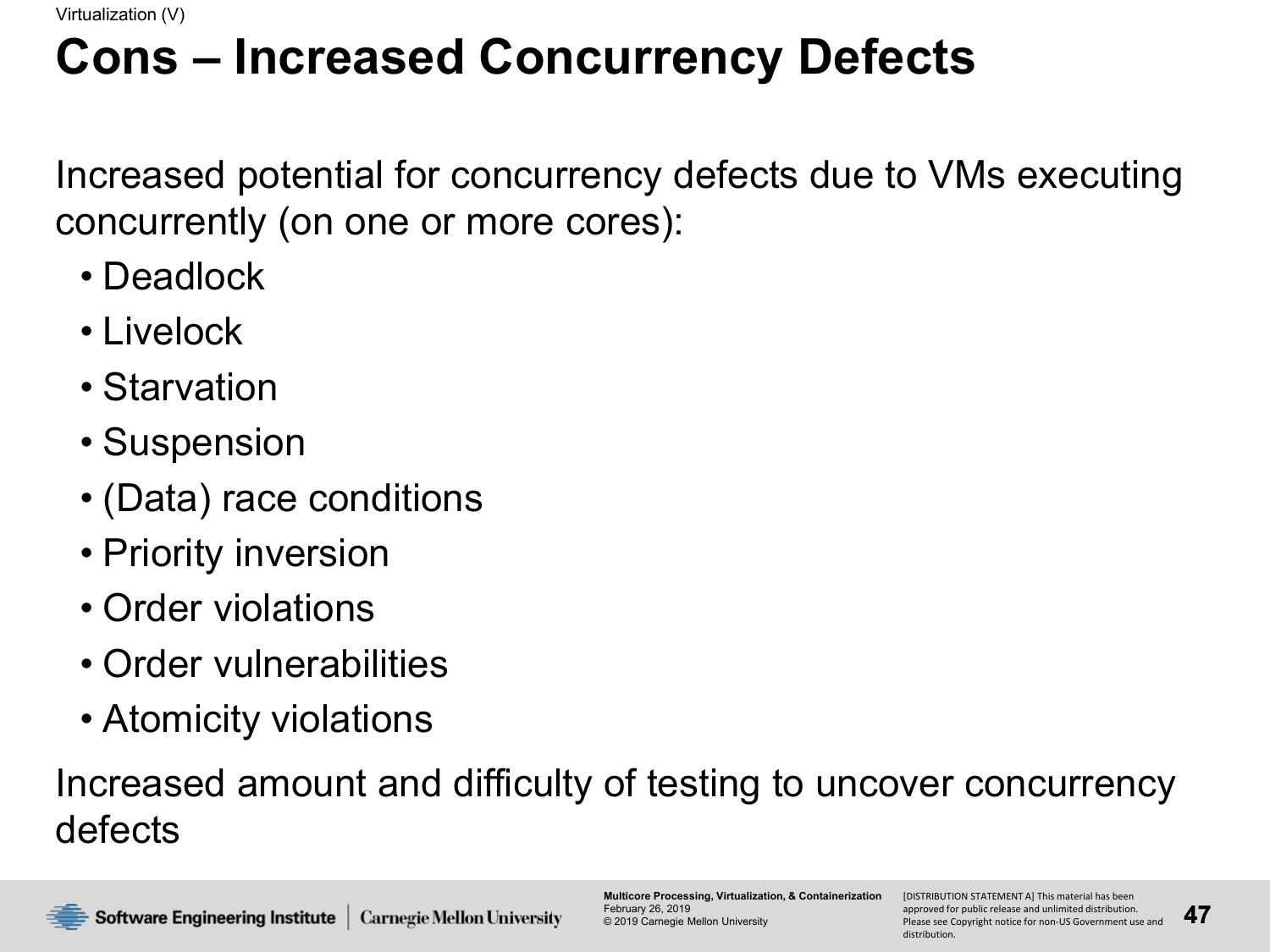# Cons – Increased Concurrency Defects

Increased potential for concurrency defects due to VMs executing concurrently (on one or more cores):

- Deadlock
- Livelock
- Starvation
- Suspension
- (Data) race conditions
- Priority inversion
- Order violations
- Order vulnerabilities
- Atomicity violations

Increased amount and difficulty of testing to uncover concurrency defects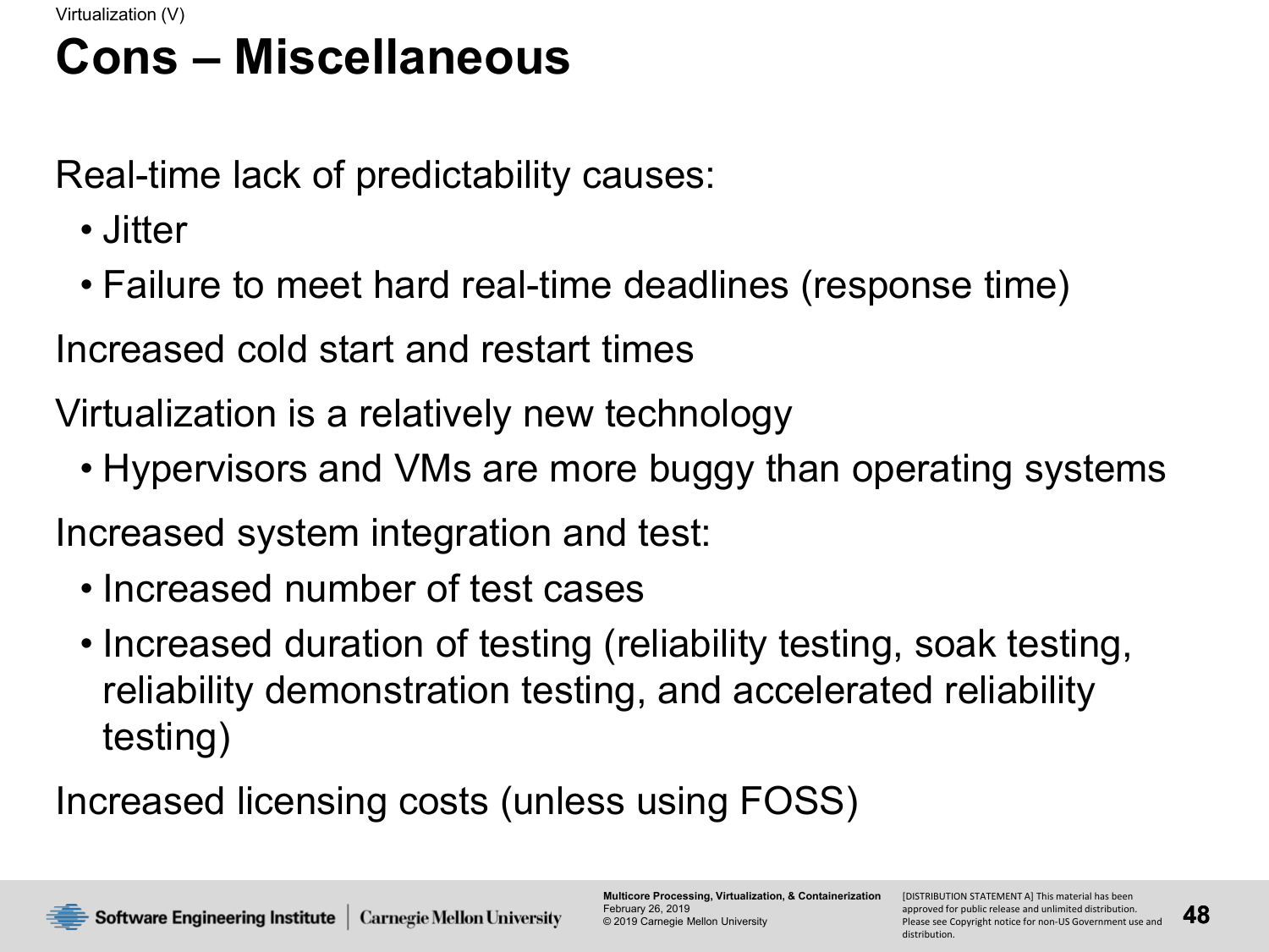# Cons – Miscellaneous

Real-time lack of predictability causes:

- Jitter
- Failure to meet hard real-time deadlines (response time)

Increased cold start and restart times

Virtualization is a relatively new technology

- Hypervisors and VMs are more buggy than operating systems

Increased system integration and test:

- Increased number of test cases
- Increased duration of testing (reliability testing, soak testing, reliability demonstration testing, and accelerated reliability testing)

Increased licensing costs (unless using FOSS)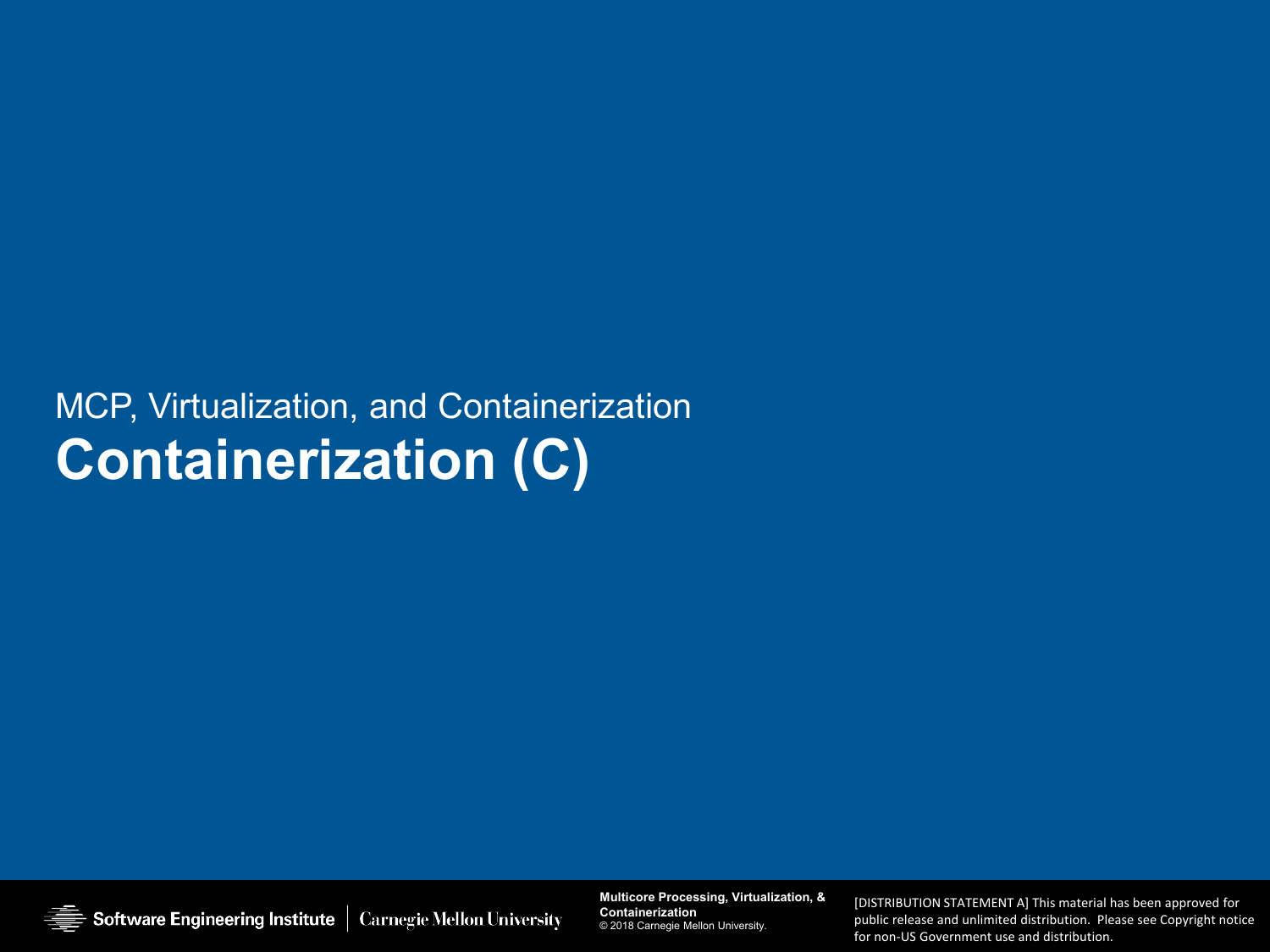MCP, Virtualization, and Containerization

# Containerization (C)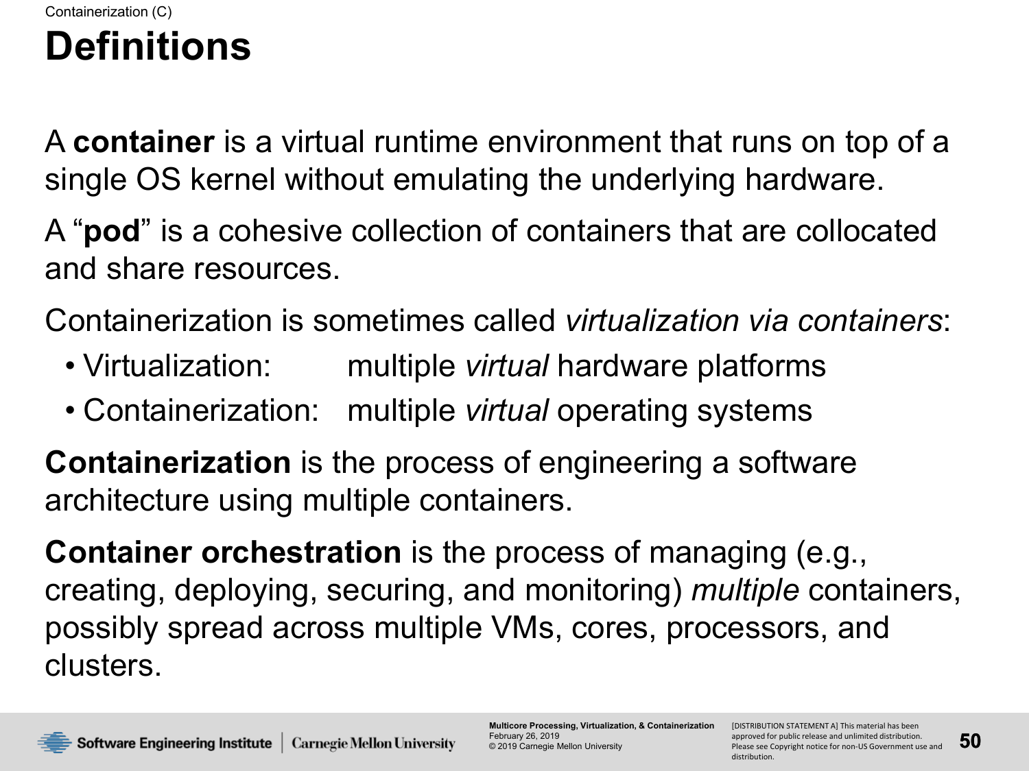# Definitions

A **container** is a virtual runtime environment that runs on top of a single OS kernel without emulating the underlying hardware.

A "**pod**" is a cohesive collection of containers that are collocated and share resources.

Containerization is sometimes called *virtualization via containers*:

- Virtualization: multiple *virtual* hardware platforms
- Containerization: multiple *virtual* operating systems

**Containerization** is the process of engineering a software architecture using multiple containers.

**Container orchestration** is the process of managing (e.g., creating, deploying, securing, and monitoring) *multiple* containers, possibly spread across multiple VMs, cores, processors, and clusters.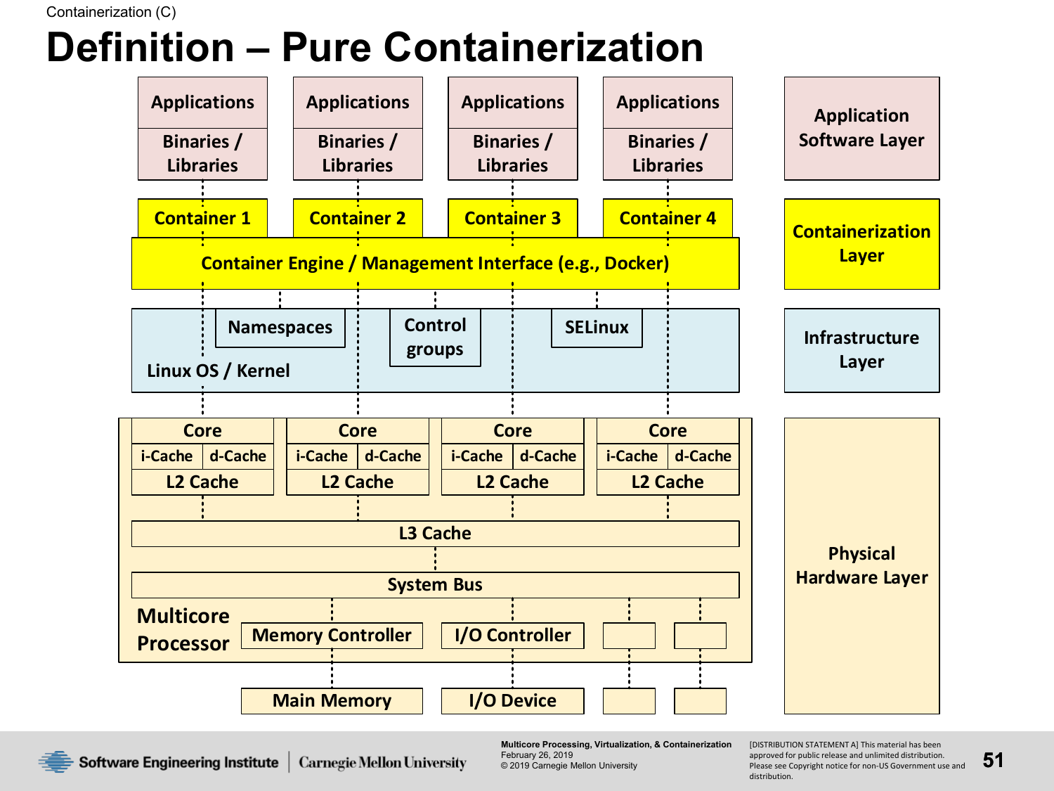Containerization (C)

# Definition – Pure Containerization

| Applications | Applications | Applications | Applications | Application Software Layer |
|---|---|---|---|---|
| Binaries / Libraries | Binaries / Libraries | Binaries / Libraries | Binaries / Libraries | |
| Container 1 | Container 2 | Container 3 | Container 4 | Containerization Layer |
| Container Engine / Management Interface (e.g., Docker) | | | | |
| Linux OS / Kernel: Namespaces, Control groups, SELinux | | | | Infrastructure Layer |
| Core: i-Cache, d-Cache, L2 Cache | Core: i-Cache, d-Cache, L2 Cache | Core: i-Cache, d-Cache, L2 Cache | Core: i-Cache, d-Cache, L2 Cache | Physical Hardware Layer |
| L3 Cache | | | | |
| System Bus | | | | |
| Multicore Processor: Memory Controller, I/O Controller | | | | |
| Main Memory | I/O Device | | | |

Multicore Processing, Virtualization, & Containerization
February 26, 2019
© 2019 Carnegie Mellon University

[DISTRIBUTION STATEMENT A] This material has been approved for public release and unlimited distribution. Please see Copyright notice for non-US Government use and distribution.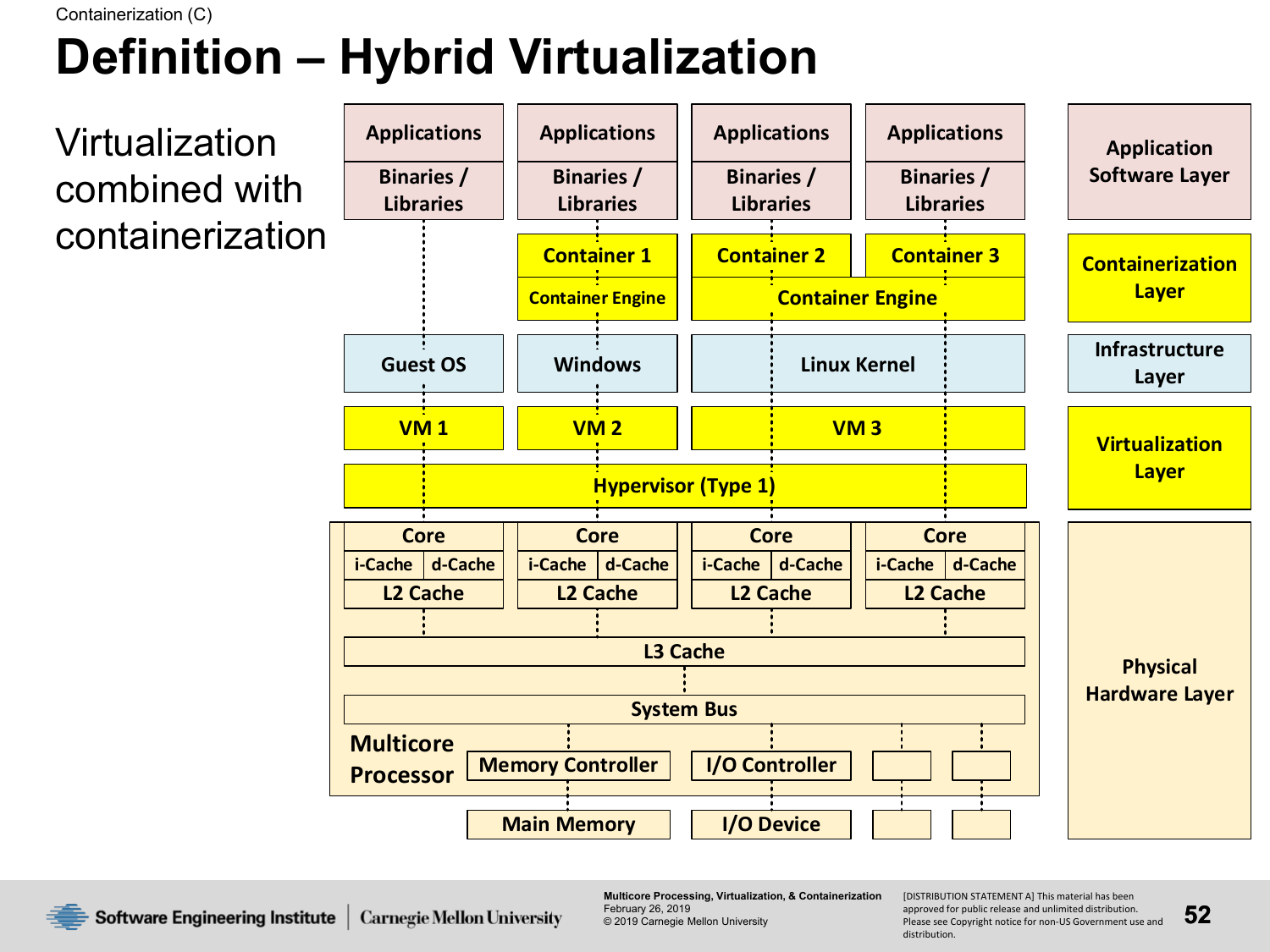Containerization (C)

# Definition – Hybrid Virtualization

Virtualization combined with containerization

| Applications | Applications | Applications | Applications | Application Software Layer |
|---|---|---|---|---|
| Binaries / Libraries | Binaries / Libraries | Binaries / Libraries | Binaries / Libraries | |
| | Container 1 | Container 2 | Container 3 | Containerization Layer |
| | Container Engine | Container Engine | | |
| Guest OS | Windows | Linux Kernel | | Infrastructure Layer |
| VM 1 | VM 2 | VM 3 | | Virtualization Layer |
| Hypervisor (Type 1) | | | | |
| Core | Core | Core | Core | Physical Hardware Layer |
| i-Cache, d-Cache | i-Cache, d-Cache | i-Cache, d-Cache | i-Cache, d-Cache | |
| L2 Cache | L2 Cache | L2 Cache | L2 Cache | |
| L3 Cache | | | | |
| System Bus | | | | |
| Multicore Processor: Memory Controller | I/O Controller | | | |
| Main Memory | I/O Device | | | |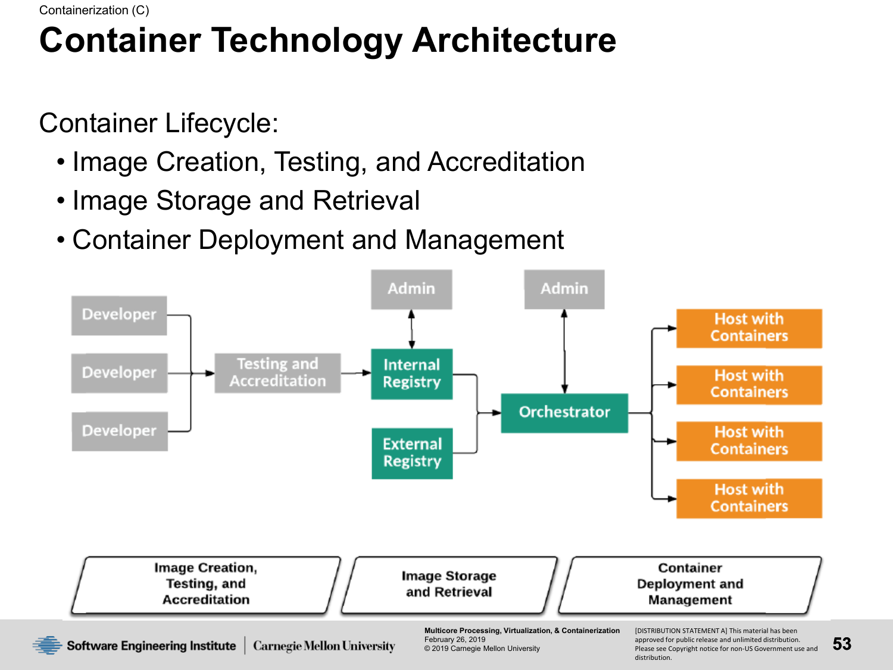Containerization (C)

# Container Technology Architecture

Container Lifecycle:

- Image Creation, Testing, and Accreditation
- Image Storage and Retrieval
- Container Deployment and Management

Developer | Developer | Developer → Testing and Accreditation → Internal Registry (Admin) | External Registry → Orchestrator (Admin) → Host with Containers | Host with Containers | Host with Containers | Host with Containers

Image Creation, Testing, and Accreditation | Image Storage and Retrieval | Container Deployment and Management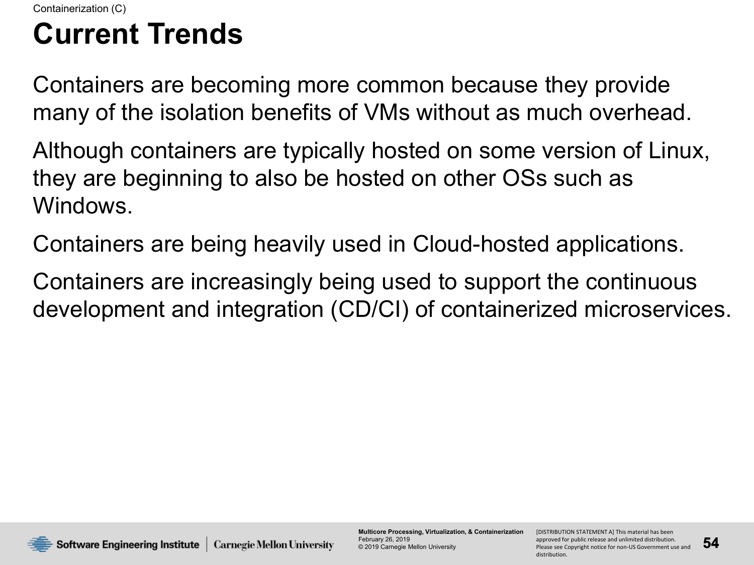# Current Trends

Containers are becoming more common because they provide many of the isolation benefits of VMs without as much overhead.

Although containers are typically hosted on some version of Linux, they are beginning to also be hosted on other OSs such as Windows.

Containers are being heavily used in Cloud-hosted applications.

Containers are increasingly being used to support the continuous development and integration (CD/CI) of containerized microservices.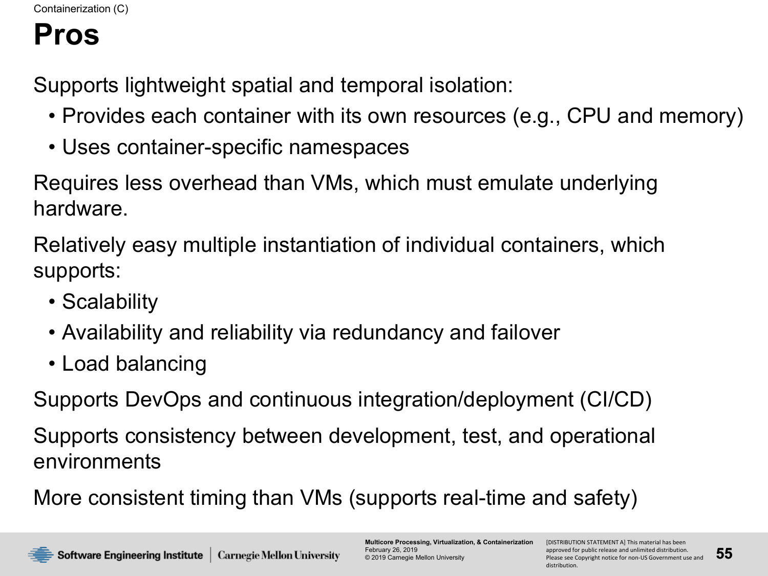Containerization (C)

# Pros

Supports lightweight spatial and temporal isolation:

- Provides each container with its own resources (e.g., CPU and memory)
- Uses container-specific namespaces

Requires less overhead than VMs, which must emulate underlying hardware.

Relatively easy multiple instantiation of individual containers, which supports:

- Scalability
- Availability and reliability via redundancy and failover
- Load balancing

Supports DevOps and continuous integration/deployment (CI/CD)

Supports consistency between development, test, and operational environments

More consistent timing than VMs (supports real-time and safety)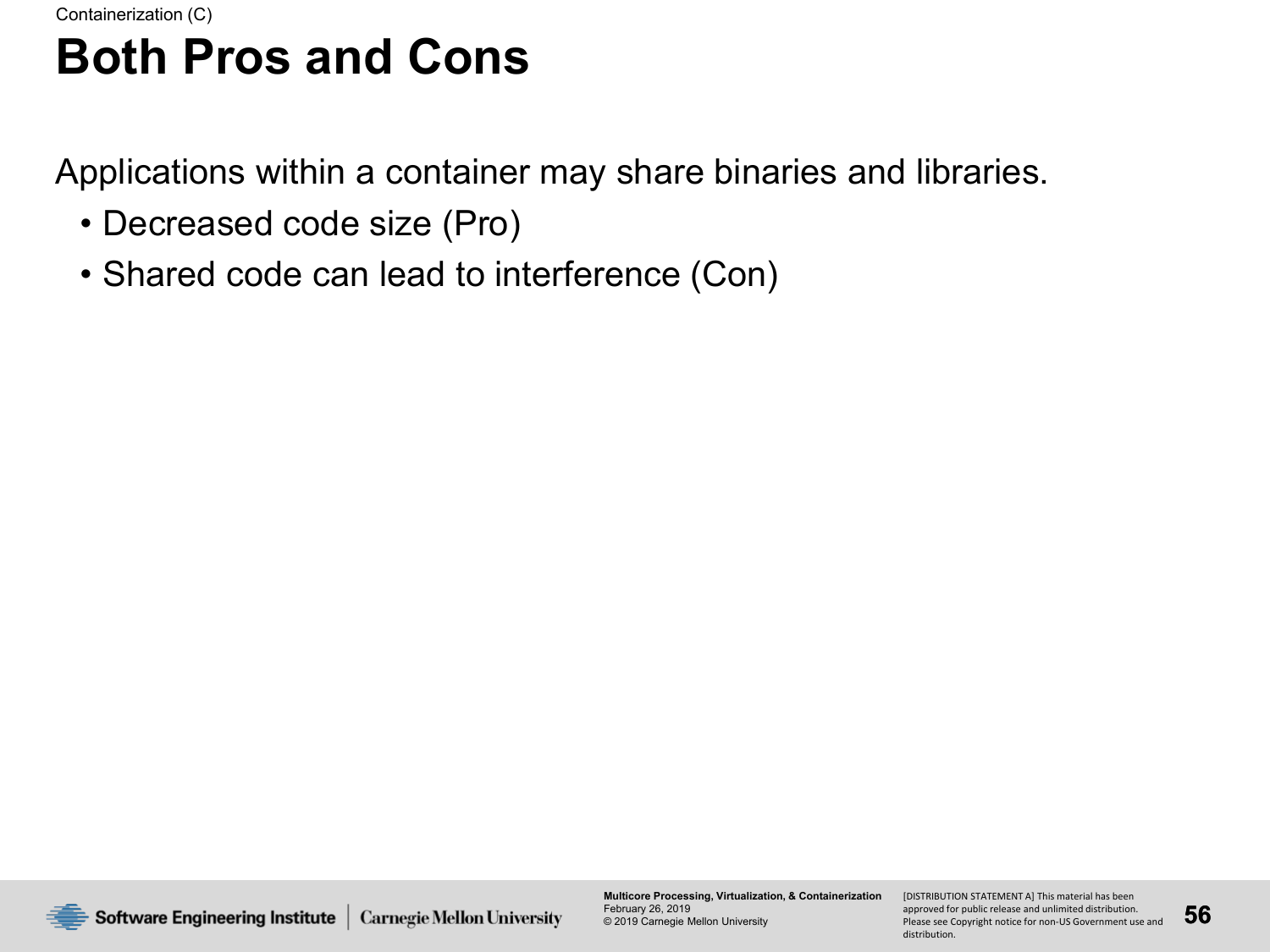# Both Pros and Cons

Applications within a container may share binaries and libraries.

- Decreased code size (Pro)
- Shared code can lead to interference (Con)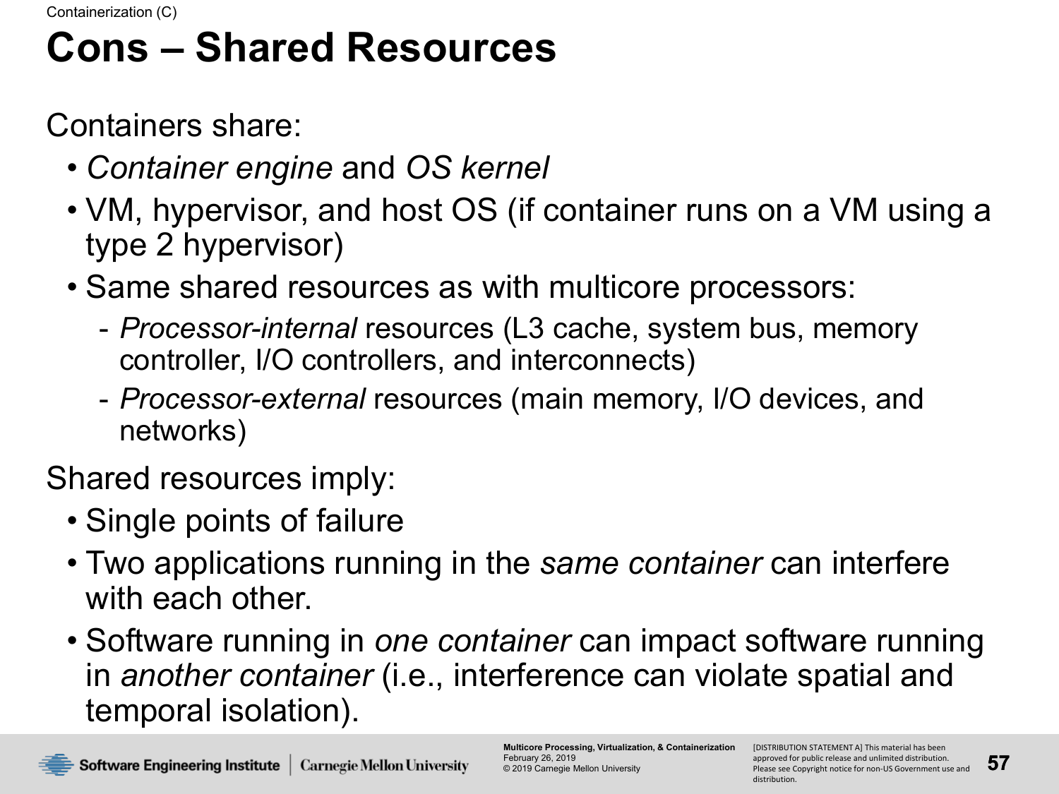# Cons – Shared Resources

Containers share:

- *Container engine* and *OS kernel*
- VM, hypervisor, and host OS (if container runs on a VM using a type 2 hypervisor)
- Same shared resources as with multicore processors:
  - *Processor-internal* resources (L3 cache, system bus, memory controller, I/O controllers, and interconnects)
  - *Processor-external* resources (main memory, I/O devices, and networks)

Shared resources imply:

- Single points of failure
- Two applications running in the *same container* can interfere with each other.
- Software running in *one container* can impact software running in *another container* (i.e., interference can violate spatial and temporal isolation).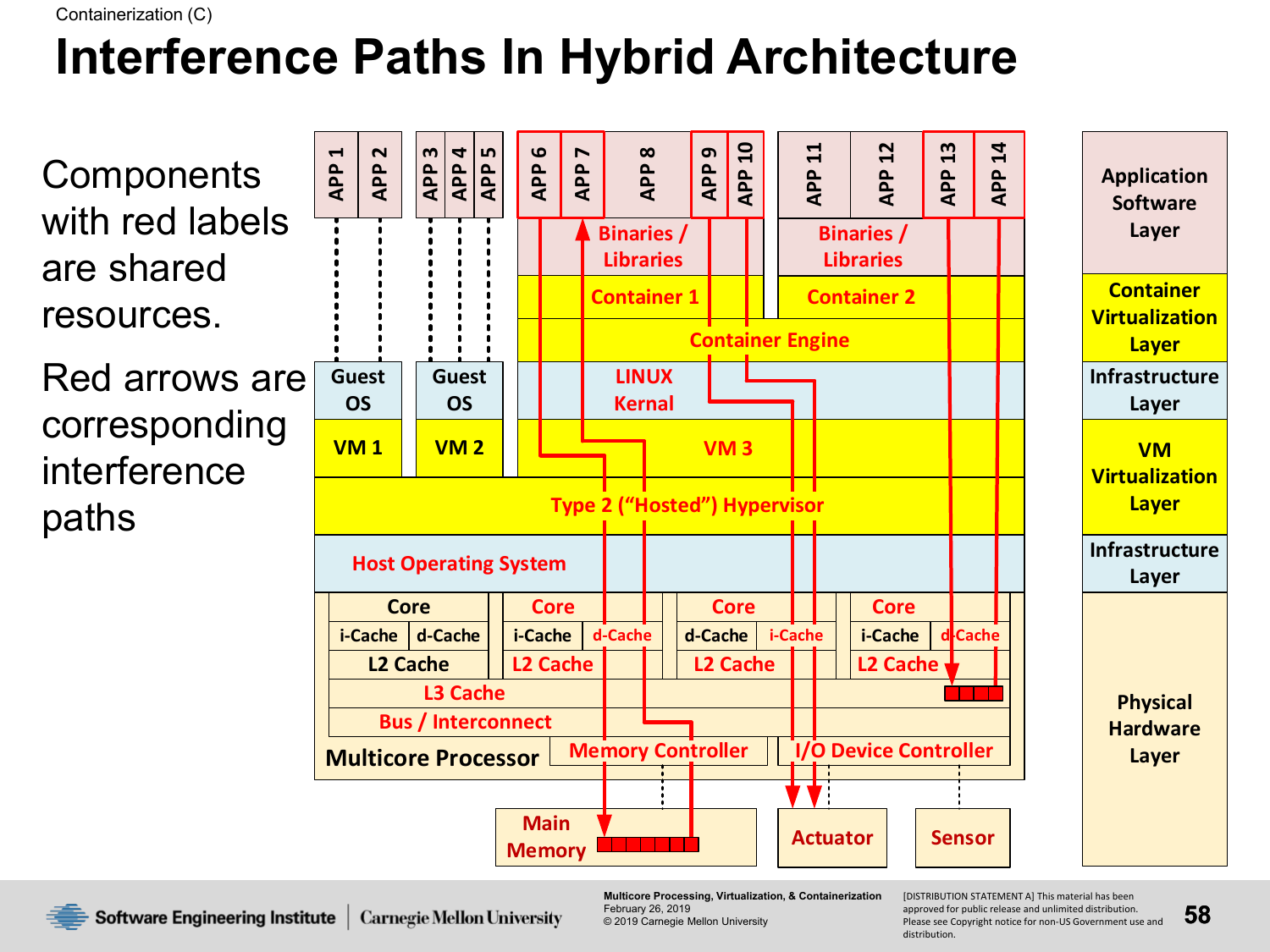Containerization (C)

# Interference Paths In Hybrid Architecture

Components with red labels are shared resources.

Red arrows are corresponding interference paths

APP 1 | APP 2 | APP 3 | APP 4 | APP 5 | APP 6 | APP 7 | APP 8 | APP 9 | APP 10 | APP 11 | APP 12 | APP 13 | APP 14

Binaries / Libraries | Binaries / Libraries

Container 1 | Container 2

Container Engine

Guest OS | Guest OS | LINUX Kernal

VM 1 | VM 2 | VM 3

Type 2 ("Hosted") Hypervisor

Host Operating System

| Core | Core | Core | Core |
|---|---|---|---|
| i-Cache, d-Cache | i-Cache, d-Cache | d-Cache, i-Cache | i-Cache, d-Cache |
| L2 Cache | L2 Cache | L2 Cache | L2 Cache |

L3 Cache

Bus / Interconnect

Multicore Processor | Memory Controller | I/O Device Controller

Main Memory | Actuator | Sensor

- Application Software Layer
- Container Virtualization Layer
- Infrastructure Layer
- VM Virtualization Layer
- Infrastructure Layer
- Physical Hardware Layer

Multicore Processing, Virtualization, & Containerization
February 26, 2019
© 2019 Carnegie Mellon University

[DISTRIBUTION STATEMENT A] This material has been approved for public release and unlimited distribution. Please see Copyright notice for non-US Government use and distribution.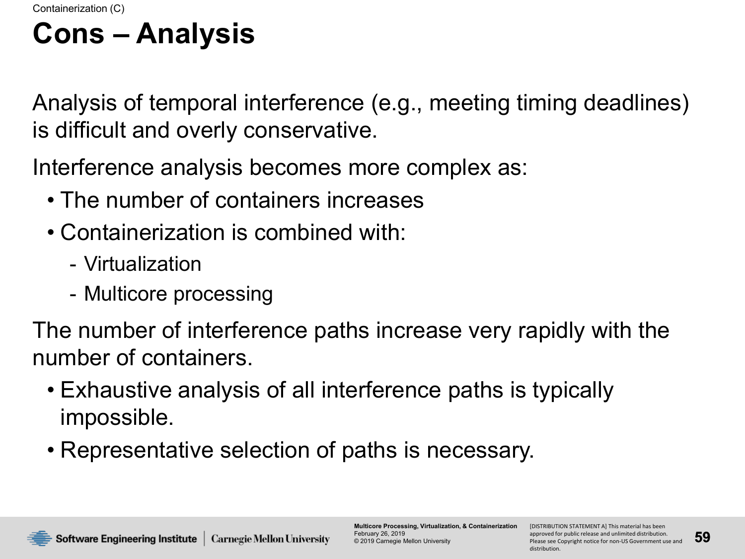Containerization (C)

# Cons – Analysis

Analysis of temporal interference (e.g., meeting timing deadlines) is difficult and overly conservative.

Interference analysis becomes more complex as:

- The number of containers increases
- Containerization is combined with:
  - Virtualization
  - Multicore processing

The number of interference paths increase very rapidly with the number of containers.

- Exhaustive analysis of all interference paths is typically impossible.
- Representative selection of paths is necessary.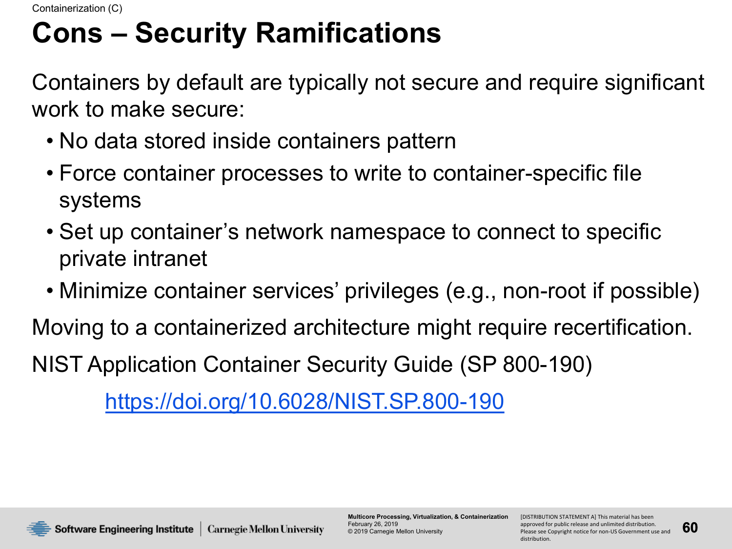Containerization (C)

# Cons – Security Ramifications

Containers by default are typically not secure and require significant work to make secure:

- No data stored inside containers pattern
- Force container processes to write to container-specific file systems
- Set up container's network namespace to connect to specific private intranet
- Minimize container services' privileges (e.g., non-root if possible)

Moving to a containerized architecture might require recertification.

NIST Application Container Security Guide (SP 800-190)

https://doi.org/10.6028/NIST.SP.800-190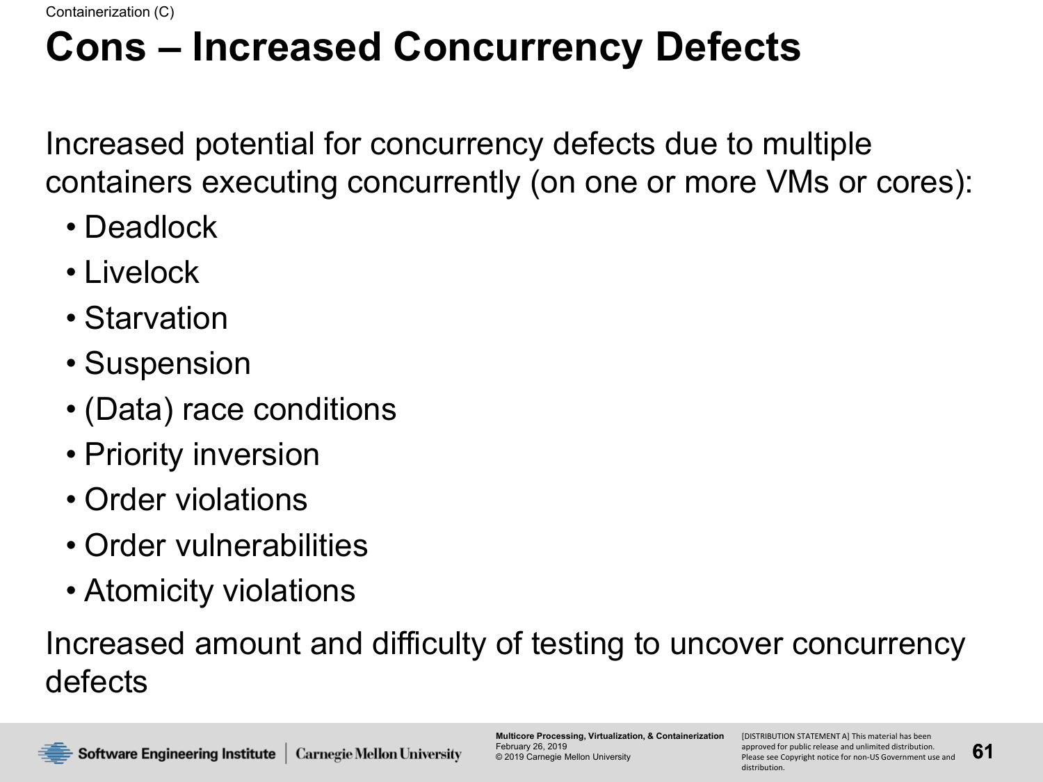Containerization (C)

# Cons – Increased Concurrency Defects

Increased potential for concurrency defects due to multiple containers executing concurrently (on one or more VMs or cores):

- Deadlock
- Livelock
- Starvation
- Suspension
- (Data) race conditions
- Priority inversion
- Order violations
- Order vulnerabilities
- Atomicity violations

Increased amount and difficulty of testing to uncover concurrency defects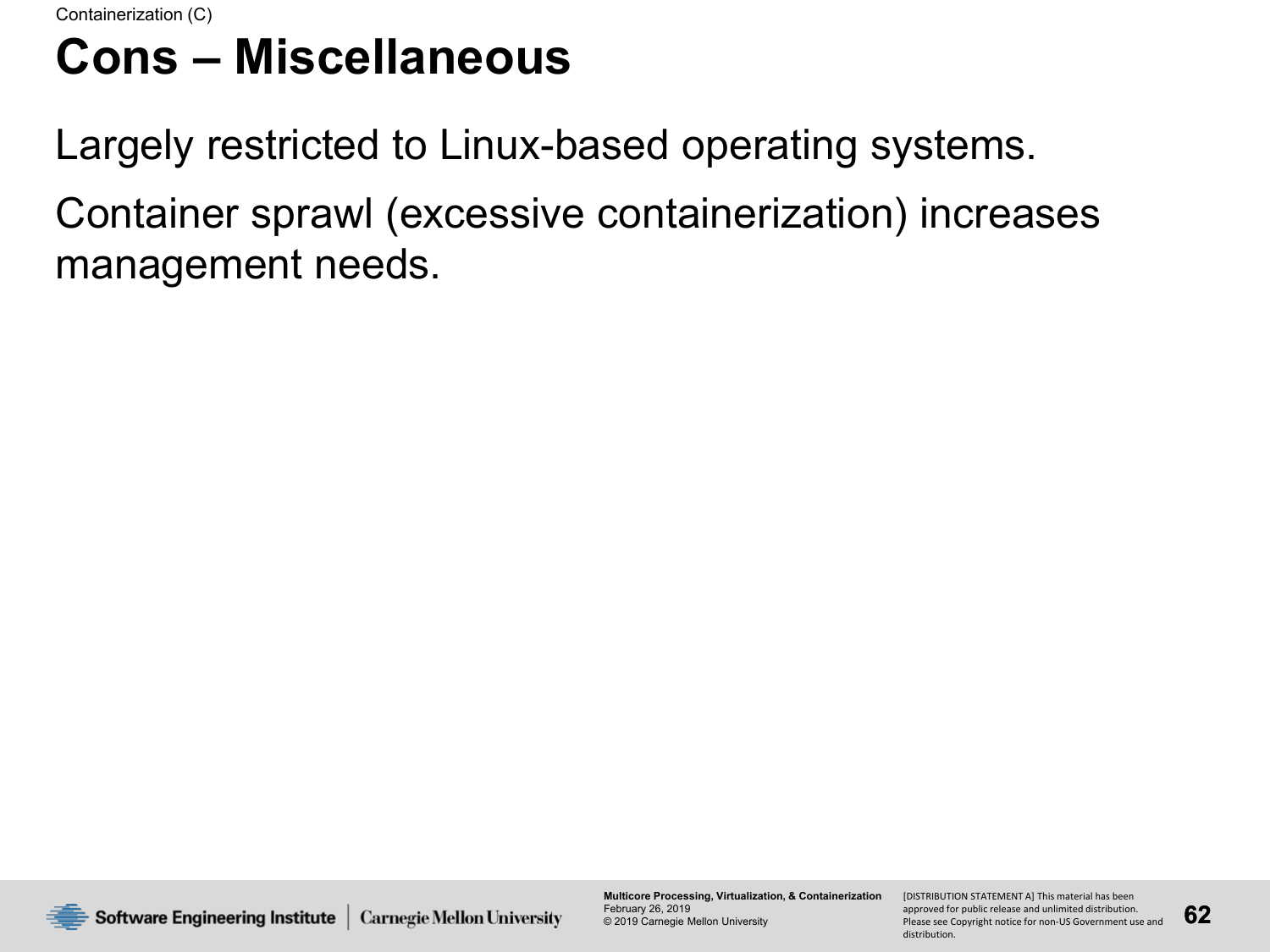Containerization (C)

# Cons – Miscellaneous

Largely restricted to Linux-based operating systems.

Container sprawl (excessive containerization) increases management needs.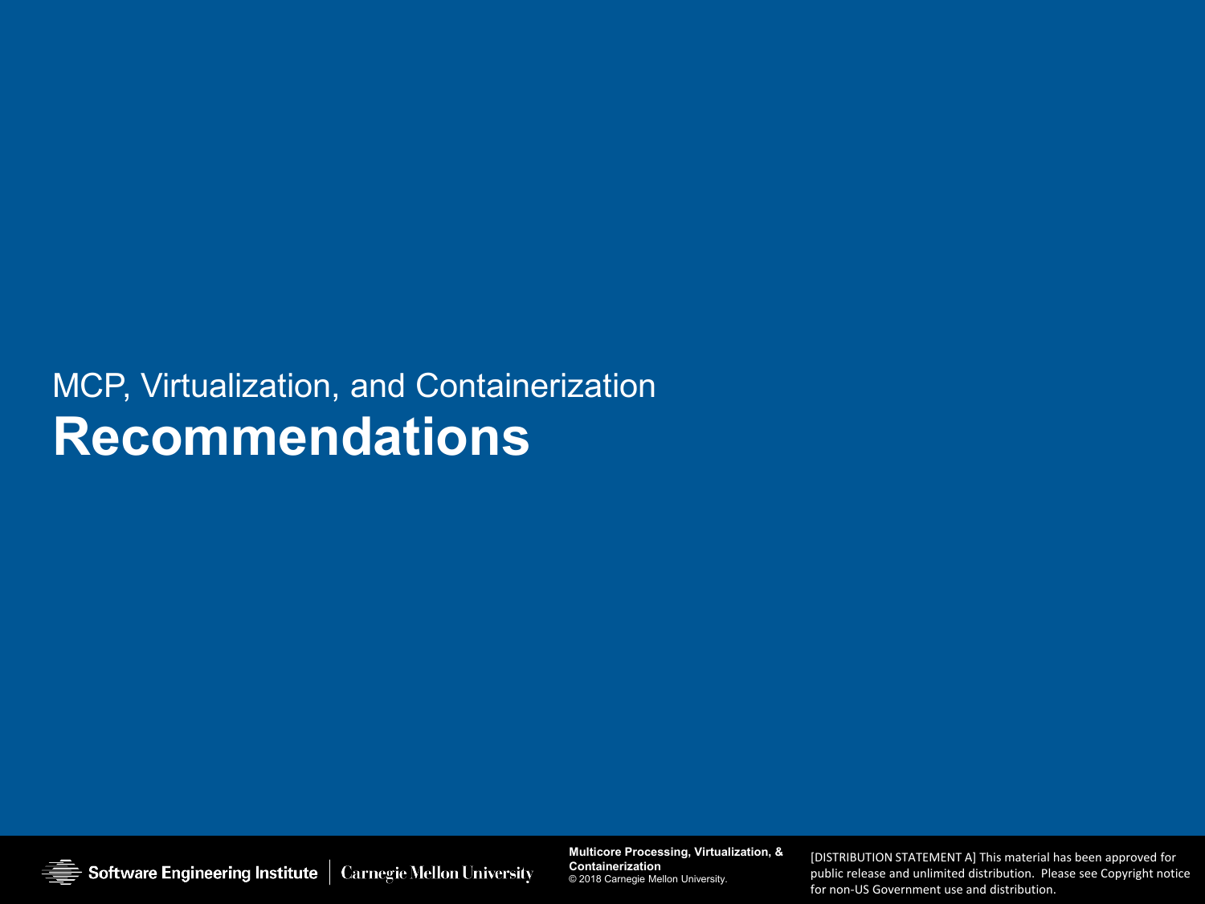MCP, Virtualization, and Containerization

# Recommendations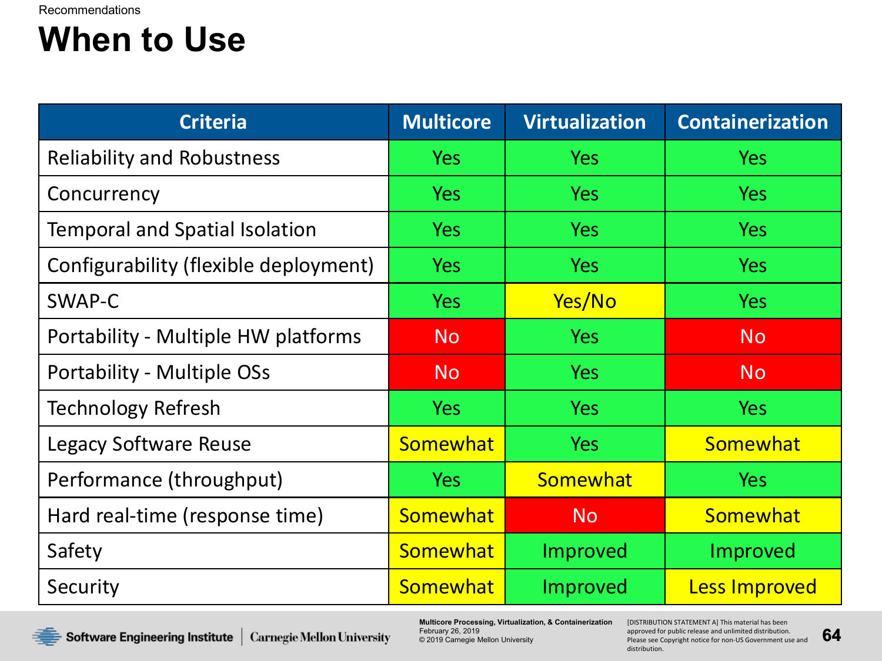Recommendations

# When to Use

| Criteria | Multicore | Virtualization | Containerization |
|---|---|---|---|
| Reliability and Robustness | Yes | Yes | Yes |
| Concurrency | Yes | Yes | Yes |
| Temporal and Spatial Isolation | Yes | Yes | Yes |
| Configurability (flexible deployment) | Yes | Yes | Yes |
| SWAP-C | Yes | Yes/No | Yes |
| Portability - Multiple HW platforms | No | Yes | No |
| Portability - Multiple OSs | No | Yes | No |
| Technology Refresh | Yes | Yes | Yes |
| Legacy Software Reuse | Somewhat | Yes | Somewhat |
| Performance (throughput) | Yes | Somewhat | Yes |
| Hard real-time (response time) | Somewhat | No | Somewhat |
| Safety | Somewhat | Improved | Improved |
| Security | Somewhat | Improved | Less Improved |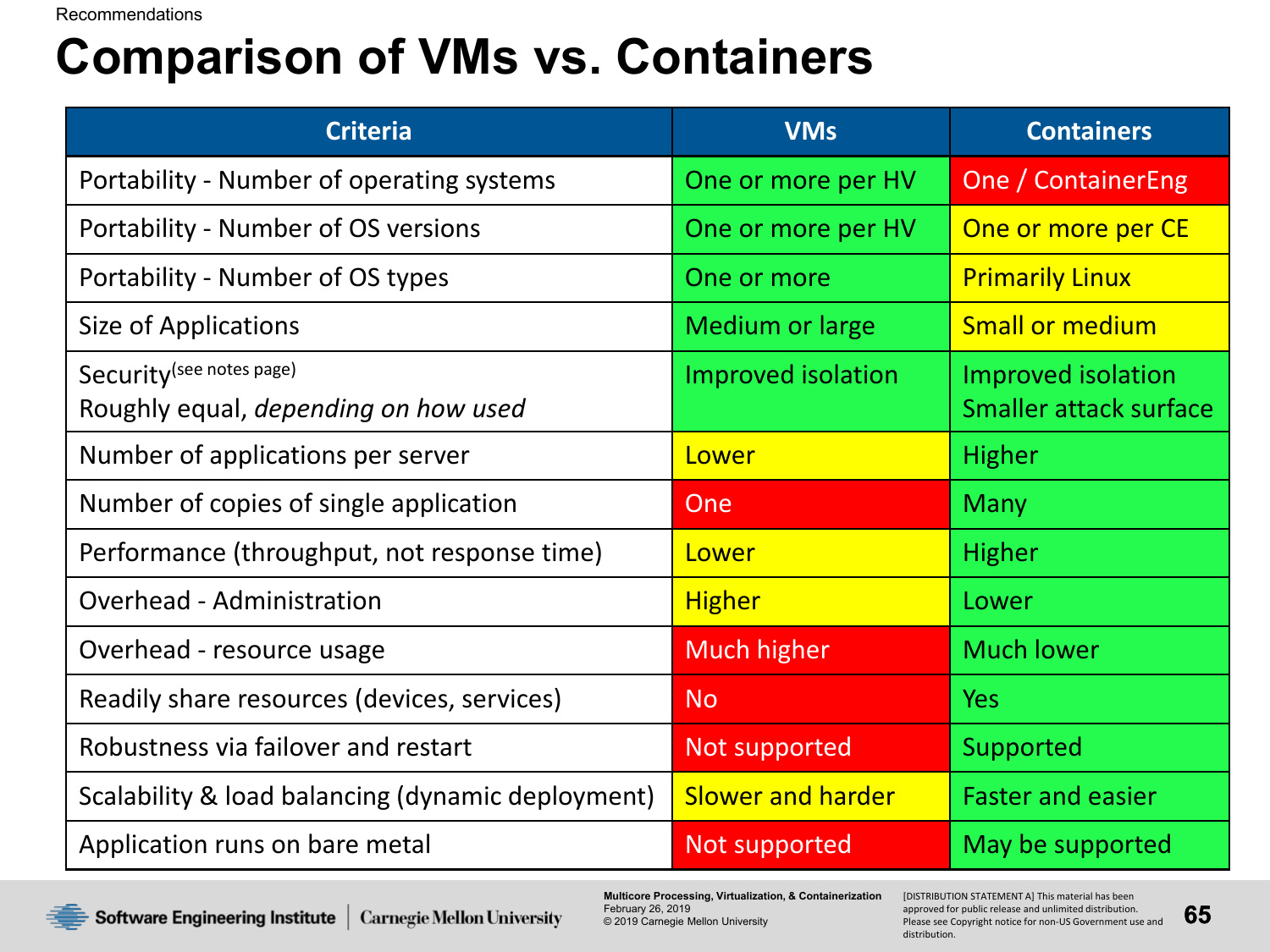Recommendations

# Comparison of VMs vs. Containers

| Criteria | VMs | Containers |
|---|---|---|
| Portability - Number of operating systems | One or more per HV | One / ContainerEng |
| Portability - Number of OS versions | One or more per HV | One or more per CE |
| Portability - Number of OS types | One or more | Primarily Linux |
| Size of Applications | Medium or large | Small or medium |
| Security(see notes page)<br>Roughly equal, *depending on how used* | Improved isolation | Improved isolation<br>Smaller attack surface |
| Number of applications per server | Lower | Higher |
| Number of copies of single application | One | Many |
| Performance (throughput, not response time) | Lower | Higher |
| Overhead - Administration | Higher | Lower |
| Overhead - resource usage | Much higher | Much lower |
| Readily share resources (devices, services) | No | Yes |
| Robustness via failover and restart | Not supported | Supported |
| Scalability & load balancing (dynamic deployment) | Slower and harder | Faster and easier |
| Application runs on bare metal | Not supported | May be supported |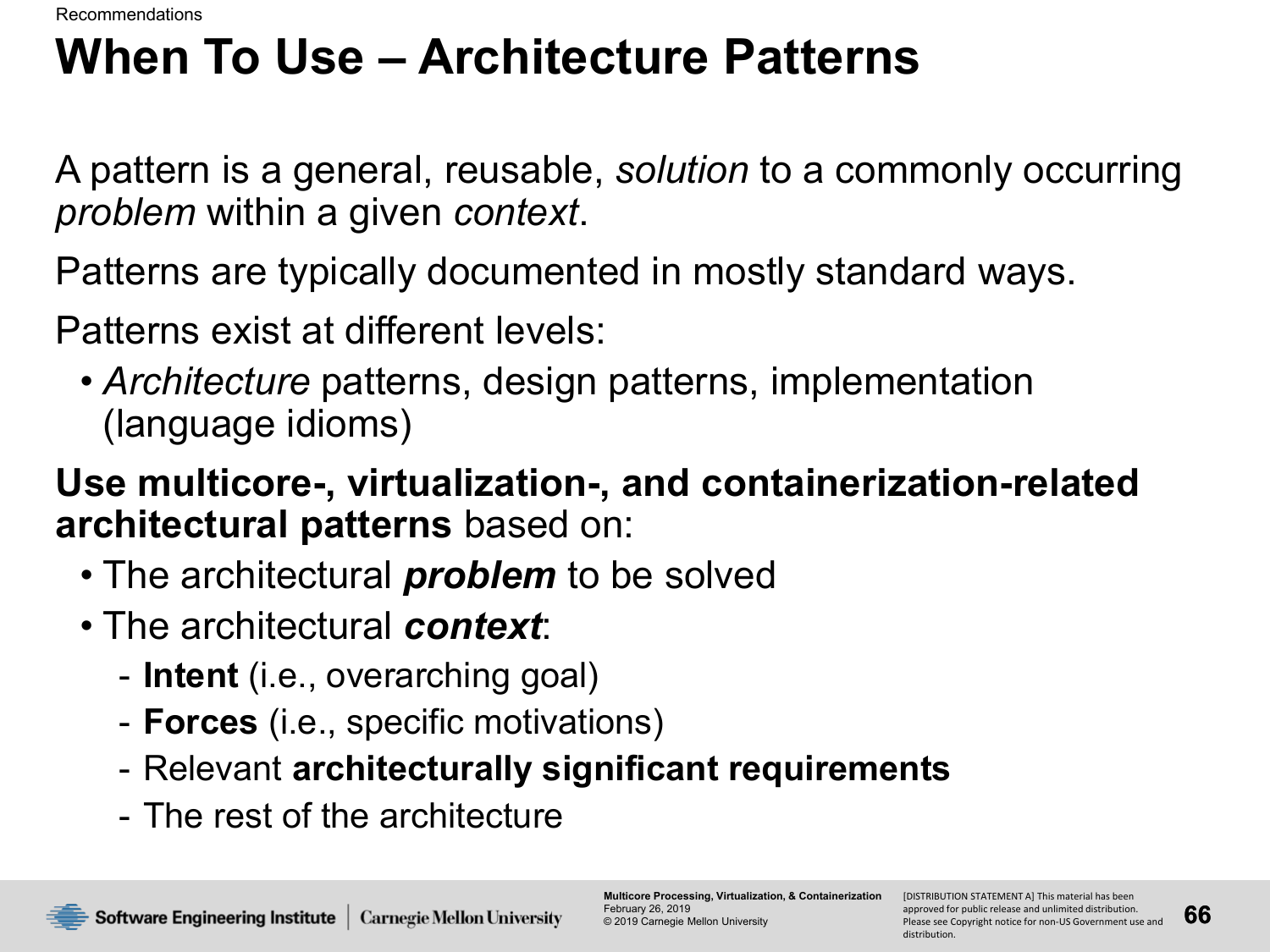Recommendations

# When To Use – Architecture Patterns

A pattern is a general, reusable, *solution* to a commonly occurring *problem* within a given *context*.

Patterns are typically documented in mostly standard ways.

Patterns exist at different levels:

- *Architecture* patterns, design patterns, implementation (language idioms)

**Use multicore-, virtualization-, and containerization-related architectural patterns** based on:

- The architectural ***problem*** to be solved
- The architectural ***context***:
  - **Intent** (i.e., overarching goal)
  - **Forces** (i.e., specific motivations)
  - Relevant **architecturally significant requirements**
  - The rest of the architecture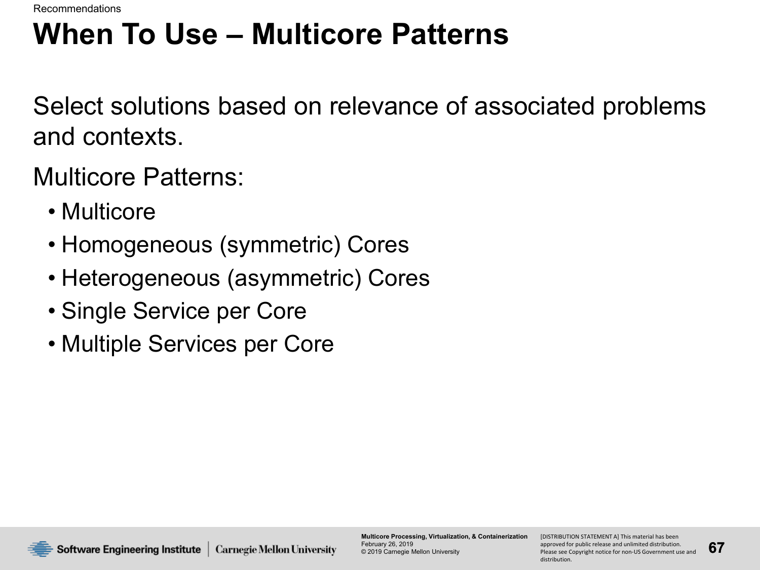Recommendations

# When To Use – Multicore Patterns

Select solutions based on relevance of associated problems and contexts.

Multicore Patterns:

- Multicore
- Homogeneous (symmetric) Cores
- Heterogeneous (asymmetric) Cores
- Single Service per Core
- Multiple Services per Core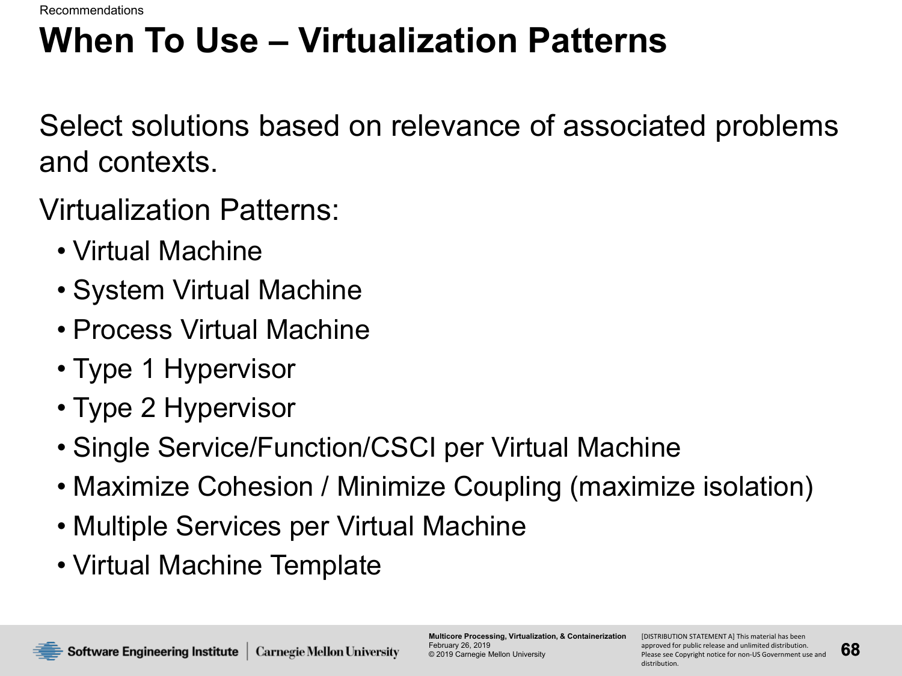Recommendations

# When To Use – Virtualization Patterns

Select solutions based on relevance of associated problems and contexts.

Virtualization Patterns:

- Virtual Machine
- System Virtual Machine
- Process Virtual Machine
- Type 1 Hypervisor
- Type 2 Hypervisor
- Single Service/Function/CSCI per Virtual Machine
- Maximize Cohesion / Minimize Coupling (maximize isolation)
- Multiple Services per Virtual Machine
- Virtual Machine Template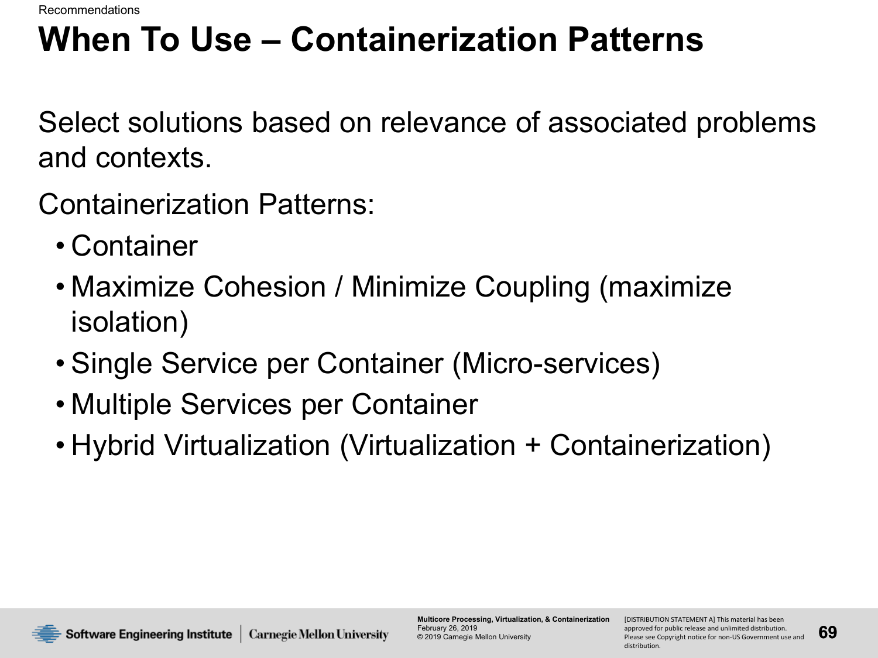Recommendations

# When To Use – Containerization Patterns

Select solutions based on relevance of associated problems and contexts.

Containerization Patterns:

- Container
- Maximize Cohesion / Minimize Coupling (maximize isolation)
- Single Service per Container (Micro-services)
- Multiple Services per Container
- Hybrid Virtualization (Virtualization + Containerization)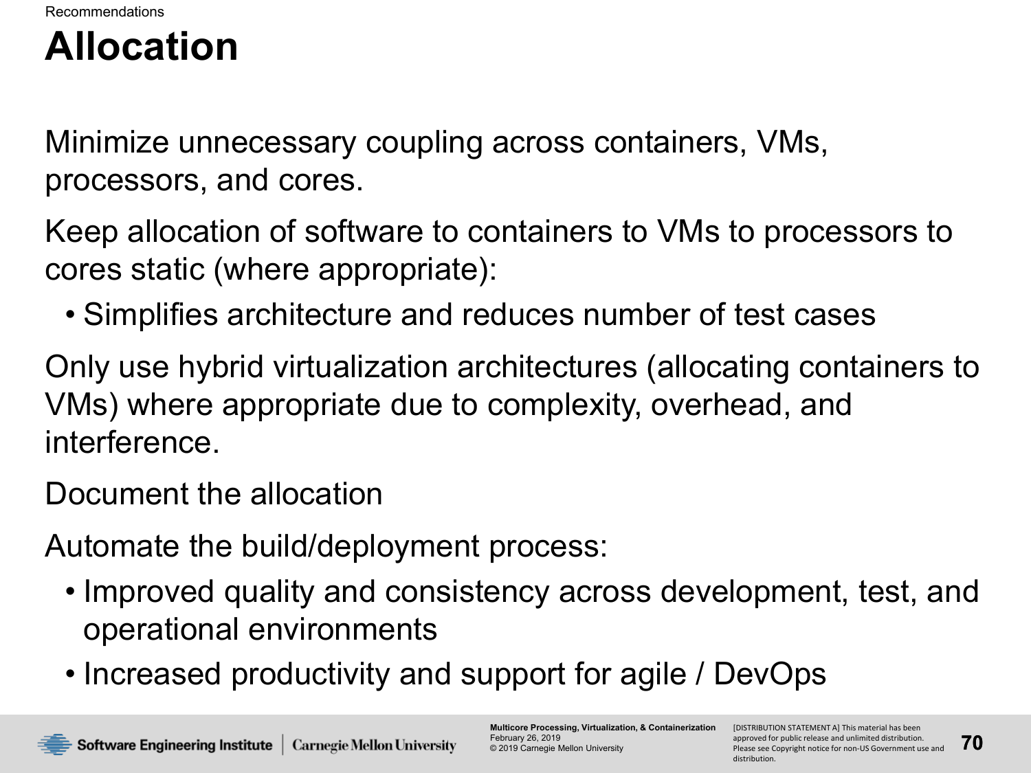Recommendations

# Allocation

Minimize unnecessary coupling across containers, VMs, processors, and cores.

Keep allocation of software to containers to VMs to processors to cores static (where appropriate):

- Simplifies architecture and reduces number of test cases

Only use hybrid virtualization architectures (allocating containers to VMs) where appropriate due to complexity, overhead, and interference.

Document the allocation

Automate the build/deployment process:

- Improved quality and consistency across development, test, and operational environments
- Increased productivity and support for agile / DevOps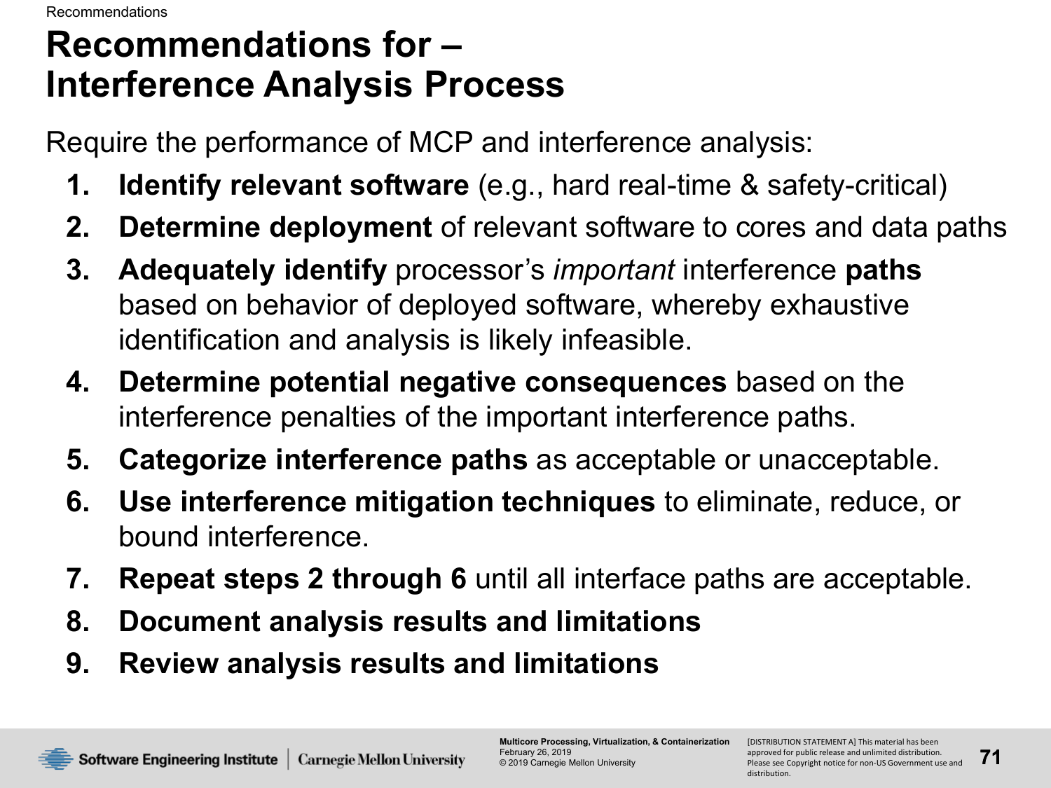# Recommendations for – Interference Analysis Process

Require the performance of MCP and interference analysis:

1. **Identify relevant software** (e.g., hard real-time & safety-critical)
2. **Determine deployment** of relevant software to cores and data paths
3. **Adequately identify** processor's *important* interference **paths** based on behavior of deployed software, whereby exhaustive identification and analysis is likely infeasible.
4. **Determine potential negative consequences** based on the interference penalties of the important interference paths.
5. **Categorize interference paths** as acceptable or unacceptable.
6. **Use interference mitigation techniques** to eliminate, reduce, or bound interference.
7. **Repeat steps 2 through 6** until all interface paths are acceptable.
8. **Document analysis results and limitations**
9. **Review analysis results and limitations**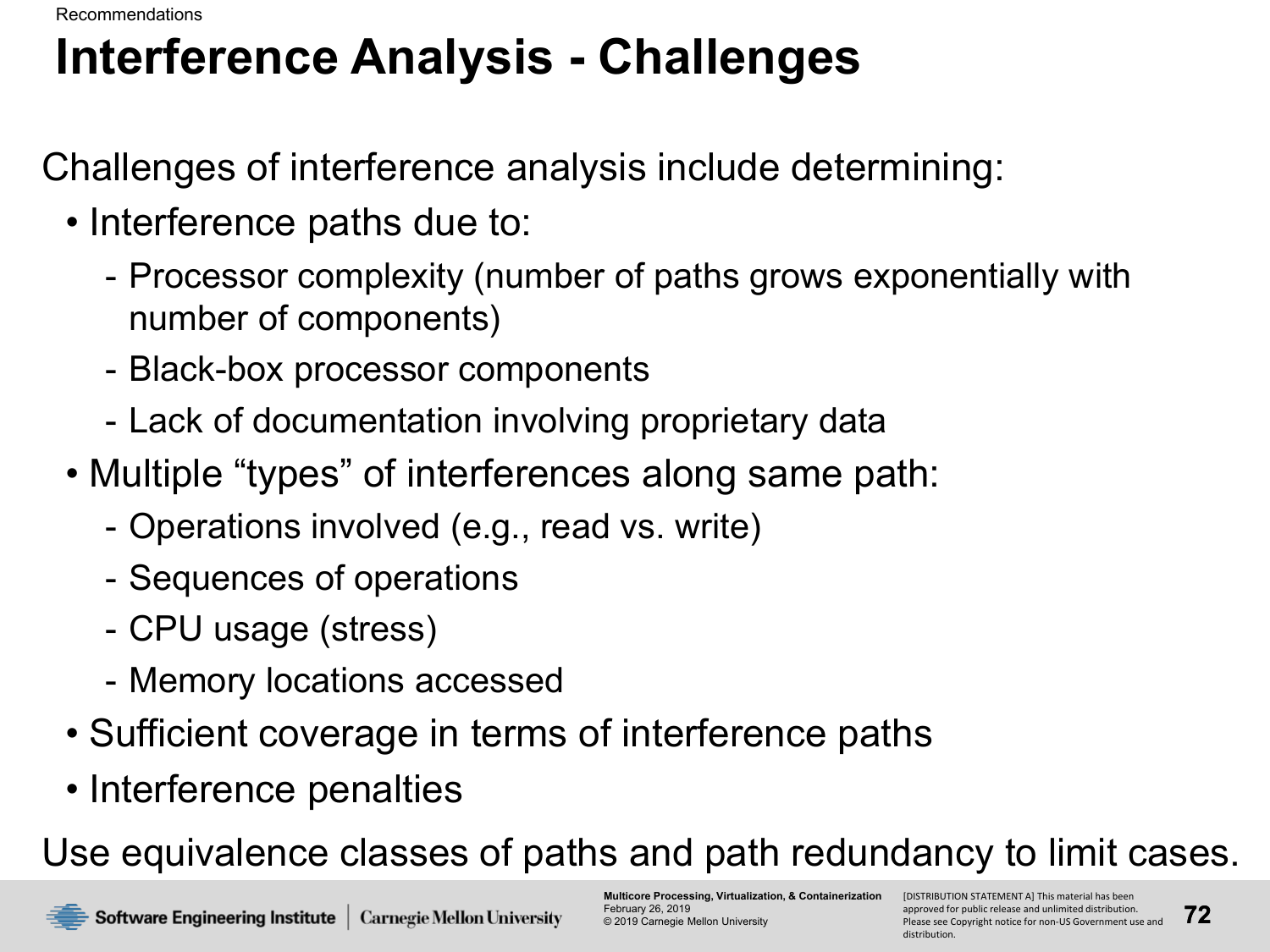Recommendations

# Interference Analysis - Challenges

Challenges of interference analysis include determining:

- Interference paths due to:
  - Processor complexity (number of paths grows exponentially with number of components)
  - Black-box processor components
  - Lack of documentation involving proprietary data
- Multiple "types" of interferences along same path:
  - Operations involved (e.g., read vs. write)
  - Sequences of operations
  - CPU usage (stress)
  - Memory locations accessed
- Sufficient coverage in terms of interference paths
- Interference penalties

Use equivalence classes of paths and path redundancy to limit cases.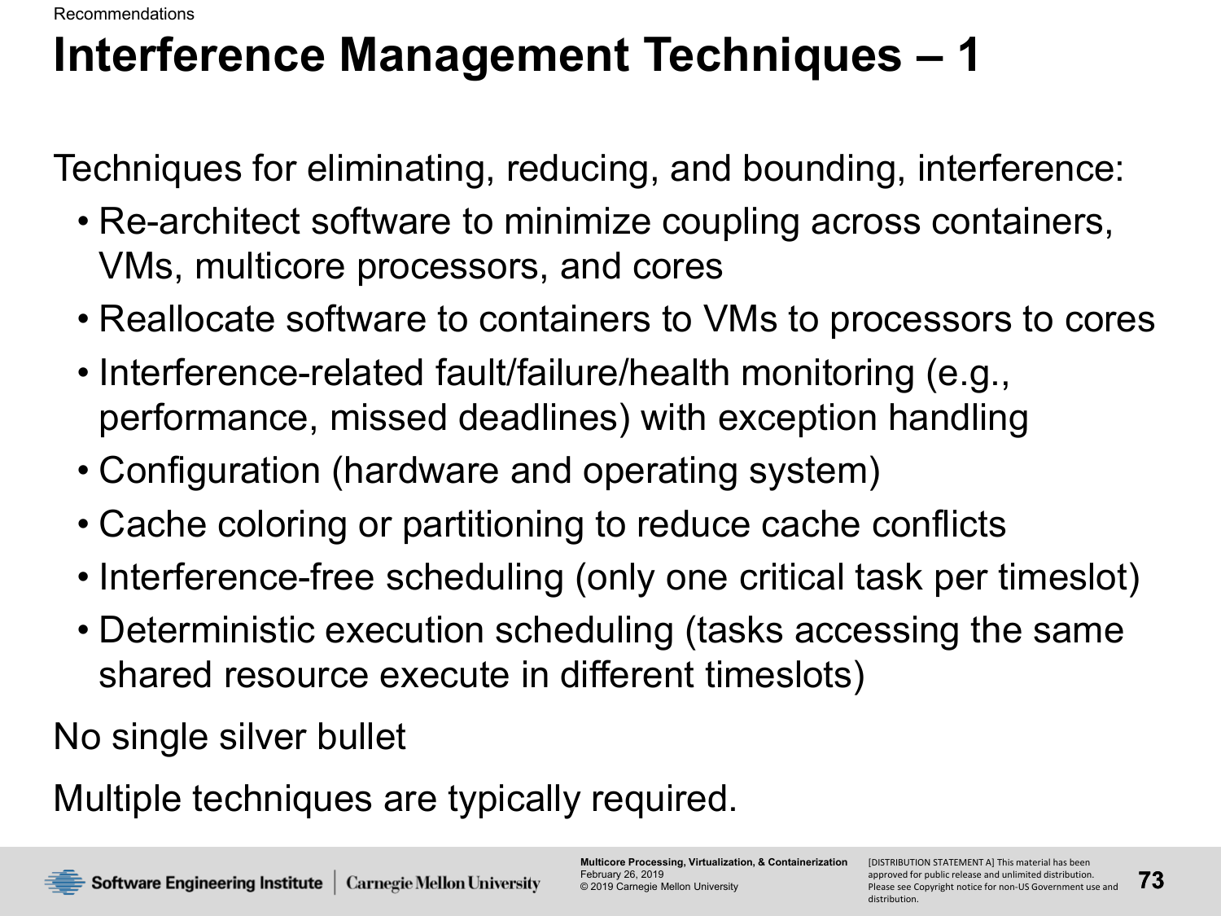# Interference Management Techniques – 1

Techniques for eliminating, reducing, and bounding, interference:

- Re-architect software to minimize coupling across containers, VMs, multicore processors, and cores
- Reallocate software to containers to VMs to processors to cores
- Interference-related fault/failure/health monitoring (e.g., performance, missed deadlines) with exception handling
- Configuration (hardware and operating system)
- Cache coloring or partitioning to reduce cache conflicts
- Interference-free scheduling (only one critical task per timeslot)
- Deterministic execution scheduling (tasks accessing the same shared resource execute in different timeslots)

No single silver bullet

Multiple techniques are typically required.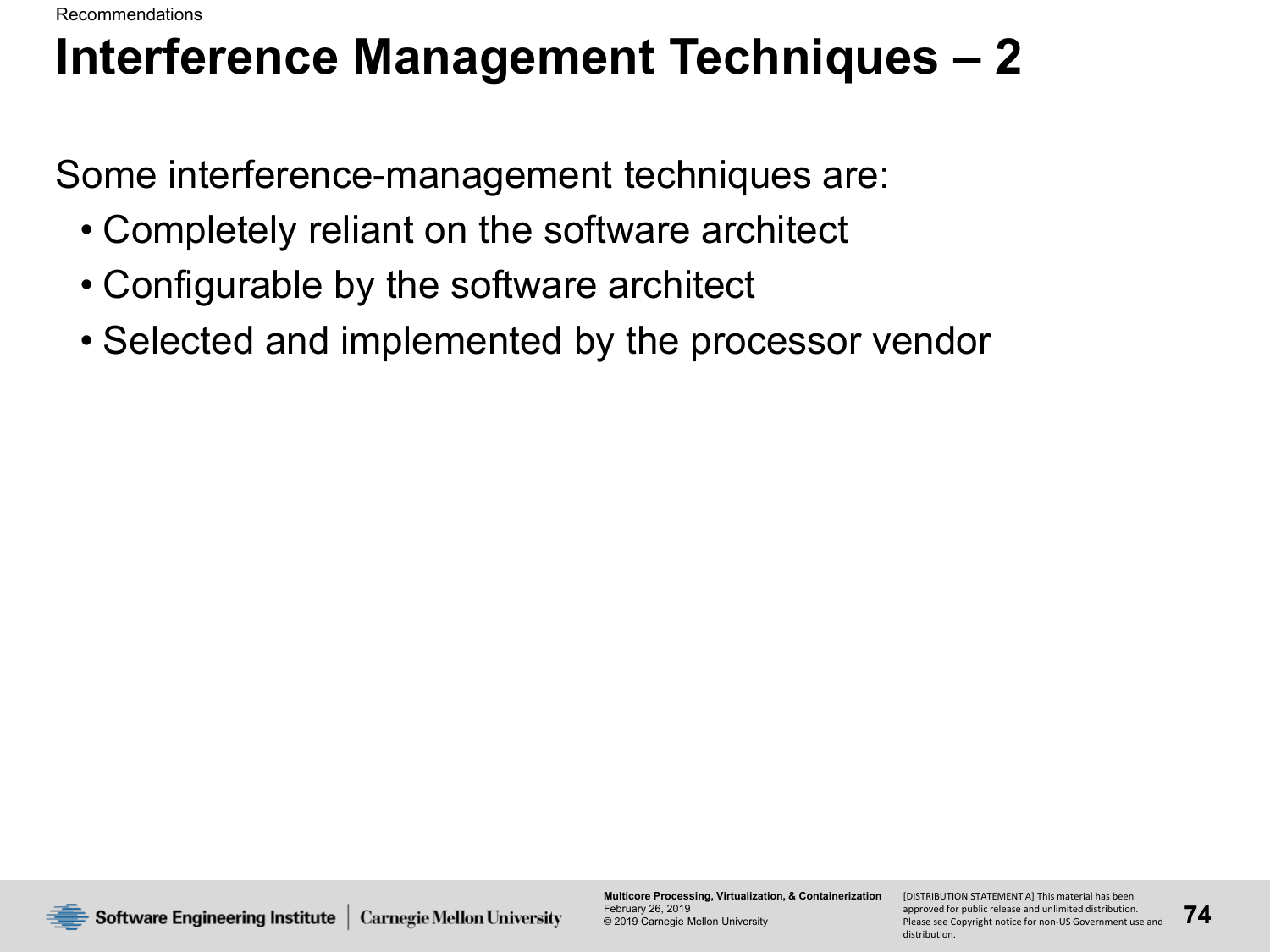# Interference Management Techniques – 2

Some interference-management techniques are:

- Completely reliant on the software architect
- Configurable by the software architect
- Selected and implemented by the processor vendor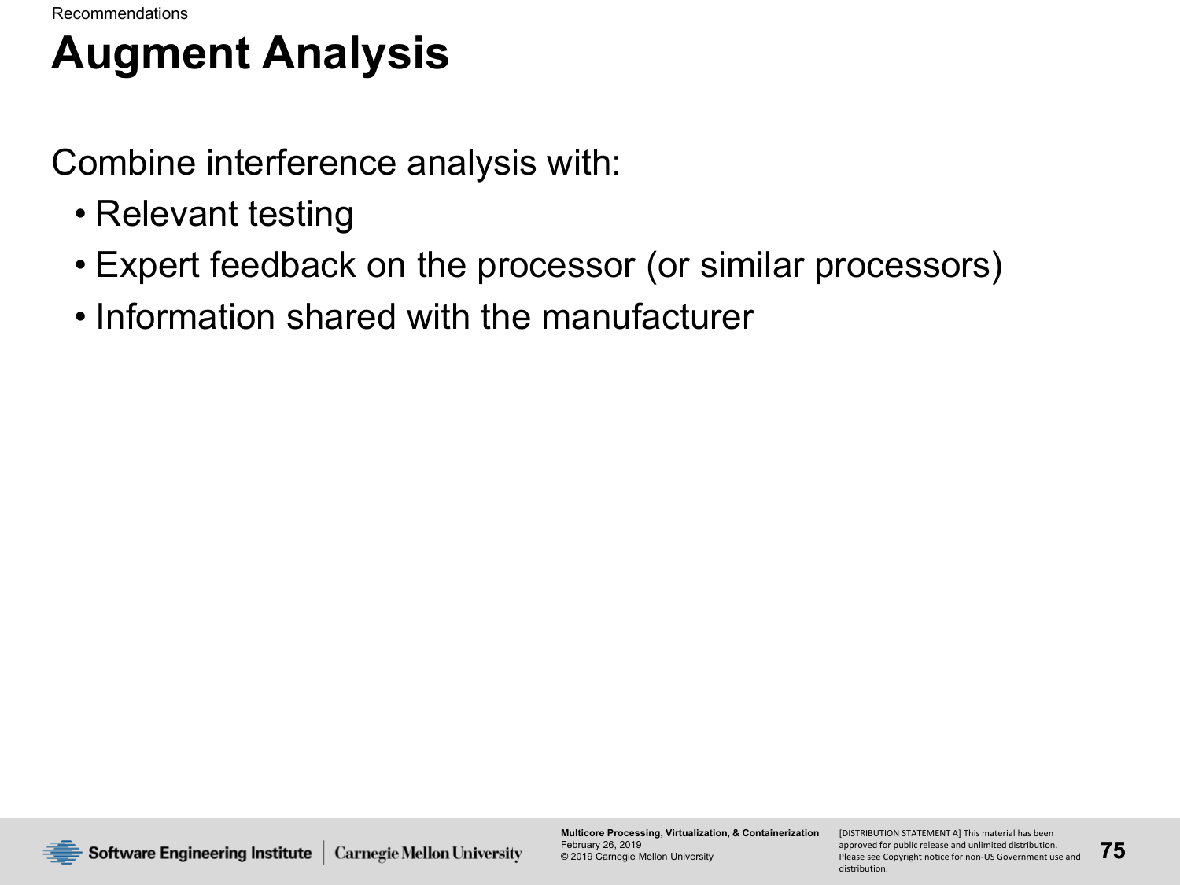Recommendations

# Augment Analysis

Combine interference analysis with:

- Relevant testing
- Expert feedback on the processor (or similar processors)
- Information shared with the manufacturer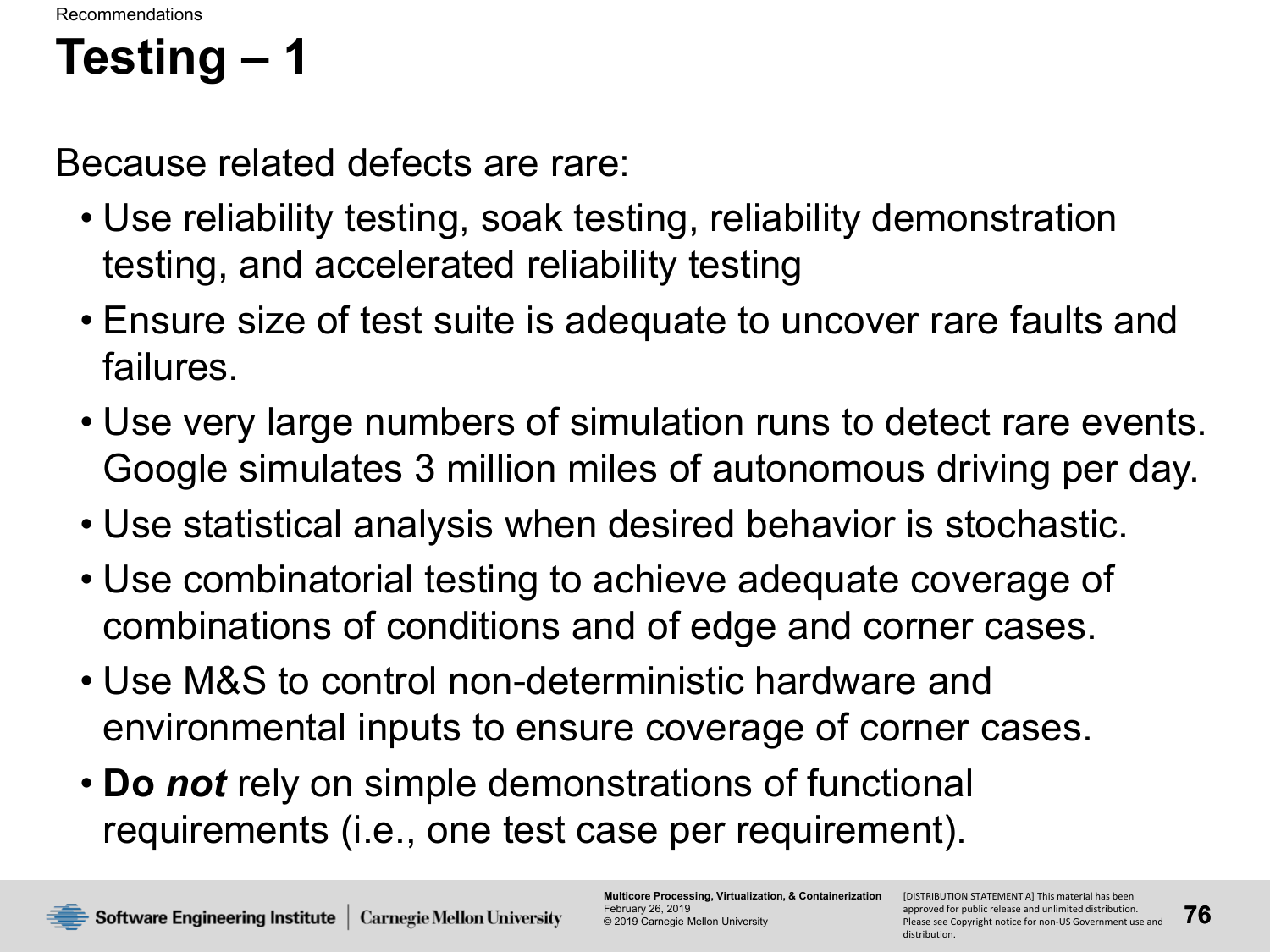Recommendations

# Testing – 1

Because related defects are rare:

- Use reliability testing, soak testing, reliability demonstration testing, and accelerated reliability testing
- Ensure size of test suite is adequate to uncover rare faults and failures.
- Use very large numbers of simulation runs to detect rare events. Google simulates 3 million miles of autonomous driving per day.
- Use statistical analysis when desired behavior is stochastic.
- Use combinatorial testing to achieve adequate coverage of combinations of conditions and of edge and corner cases.
- Use M&S to control non-deterministic hardware and environmental inputs to ensure coverage of corner cases.
- **Do *not*** rely on simple demonstrations of functional requirements (i.e., one test case per requirement).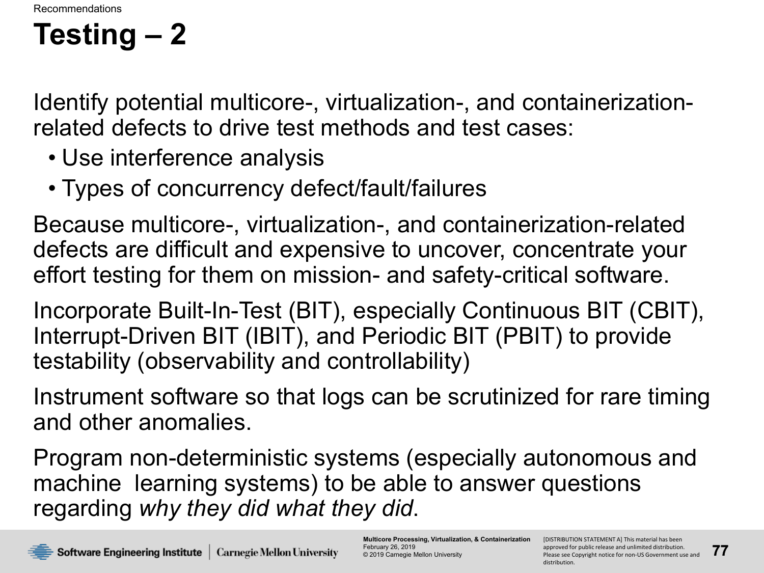Recommendations

# Testing – 2

Identify potential multicore-, virtualization-, and containerization-related defects to drive test methods and test cases:

- Use interference analysis
- Types of concurrency defect/fault/failures

Because multicore-, virtualization-, and containerization-related defects are difficult and expensive to uncover, concentrate your effort testing for them on mission- and safety-critical software.

Incorporate Built-In-Test (BIT), especially Continuous BIT (CBIT), Interrupt-Driven BIT (IBIT), and Periodic BIT (PBIT) to provide testability (observability and controllability)

Instrument software so that logs can be scrutinized for rare timing and other anomalies.

Program non-deterministic systems (especially autonomous and machine learning systems) to be able to answer questions regarding *why they did what they did*.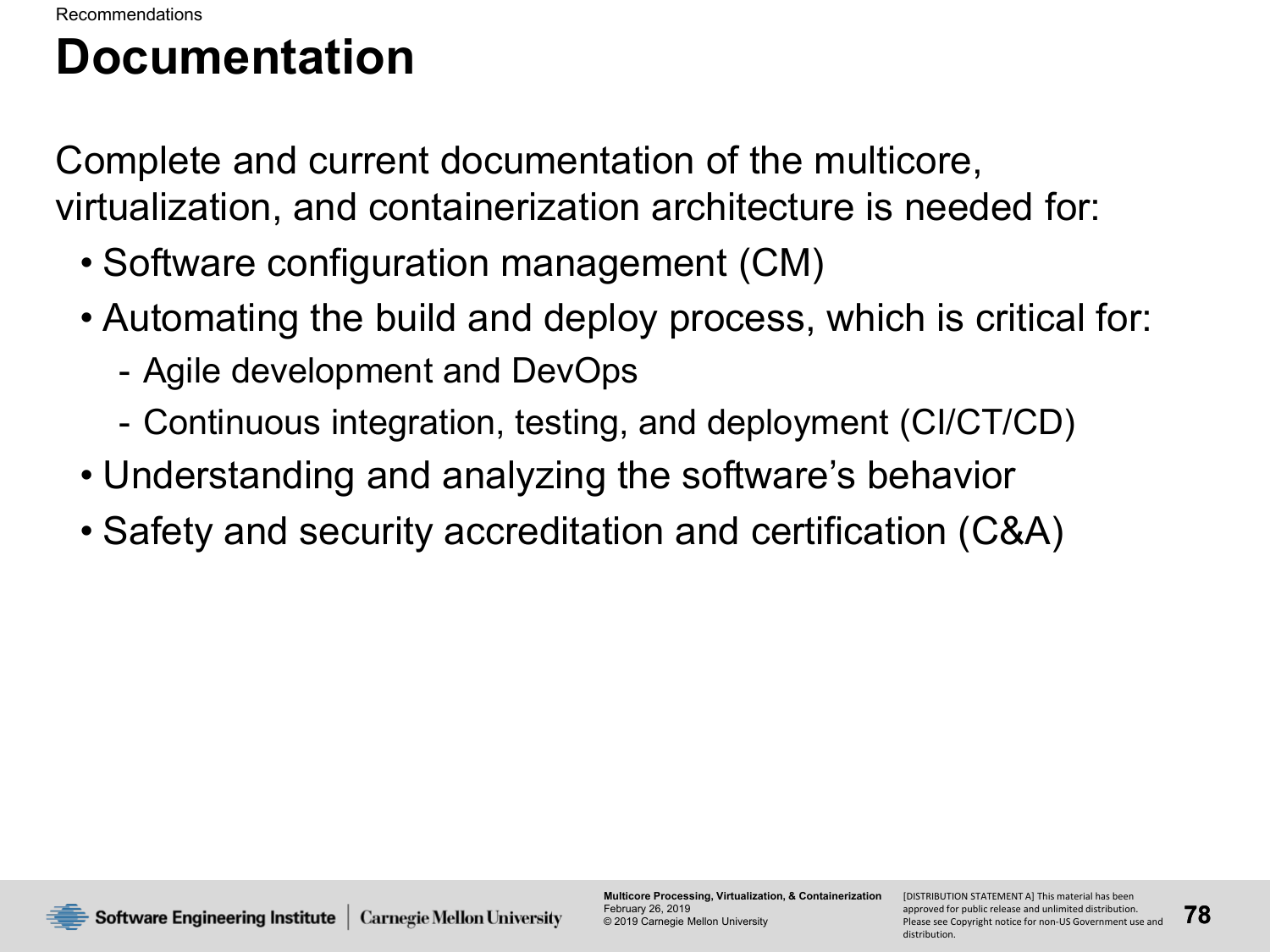Recommendations

# Documentation

Complete and current documentation of the multicore, virtualization, and containerization architecture is needed for:

- Software configuration management (CM)
- Automating the build and deploy process, which is critical for:
  - Agile development and DevOps
  - Continuous integration, testing, and deployment (CI/CT/CD)
- Understanding and analyzing the software's behavior
- Safety and security accreditation and certification (C&A)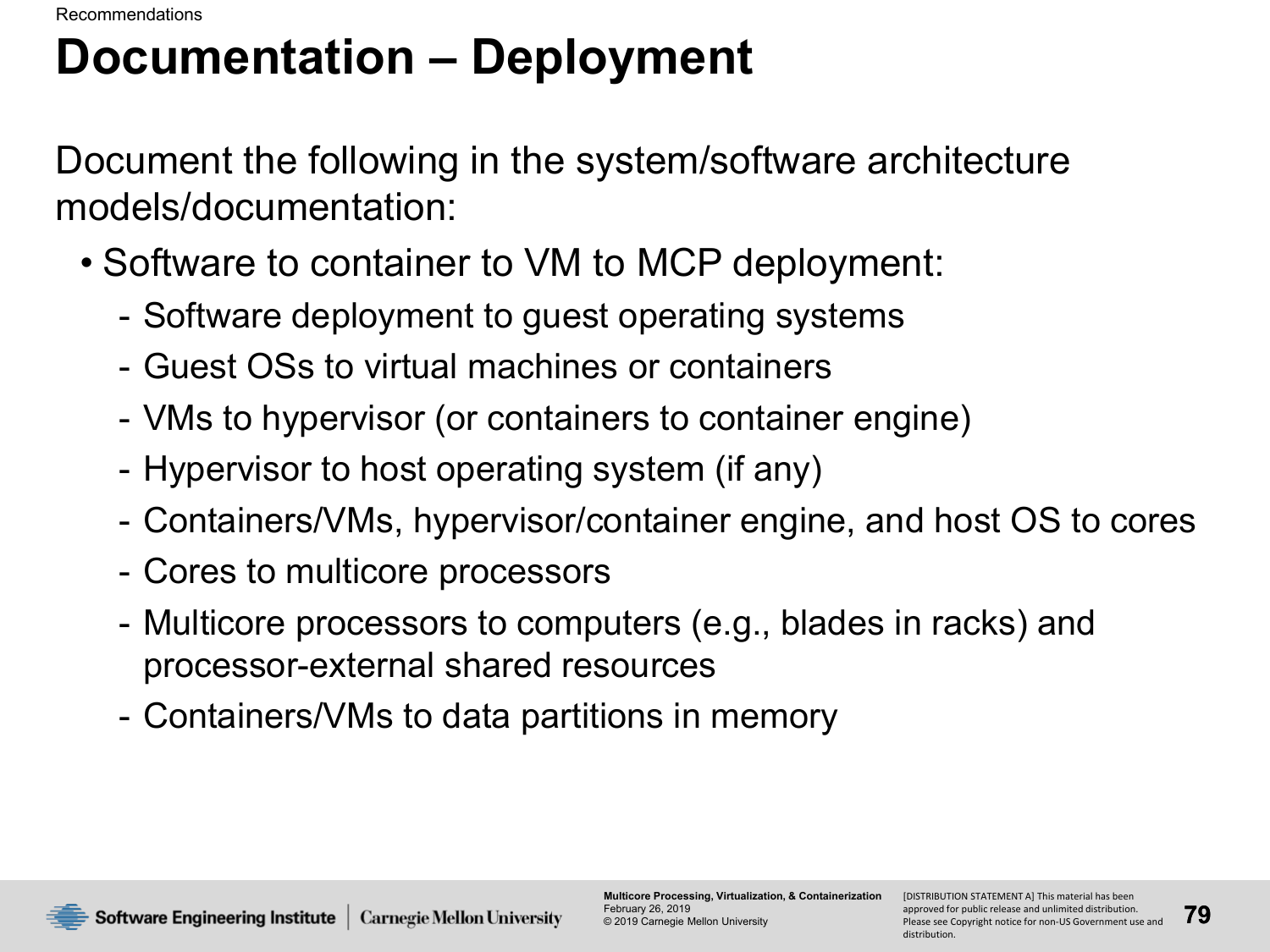Recommendations

# Documentation – Deployment

Document the following in the system/software architecture models/documentation:

- Software to container to VM to MCP deployment:
  - Software deployment to guest operating systems
  - Guest OSs to virtual machines or containers
  - VMs to hypervisor (or containers to container engine)
  - Hypervisor to host operating system (if any)
  - Containers/VMs, hypervisor/container engine, and host OS to cores
  - Cores to multicore processors
  - Multicore processors to computers (e.g., blades in racks) and processor-external shared resources
  - Containers/VMs to data partitions in memory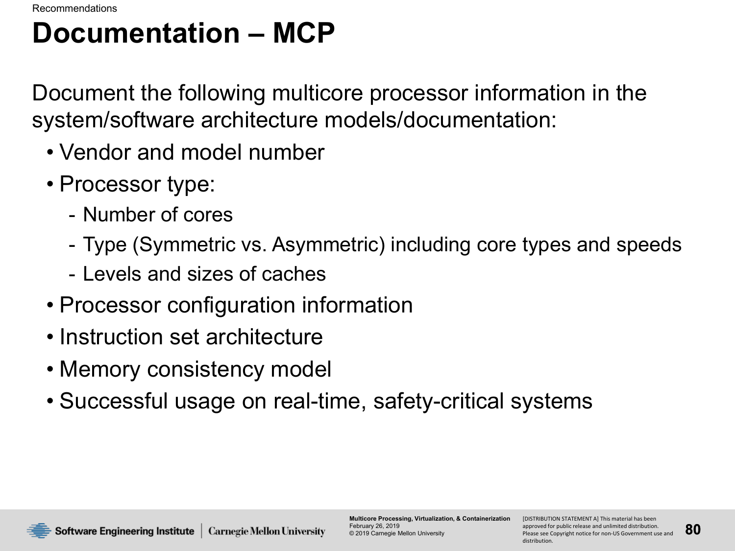Recommendations

# Documentation – MCP

Document the following multicore processor information in the system/software architecture models/documentation:

- Vendor and model number
- Processor type:
  - Number of cores
  - Type (Symmetric vs. Asymmetric) including core types and speeds
  - Levels and sizes of caches
- Processor configuration information
- Instruction set architecture
- Memory consistency model
- Successful usage on real-time, safety-critical systems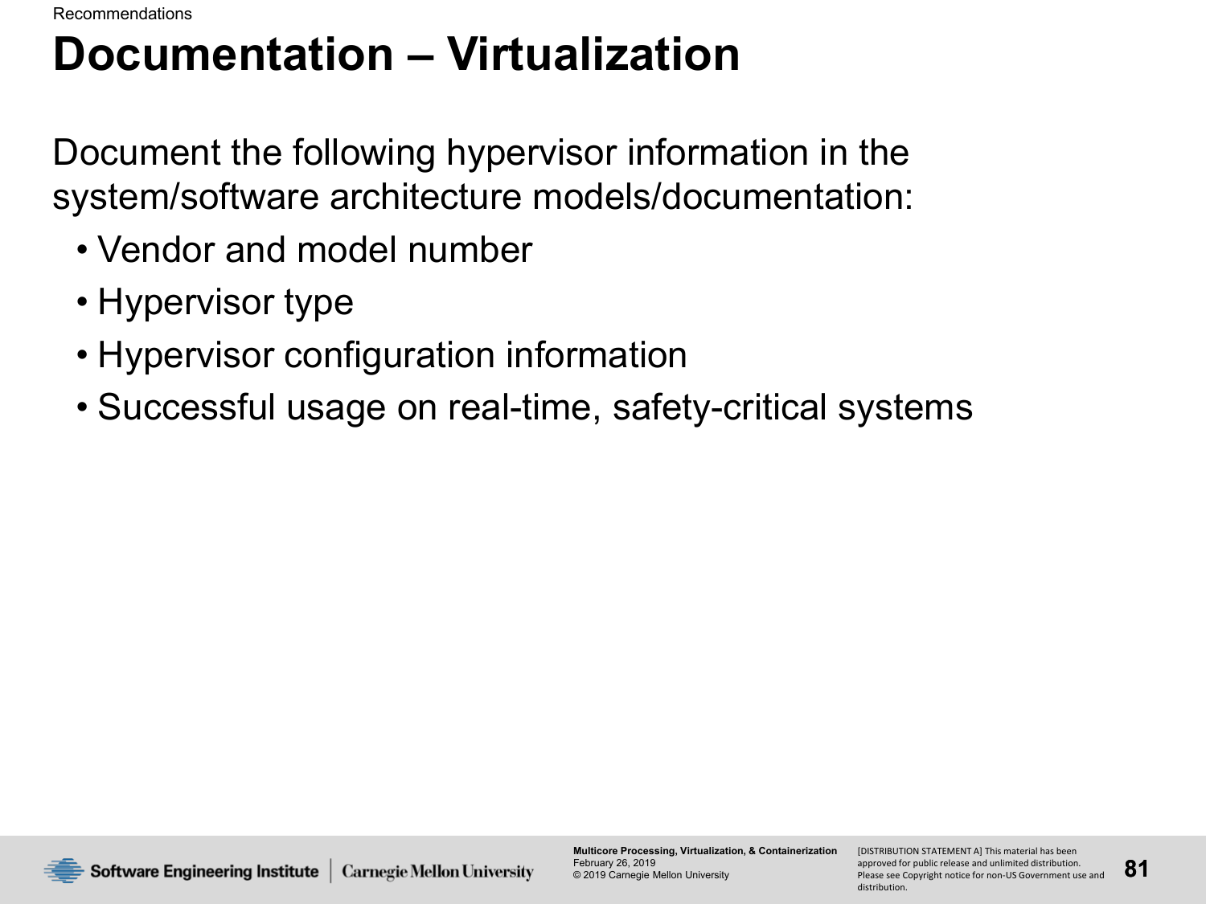Recommendations

# Documentation – Virtualization

Document the following hypervisor information in the system/software architecture models/documentation:

- Vendor and model number
- Hypervisor type
- Hypervisor configuration information
- Successful usage on real-time, safety-critical systems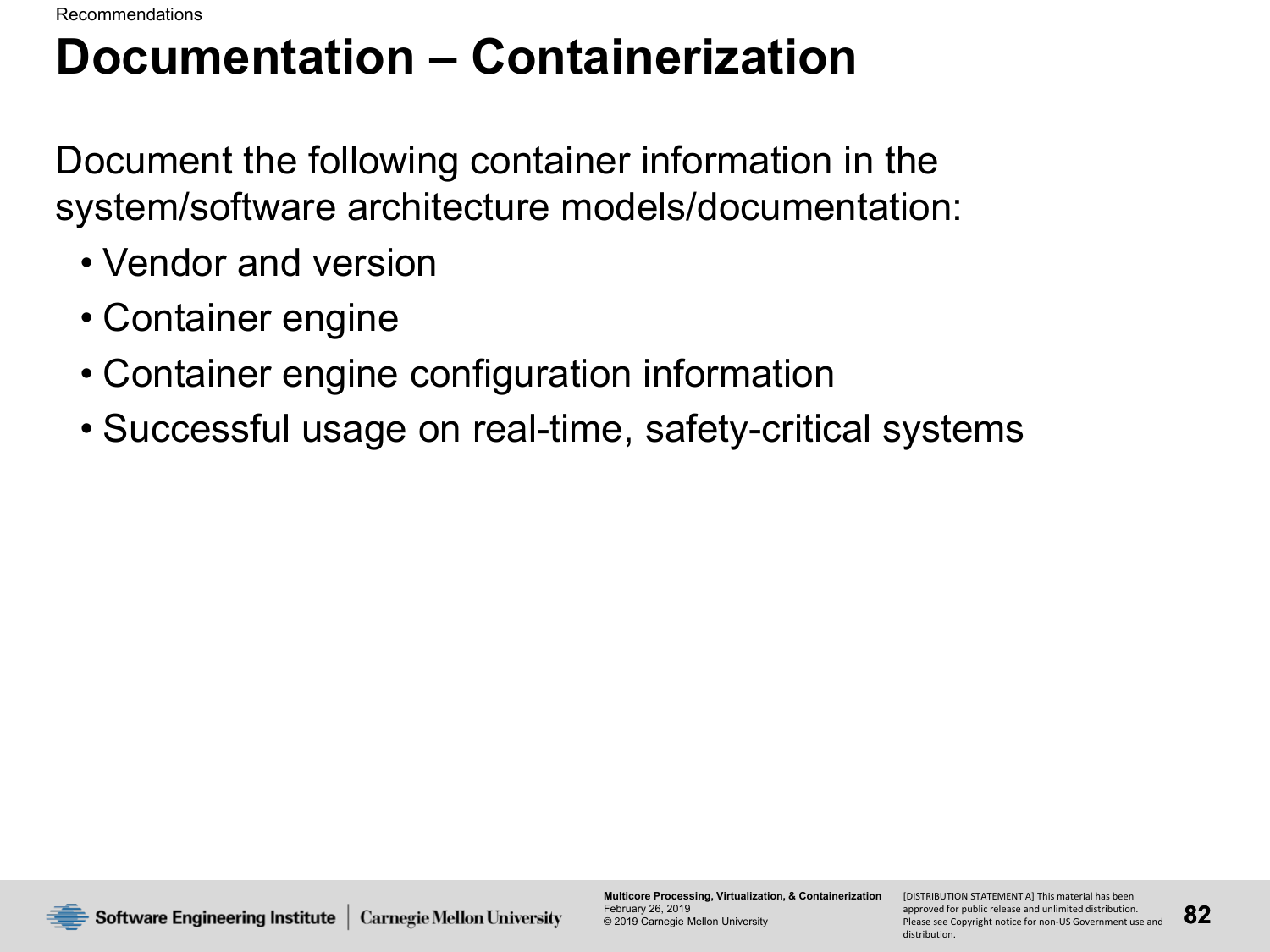Recommendations

# Documentation – Containerization

Document the following container information in the system/software architecture models/documentation:

- Vendor and version
- Container engine
- Container engine configuration information
- Successful usage on real-time, safety-critical systems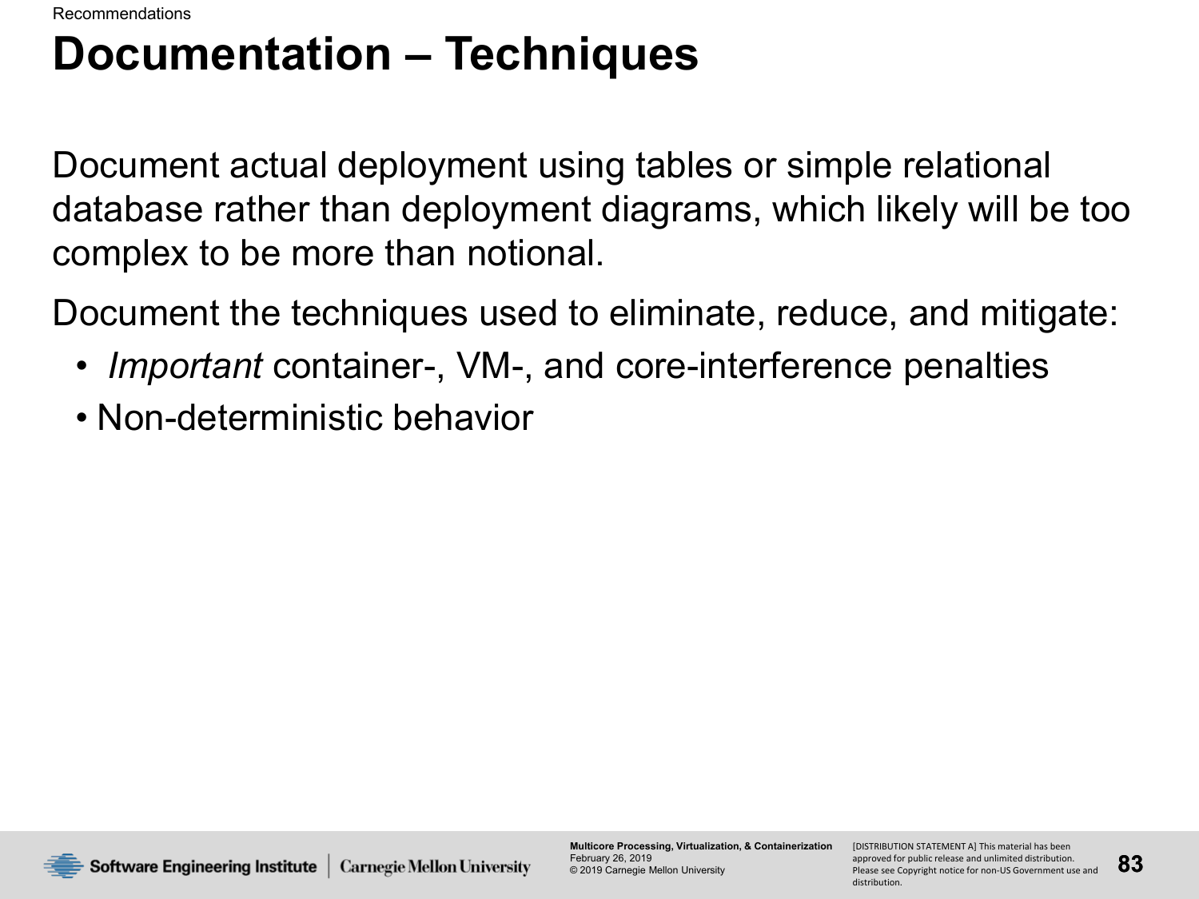Recommendations

# Documentation – Techniques

Document actual deployment using tables or simple relational database rather than deployment diagrams, which likely will be too complex to be more than notional.

Document the techniques used to eliminate, reduce, and mitigate:

- *Important* container-, VM-, and core-interference penalties
- Non-deterministic behavior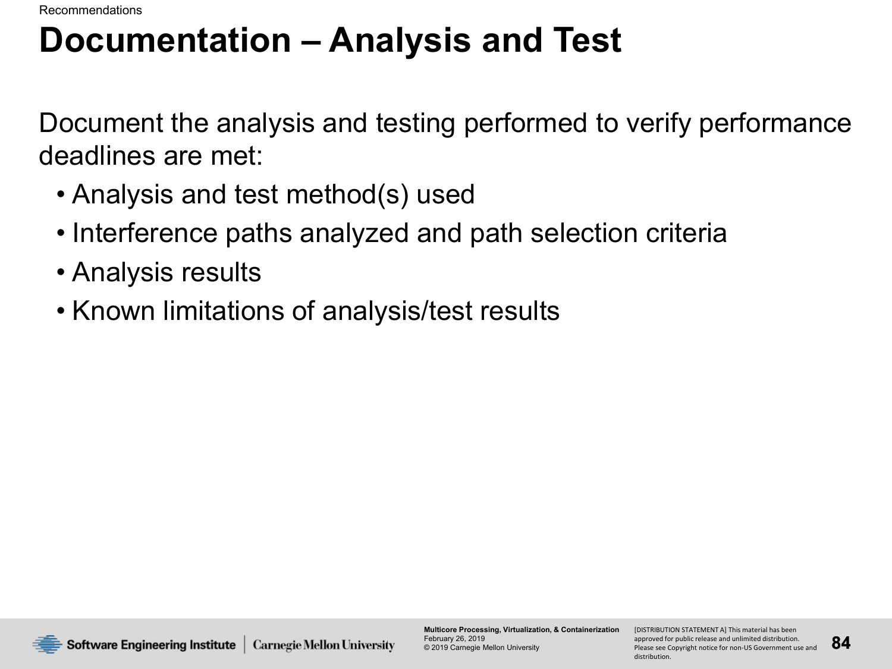Recommendations

# Documentation – Analysis and Test

Document the analysis and testing performed to verify performance deadlines are met:

- Analysis and test method(s) used
- Interference paths analyzed and path selection criteria
- Analysis results
- Known limitations of analysis/test results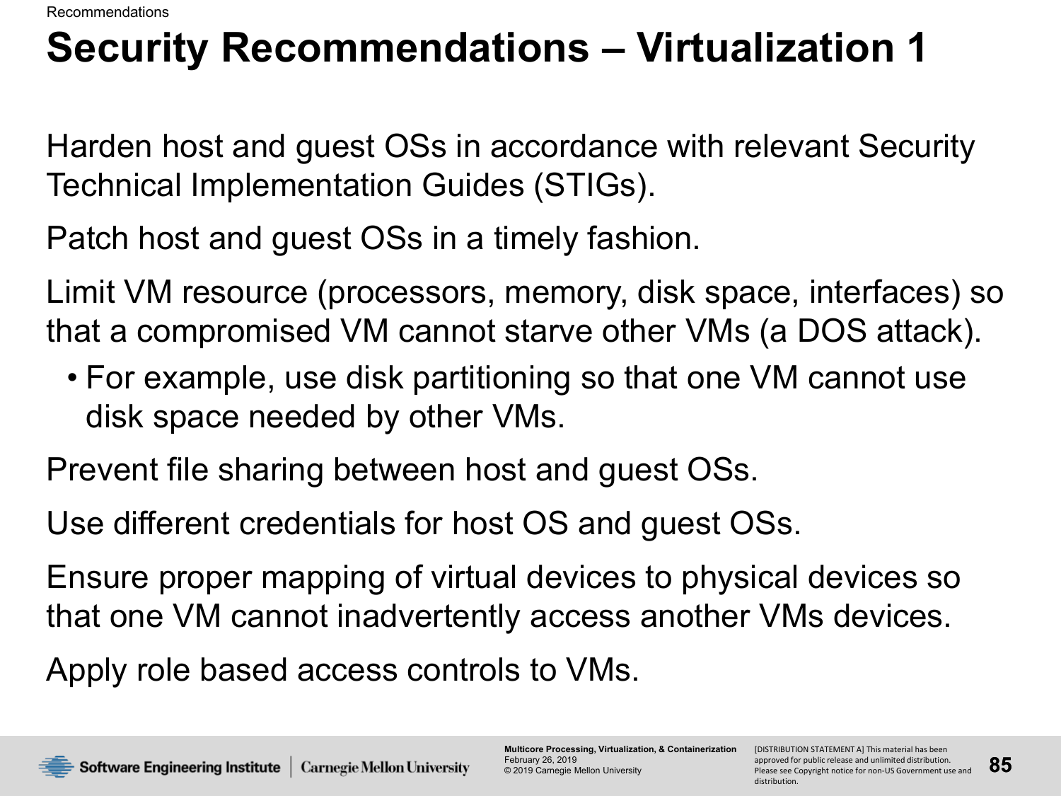# Security Recommendations – Virtualization 1

Harden host and guest OSs in accordance with relevant Security Technical Implementation Guides (STIGs).

Patch host and guest OSs in a timely fashion.

Limit VM resource (processors, memory, disk space, interfaces) so that a compromised VM cannot starve other VMs (a DOS attack).

- For example, use disk partitioning so that one VM cannot use disk space needed by other VMs.

Prevent file sharing between host and guest OSs.

Use different credentials for host OS and guest OSs.

Ensure proper mapping of virtual devices to physical devices so that one VM cannot inadvertently access another VMs devices.

Apply role based access controls to VMs.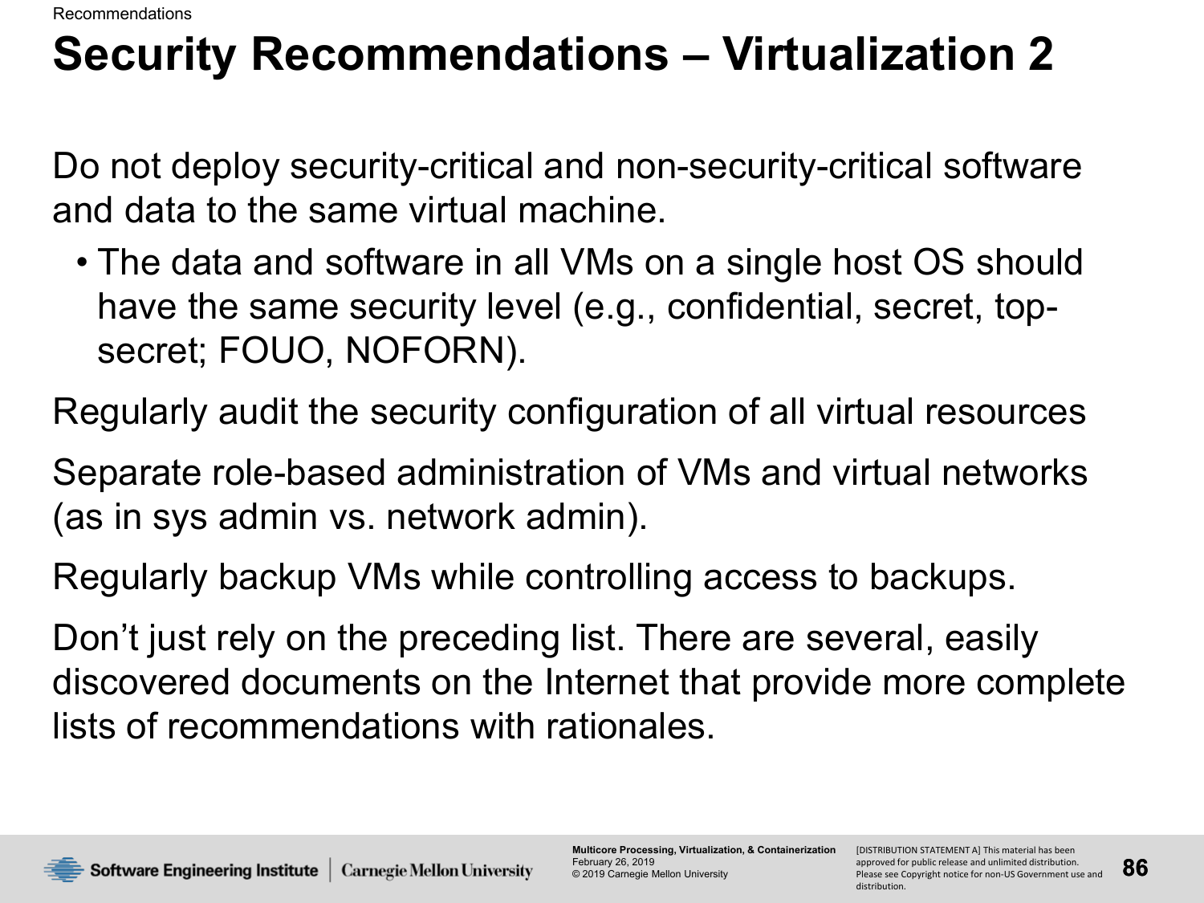# Security Recommendations – Virtualization 2

Do not deploy security-critical and non-security-critical software and data to the same virtual machine.

- The data and software in all VMs on a single host OS should have the same security level (e.g., confidential, secret, top-secret; FOUO, NOFORN).

Regularly audit the security configuration of all virtual resources

Separate role-based administration of VMs and virtual networks (as in sys admin vs. network admin).

Regularly backup VMs while controlling access to backups.

Don't just rely on the preceding list. There are several, easily discovered documents on the Internet that provide more complete lists of recommendations with rationales.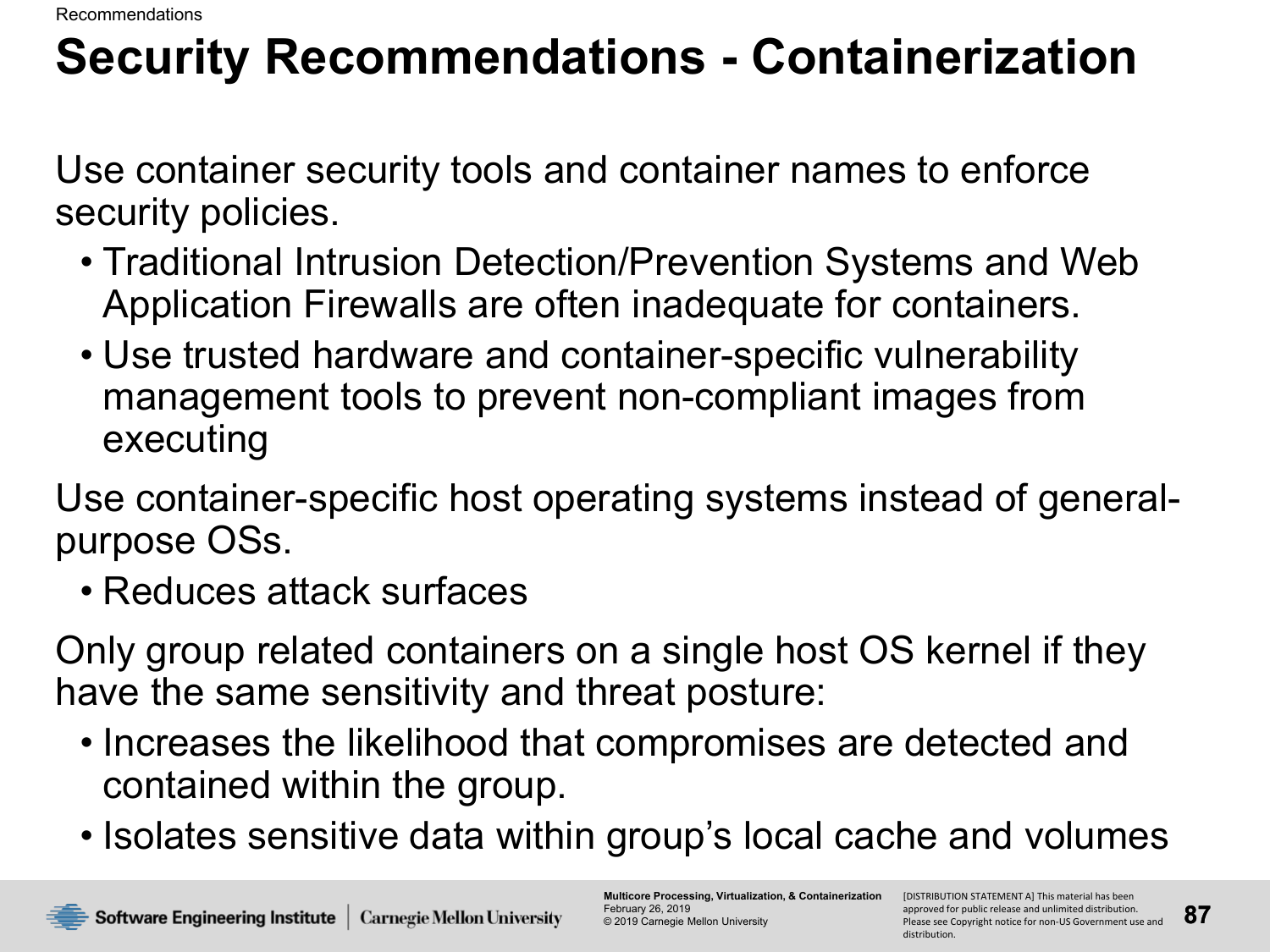# Security Recommendations - Containerization

Use container security tools and container names to enforce security policies.

- Traditional Intrusion Detection/Prevention Systems and Web Application Firewalls are often inadequate for containers.
- Use trusted hardware and container-specific vulnerability management tools to prevent non-compliant images from executing

Use container-specific host operating systems instead of general-purpose OSs.

- Reduces attack surfaces

Only group related containers on a single host OS kernel if they have the same sensitivity and threat posture:

- Increases the likelihood that compromises are detected and contained within the group.
- Isolates sensitive data within group's local cache and volumes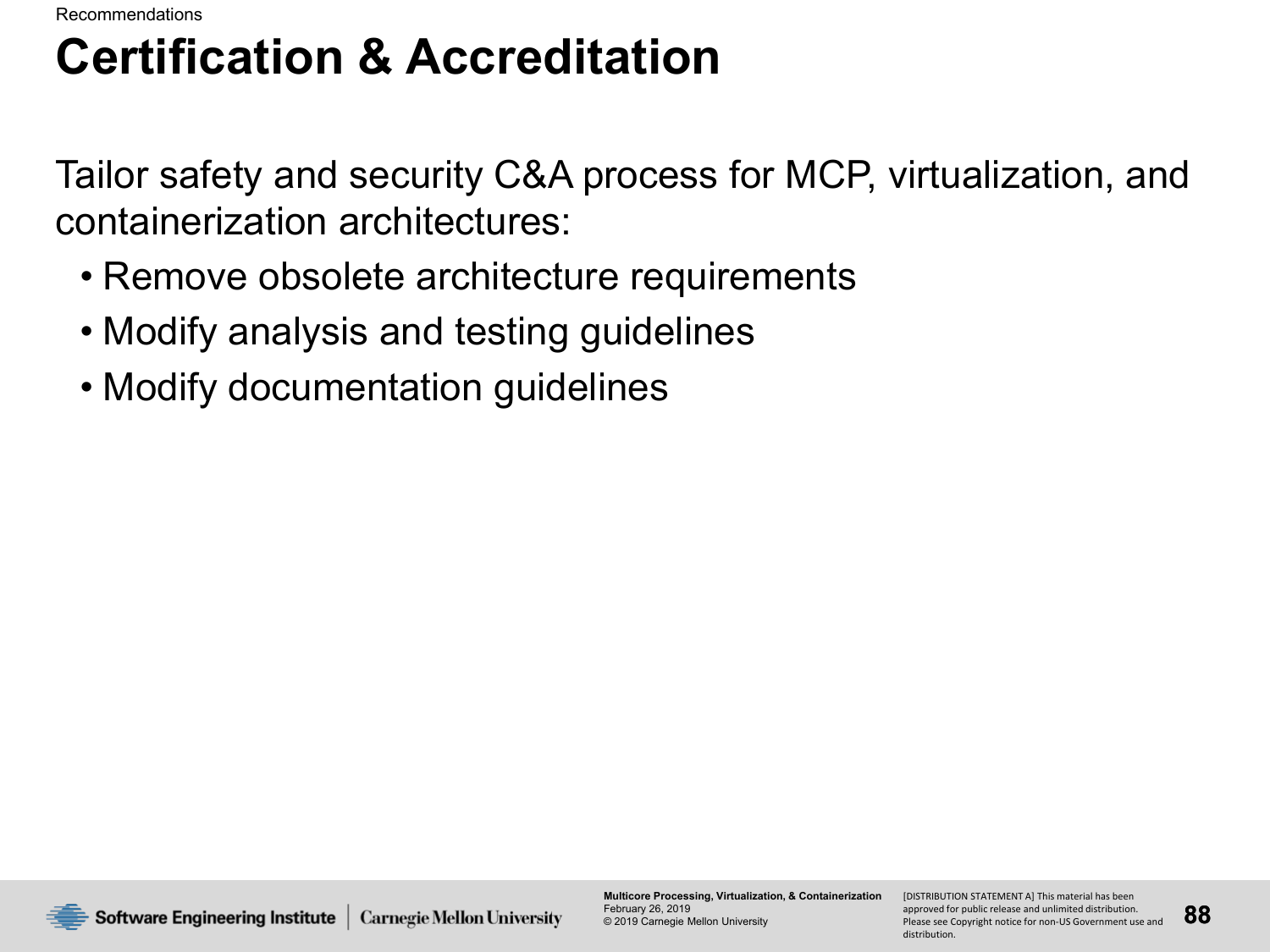Recommendations

# Certification & Accreditation

Tailor safety and security C&A process for MCP, virtualization, and containerization architectures:

- Remove obsolete architecture requirements
- Modify analysis and testing guidelines
- Modify documentation guidelines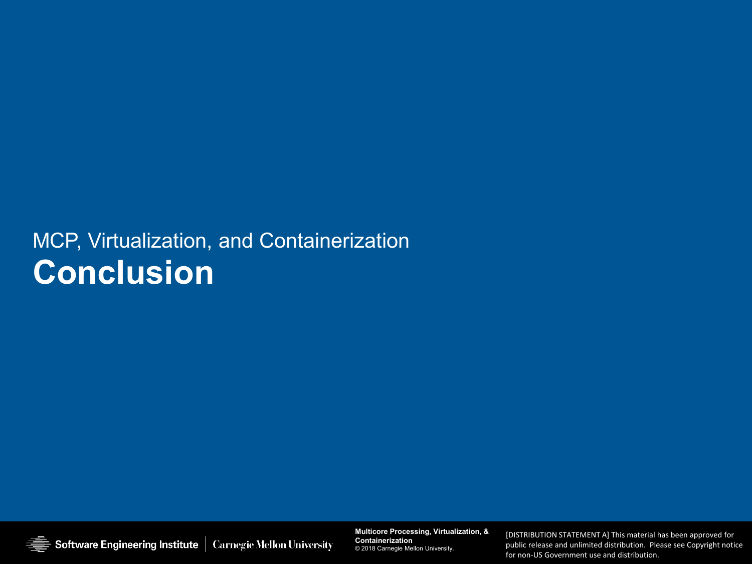MCP, Virtualization, and Containerization

# Conclusion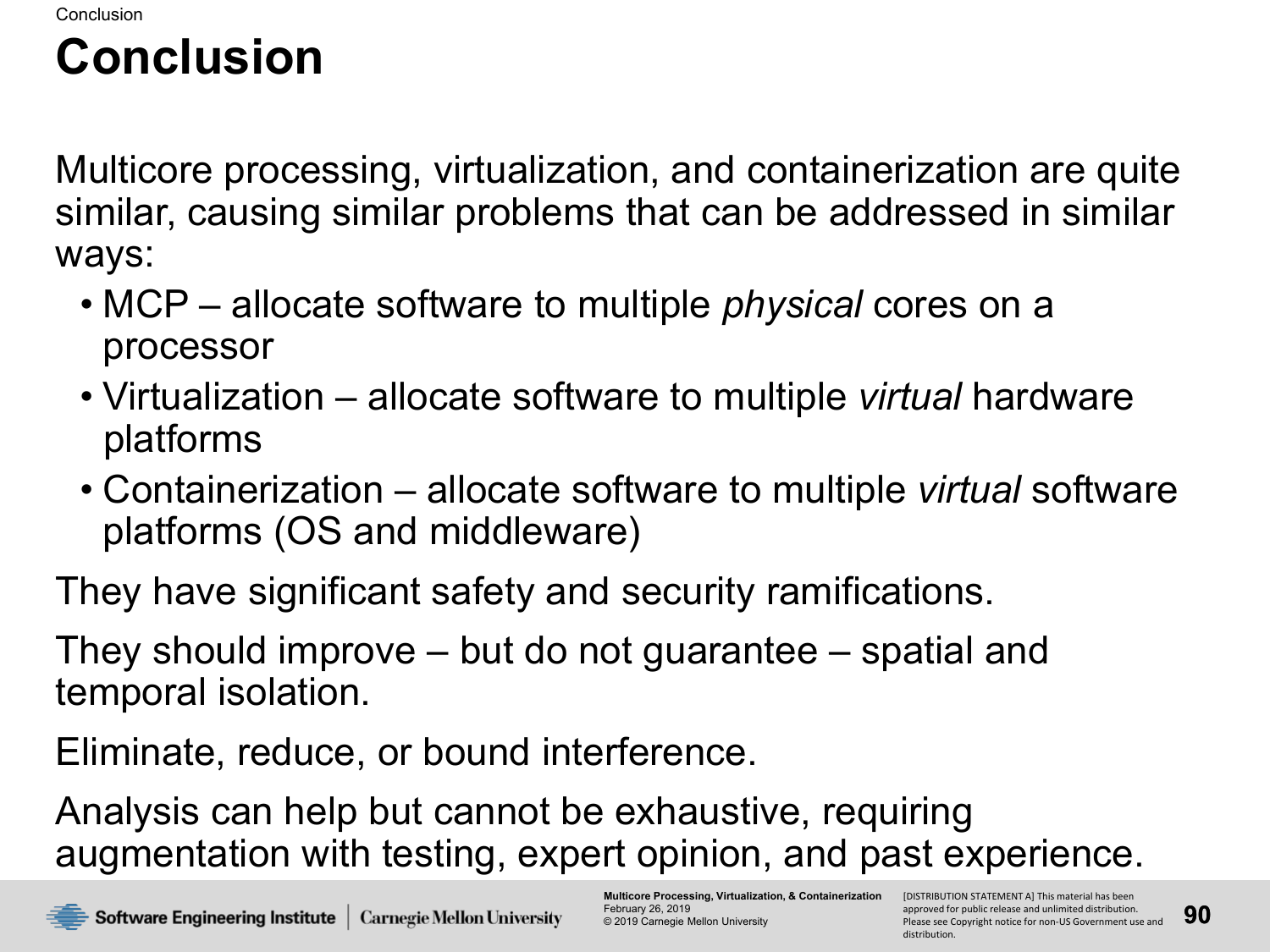# Conclusion

Multicore processing, virtualization, and containerization are quite similar, causing similar problems that can be addressed in similar ways:

- MCP – allocate software to multiple *physical* cores on a processor
- Virtualization – allocate software to multiple *virtual* hardware platforms
- Containerization – allocate software to multiple *virtual* software platforms (OS and middleware)

They have significant safety and security ramifications.

They should improve – but do not guarantee – spatial and temporal isolation.

Eliminate, reduce, or bound interference.

Analysis can help but cannot be exhaustive, requiring augmentation with testing, expert opinion, and past experience.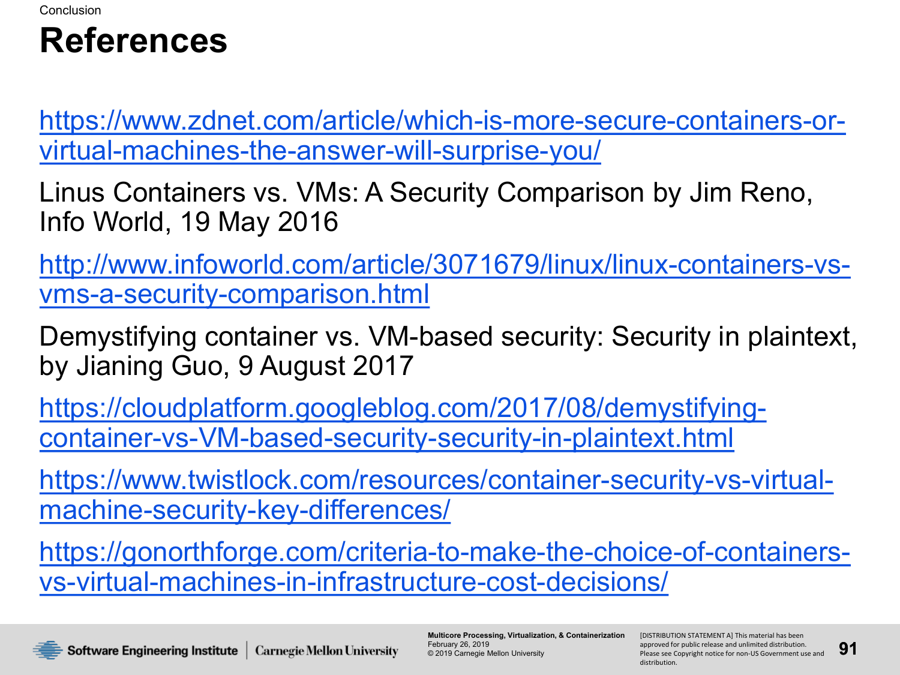# References

https://www.zdnet.com/article/which-is-more-secure-containers-or-virtual-machines-the-answer-will-surprise-you/

Linus Containers vs. VMs: A Security Comparison by Jim Reno, Info World, 19 May 2016

http://www.infoworld.com/article/3071679/linux/linux-containers-vs-vms-a-security-comparison.html

Demystifying container vs. VM-based security: Security in plaintext, by Jianing Guo, 9 August 2017

https://cloudplatform.googleblog.com/2017/08/demystifying-container-vs-VM-based-security-security-in-plaintext.html

https://www.twistlock.com/resources/container-security-vs-virtual-machine-security-key-differences/

https://gonorthforge.com/criteria-to-make-the-choice-of-containers-vs-virtual-machines-in-infrastructure-cost-decisions/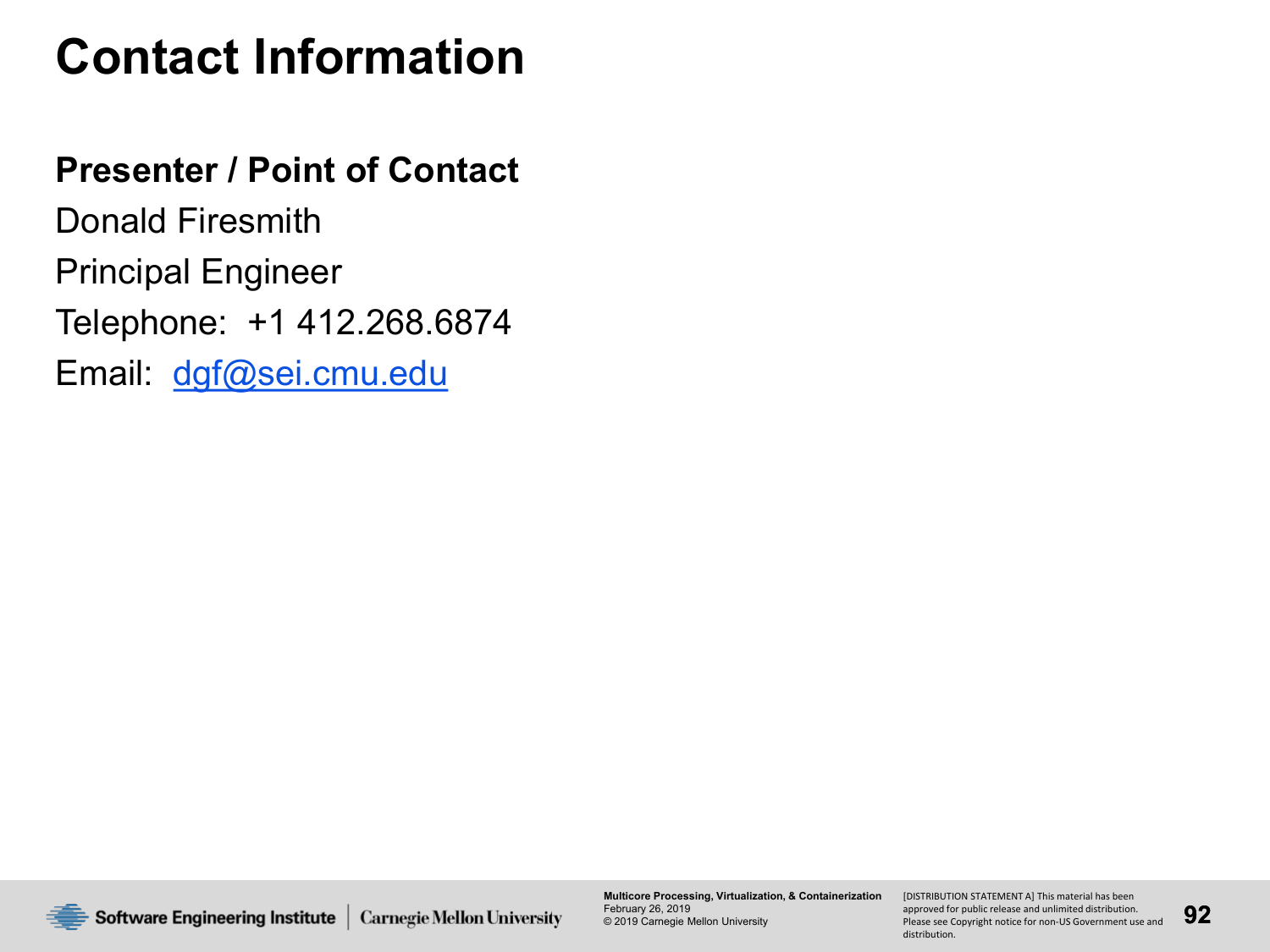# Contact Information

**Presenter / Point of Contact**

Donald Firesmith

Principal Engineer

Telephone: +1 412.268.6874

Email: dgf@sei.cmu.edu